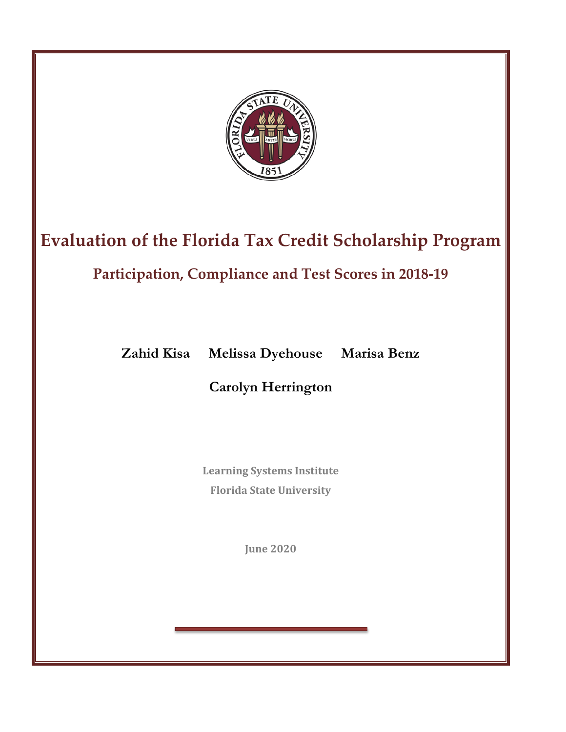# Evaluation of the Florida Tax Credit Scholarship Program

## Participation, Compliance and Test Scores in 2018-19

**Zahid Kisa** **Melissa Dyehouse** **Marisa Benz**

**Carolyn Herrington**

**Learning Systems Institute**

**Florida State University**

**June 2020**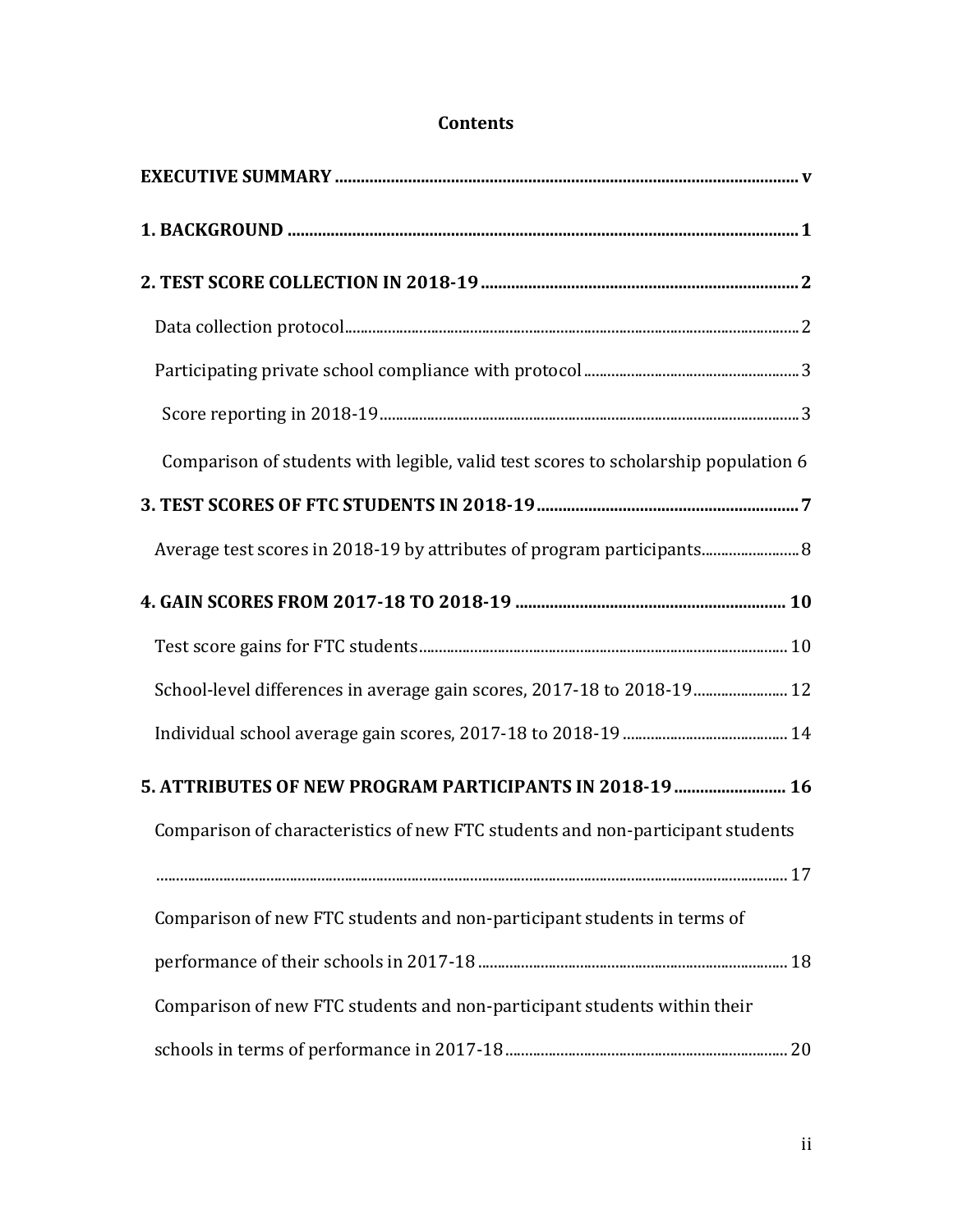# Contents

**EXECUTIVE SUMMARY** .......... v

**1. BACKGROUND** .......... 1

**2. TEST SCORE COLLECTION IN 2018-19** .......... 2

- Data collection protocol .......... 2
- Participating private school compliance with protocol .......... 3
  - Score reporting in 2018-19 .......... 3
  - Comparison of students with legible, valid test scores to scholarship population 6

**3. TEST SCORES OF FTC STUDENTS IN 2018-19** .......... 7

- Average test scores in 2018-19 by attributes of program participants .......... 8

**4. GAIN SCORES FROM 2017-18 TO 2018-19** .......... 10

- Test score gains for FTC students .......... 10
- School-level differences in average gain scores, 2017-18 to 2018-19 .......... 12
- Individual school average gain scores, 2017-18 to 2018-19 .......... 14

**5. ATTRIBUTES OF NEW PROGRAM PARTICIPANTS IN 2018-19** .......... 16

- Comparison of characteristics of new FTC students and non-participant students .......... 17
- Comparison of new FTC students and non-participant students in terms of performance of their schools in 2017-18 .......... 18
- Comparison of new FTC students and non-participant students within their schools in terms of performance in 2017-18 .......... 20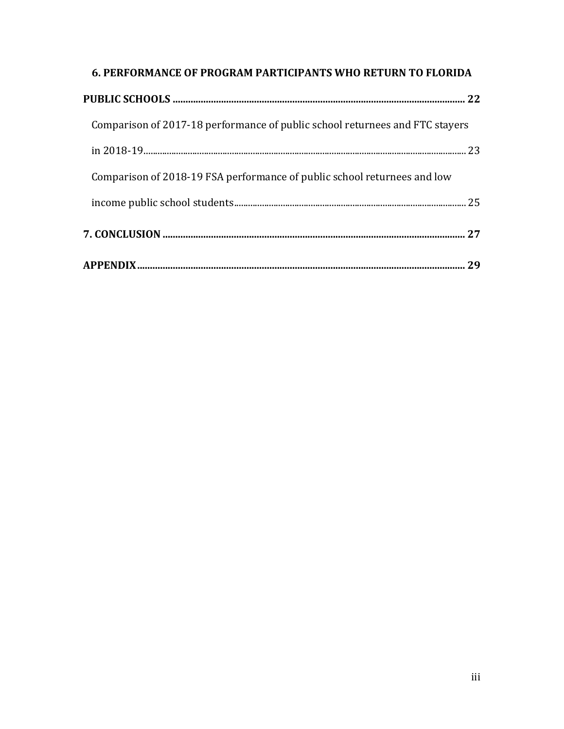**6. PERFORMANCE OF PROGRAM PARTICIPANTS WHO RETURN TO FLORIDA PUBLIC SCHOOLS** ...................................................................................................... **22**

Comparison of 2017-18 performance of public school returnees and FTC stayers in 2018-19........................................................................................................ 23

Comparison of 2018-19 FSA performance of public school returnees and low income public school students................................................................................. 25

**7. CONCLUSION** ...................................................................................................... **27**

**APPENDIX**............................................................................................................... **29**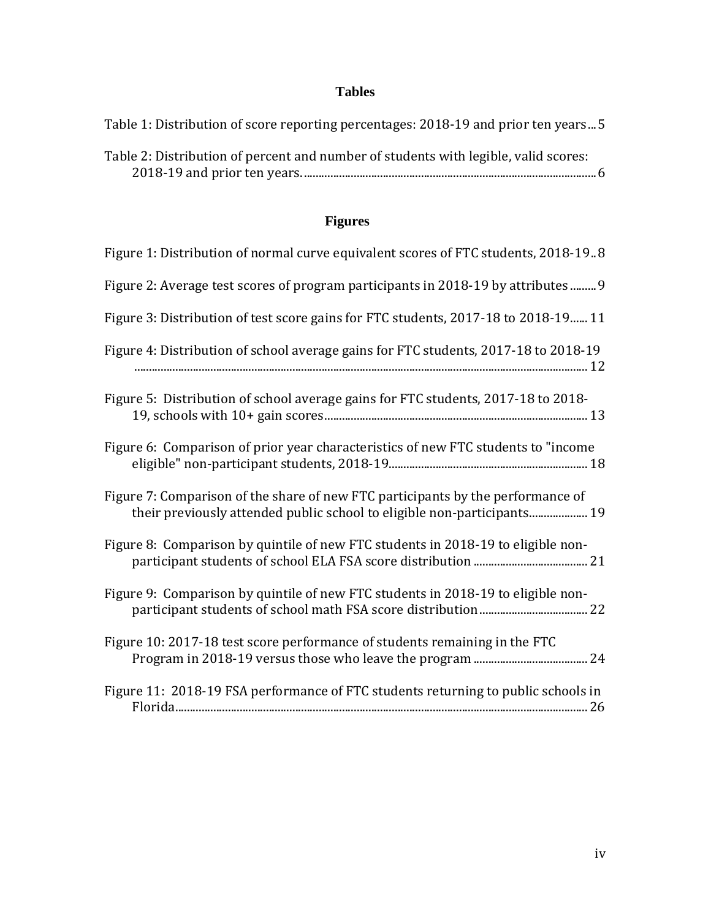## Tables

Table 1: Distribution of score reporting percentages: 2018-19 and prior ten years ... 5

Table 2: Distribution of percent and number of students with legible, valid scores: 2018-19 and prior ten years. ... 6

## Figures

Figure 1: Distribution of normal curve equivalent scores of FTC students, 2018-19 .. 8

Figure 2: Average test scores of program participants in 2018-19 by attributes ......... 9

Figure 3: Distribution of test score gains for FTC students, 2017-18 to 2018-19...... 11

Figure 4: Distribution of school average gains for FTC students, 2017-18 to 2018-19 ... 12

Figure 5: Distribution of school average gains for FTC students, 2017-18 to 2018-19, schools with 10+ gain scores ... 13

Figure 6: Comparison of prior year characteristics of new FTC students to "income eligible" non-participant students, 2018-19 ... 18

Figure 7: Comparison of the share of new FTC participants by the performance of their previously attended public school to eligible non-participants ... 19

Figure 8: Comparison by quintile of new FTC students in 2018-19 to eligible non-participant students of school ELA FSA score distribution ... 21

Figure 9: Comparison by quintile of new FTC students in 2018-19 to eligible non-participant students of school math FSA score distribution ... 22

Figure 10: 2017-18 test score performance of students remaining in the FTC Program in 2018-19 versus those who leave the program ... 24

Figure 11: 2018-19 FSA performance of FTC students returning to public schools in Florida ... 26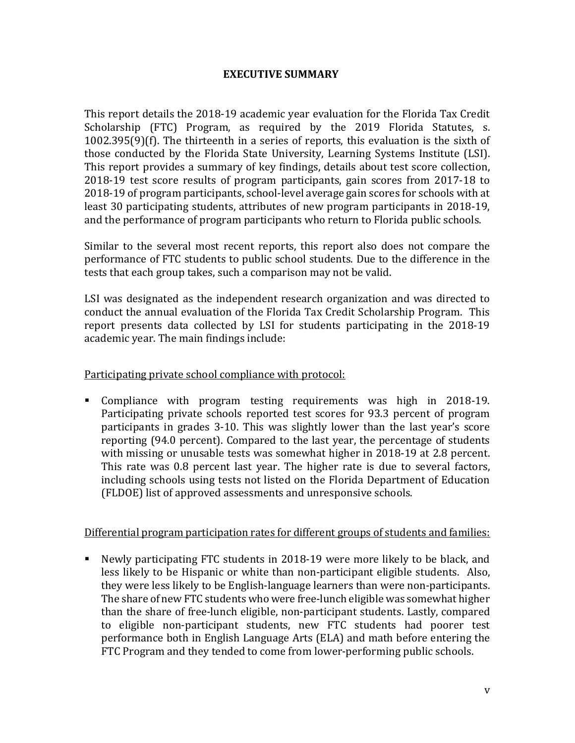## EXECUTIVE SUMMARY

This report details the 2018-19 academic year evaluation for the Florida Tax Credit Scholarship (FTC) Program, as required by the 2019 Florida Statutes, s. 1002.395(9)(f). The thirteenth in a series of reports, this evaluation is the sixth of those conducted by the Florida State University, Learning Systems Institute (LSI). This report provides a summary of key findings, details about test score collection, 2018-19 test score results of program participants, gain scores from 2017-18 to 2018-19 of program participants, school-level average gain scores for schools with at least 30 participating students, attributes of new program participants in 2018-19, and the performance of program participants who return to Florida public schools.

Similar to the several most recent reports, this report also does not compare the performance of FTC students to public school students. Due to the difference in the tests that each group takes, such a comparison may not be valid.

LSI was designated as the independent research organization and was directed to conduct the annual evaluation of the Florida Tax Credit Scholarship Program. This report presents data collected by LSI for students participating in the 2018-19 academic year. The main findings include:

Participating private school compliance with protocol:

- Compliance with program testing requirements was high in 2018-19. Participating private schools reported test scores for 93.3 percent of program participants in grades 3-10. This was slightly lower than the last year's score reporting (94.0 percent). Compared to the last year, the percentage of students with missing or unusable tests was somewhat higher in 2018-19 at 2.8 percent. This rate was 0.8 percent last year. The higher rate is due to several factors, including schools using tests not listed on the Florida Department of Education (FLDOE) list of approved assessments and unresponsive schools.

Differential program participation rates for different groups of students and families:

- Newly participating FTC students in 2018-19 were more likely to be black, and less likely to be Hispanic or white than non-participant eligible students. Also, they were less likely to be English-language learners than were non-participants. The share of new FTC students who were free-lunch eligible was somewhat higher than the share of free-lunch eligible, non-participant students. Lastly, compared to eligible non-participant students, new FTC students had poorer test performance both in English Language Arts (ELA) and math before entering the FTC Program and they tended to come from lower-performing public schools.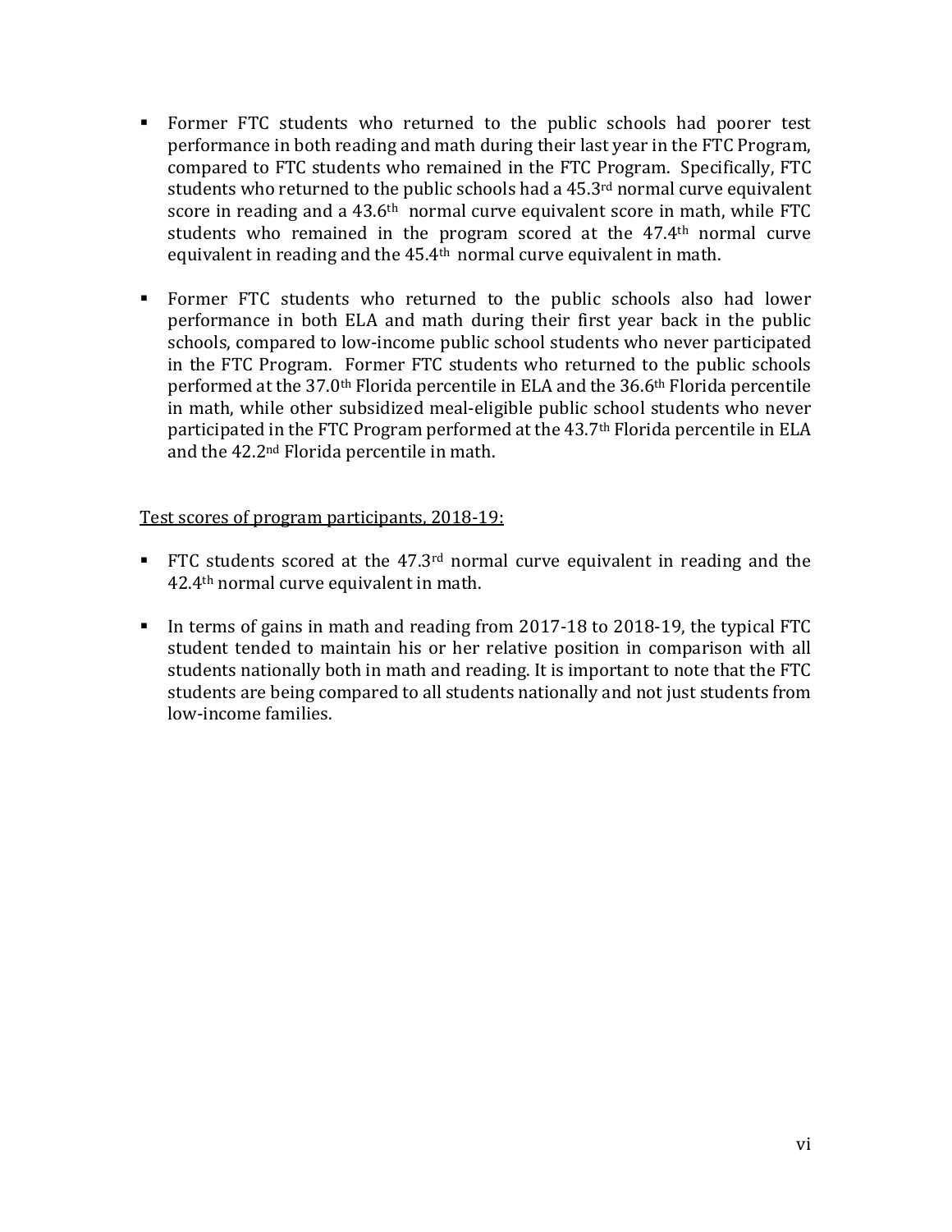- Former FTC students who returned to the public schools had poorer test performance in both reading and math during their last year in the FTC Program, compared to FTC students who remained in the FTC Program. Specifically, FTC students who returned to the public schools had a 45.3rd normal curve equivalent score in reading and a 43.6th normal curve equivalent score in math, while FTC students who remained in the program scored at the 47.4th normal curve equivalent in reading and the 45.4th normal curve equivalent in math.

- Former FTC students who returned to the public schools also had lower performance in both ELA and math during their first year back in the public schools, compared to low-income public school students who never participated in the FTC Program. Former FTC students who returned to the public schools performed at the 37.0th Florida percentile in ELA and the 36.6th Florida percentile in math, while other subsidized meal-eligible public school students who never participated in the FTC Program performed at the 43.7th Florida percentile in ELA and the 42.2nd Florida percentile in math.

<u>Test scores of program participants, 2018-19:</u>

- FTC students scored at the 47.3rd normal curve equivalent in reading and the 42.4th normal curve equivalent in math.

- In terms of gains in math and reading from 2017-18 to 2018-19, the typical FTC student tended to maintain his or her relative position in comparison with all students nationally both in math and reading. It is important to note that the FTC students are being compared to all students nationally and not just students from low-income families.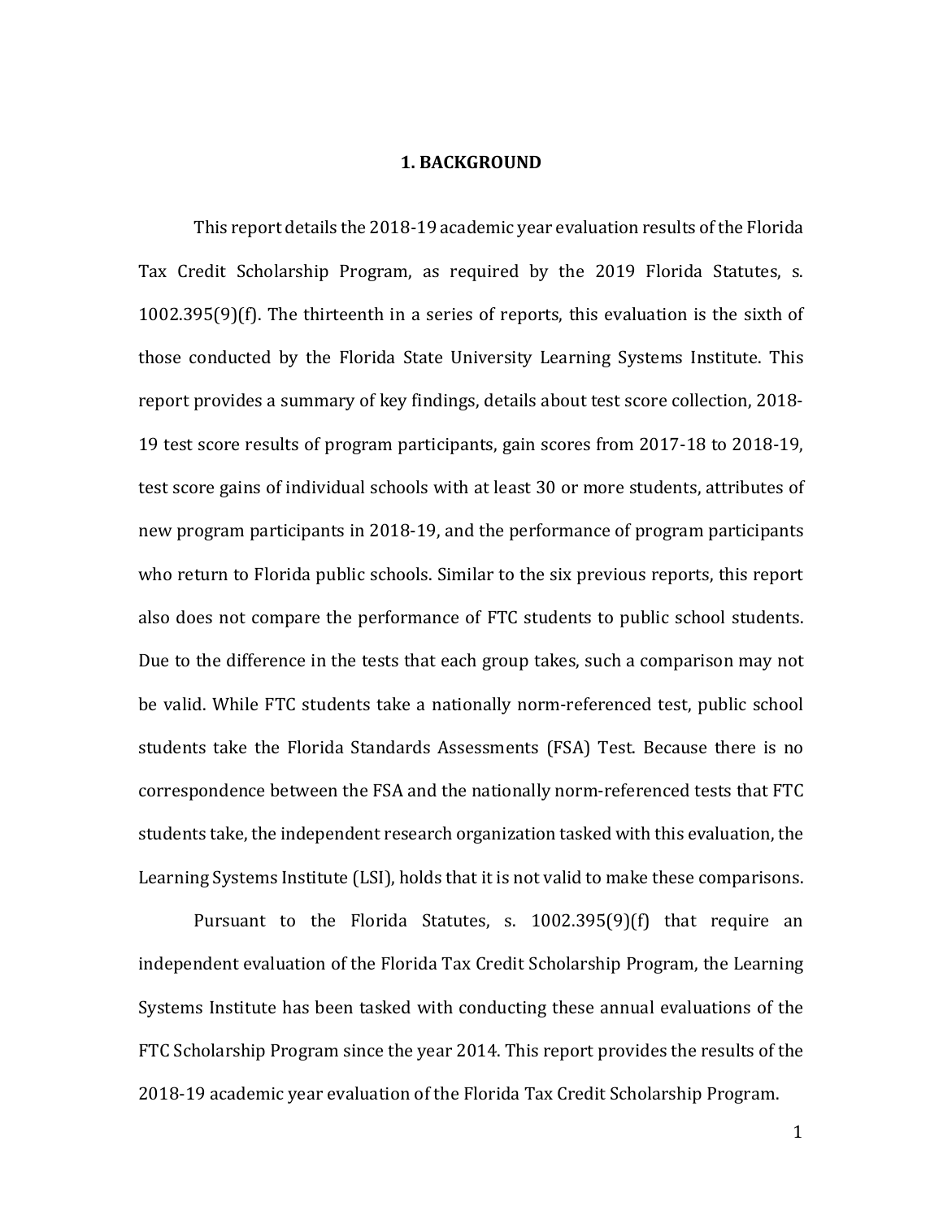# 1. BACKGROUND

This report details the 2018-19 academic year evaluation results of the Florida Tax Credit Scholarship Program, as required by the 2019 Florida Statutes, s. 1002.395(9)(f). The thirteenth in a series of reports, this evaluation is the sixth of those conducted by the Florida State University Learning Systems Institute. This report provides a summary of key findings, details about test score collection, 2018-19 test score results of program participants, gain scores from 2017-18 to 2018-19, test score gains of individual schools with at least 30 or more students, attributes of new program participants in 2018-19, and the performance of program participants who return to Florida public schools. Similar to the six previous reports, this report also does not compare the performance of FTC students to public school students. Due to the difference in the tests that each group takes, such a comparison may not be valid. While FTC students take a nationally norm-referenced test, public school students take the Florida Standards Assessments (FSA) Test. Because there is no correspondence between the FSA and the nationally norm-referenced tests that FTC students take, the independent research organization tasked with this evaluation, the Learning Systems Institute (LSI), holds that it is not valid to make these comparisons.

Pursuant to the Florida Statutes, s. 1002.395(9)(f) that require an independent evaluation of the Florida Tax Credit Scholarship Program, the Learning Systems Institute has been tasked with conducting these annual evaluations of the FTC Scholarship Program since the year 2014. This report provides the results of the 2018-19 academic year evaluation of the Florida Tax Credit Scholarship Program.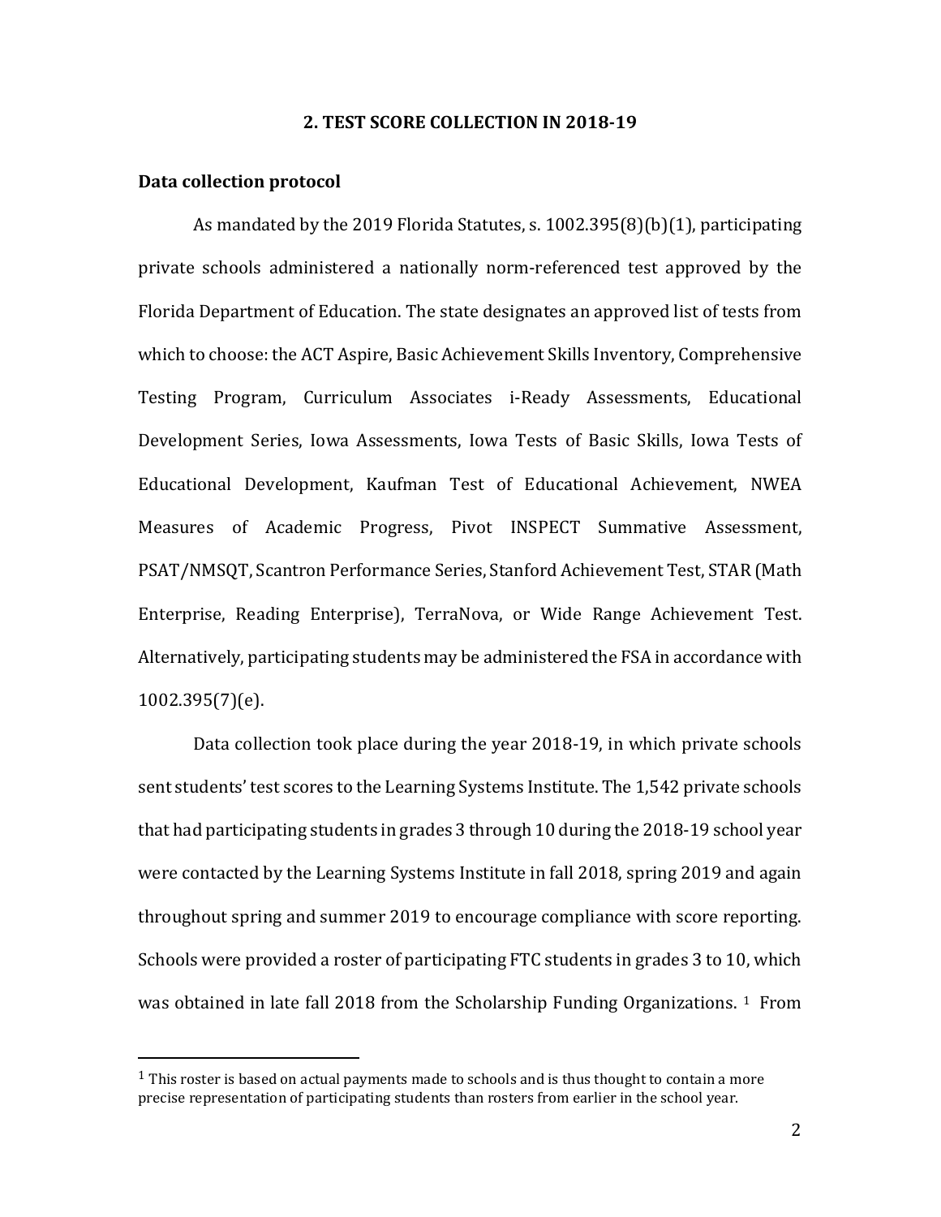## 2. TEST SCORE COLLECTION IN 2018-19

### Data collection protocol

As mandated by the 2019 Florida Statutes, s. 1002.395(8)(b)(1), participating private schools administered a nationally norm-referenced test approved by the Florida Department of Education. The state designates an approved list of tests from which to choose: the ACT Aspire, Basic Achievement Skills Inventory, Comprehensive Testing Program, Curriculum Associates i-Ready Assessments, Educational Development Series, Iowa Assessments, Iowa Tests of Basic Skills, Iowa Tests of Educational Development, Kaufman Test of Educational Achievement, NWEA Measures of Academic Progress, Pivot INSPECT Summative Assessment, PSAT/NMSQT, Scantron Performance Series, Stanford Achievement Test, STAR (Math Enterprise, Reading Enterprise), TerraNova, or Wide Range Achievement Test. Alternatively, participating students may be administered the FSA in accordance with 1002.395(7)(e).

Data collection took place during the year 2018-19, in which private schools sent students' test scores to the Learning Systems Institute. The 1,542 private schools that had participating students in grades 3 through 10 during the 2018-19 school year were contacted by the Learning Systems Institute in fall 2018, spring 2019 and again throughout spring and summer 2019 to encourage compliance with score reporting. Schools were provided a roster of participating FTC students in grades 3 to 10, which was obtained in late fall 2018 from the Scholarship Funding Organizations. [1] From

[1] This roster is based on actual payments made to schools and is thus thought to contain a more precise representation of participating students than rosters from earlier in the school year.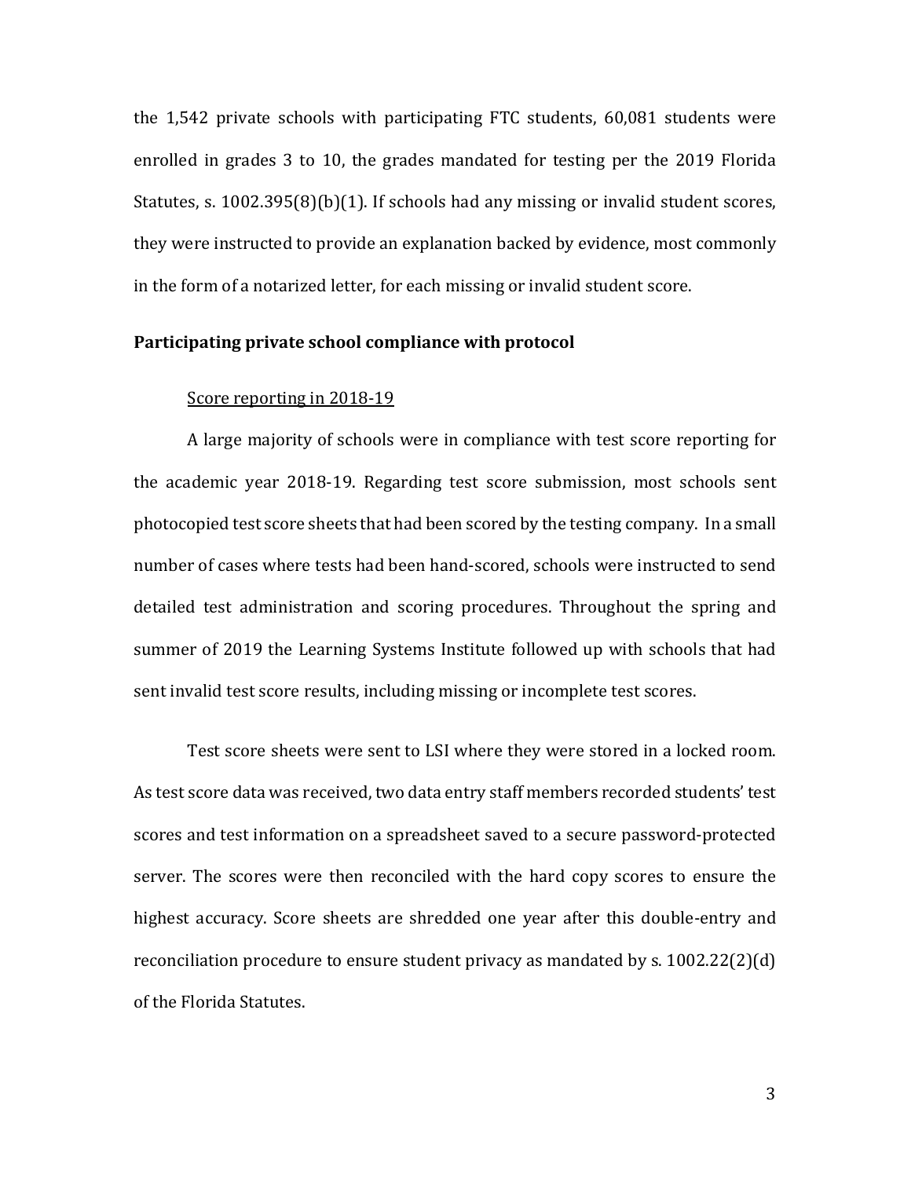the 1,542 private schools with participating FTC students, 60,081 students were enrolled in grades 3 to 10, the grades mandated for testing per the 2019 Florida Statutes, s. 1002.395(8)(b)(1). If schools had any missing or invalid student scores, they were instructed to provide an explanation backed by evidence, most commonly in the form of a notarized letter, for each missing or invalid student score.

**Participating private school compliance with protocol**

Score reporting in 2018-19

A large majority of schools were in compliance with test score reporting for the academic year 2018-19. Regarding test score submission, most schools sent photocopied test score sheets that had been scored by the testing company. In a small number of cases where tests had been hand-scored, schools were instructed to send detailed test administration and scoring procedures. Throughout the spring and summer of 2019 the Learning Systems Institute followed up with schools that had sent invalid test score results, including missing or incomplete test scores.

Test score sheets were sent to LSI where they were stored in a locked room. As test score data was received, two data entry staff members recorded students' test scores and test information on a spreadsheet saved to a secure password-protected server. The scores were then reconciled with the hard copy scores to ensure the highest accuracy. Score sheets are shredded one year after this double-entry and reconciliation procedure to ensure student privacy as mandated by s. 1002.22(2)(d) of the Florida Statutes.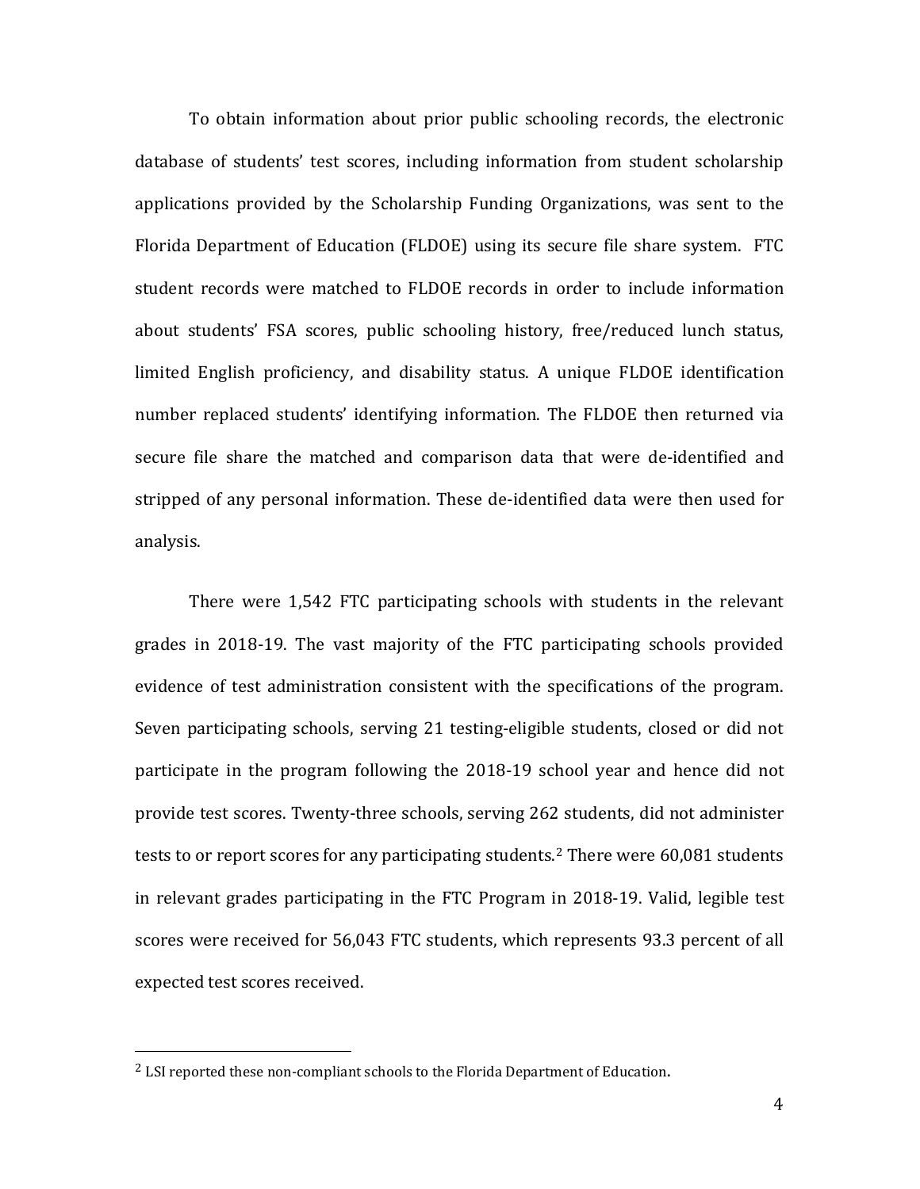To obtain information about prior public schooling records, the electronic database of students' test scores, including information from student scholarship applications provided by the Scholarship Funding Organizations, was sent to the Florida Department of Education (FLDOE) using its secure file share system. FTC student records were matched to FLDOE records in order to include information about students' FSA scores, public schooling history, free/reduced lunch status, limited English proficiency, and disability status. A unique FLDOE identification number replaced students' identifying information. The FLDOE then returned via secure file share the matched and comparison data that were de-identified and stripped of any personal information. These de-identified data were then used for analysis.

There were 1,542 FTC participating schools with students in the relevant grades in 2018-19. The vast majority of the FTC participating schools provided evidence of test administration consistent with the specifications of the program. Seven participating schools, serving 21 testing-eligible students, closed or did not participate in the program following the 2018-19 school year and hence did not provide test scores. Twenty-three schools, serving 262 students, did not administer tests to or report scores for any participating students.[2] There were 60,081 students in relevant grades participating in the FTC Program in 2018-19. Valid, legible test scores were received for 56,043 FTC students, which represents 93.3 percent of all expected test scores received.

---

[2] LSI reported these non-compliant schools to the Florida Department of Education.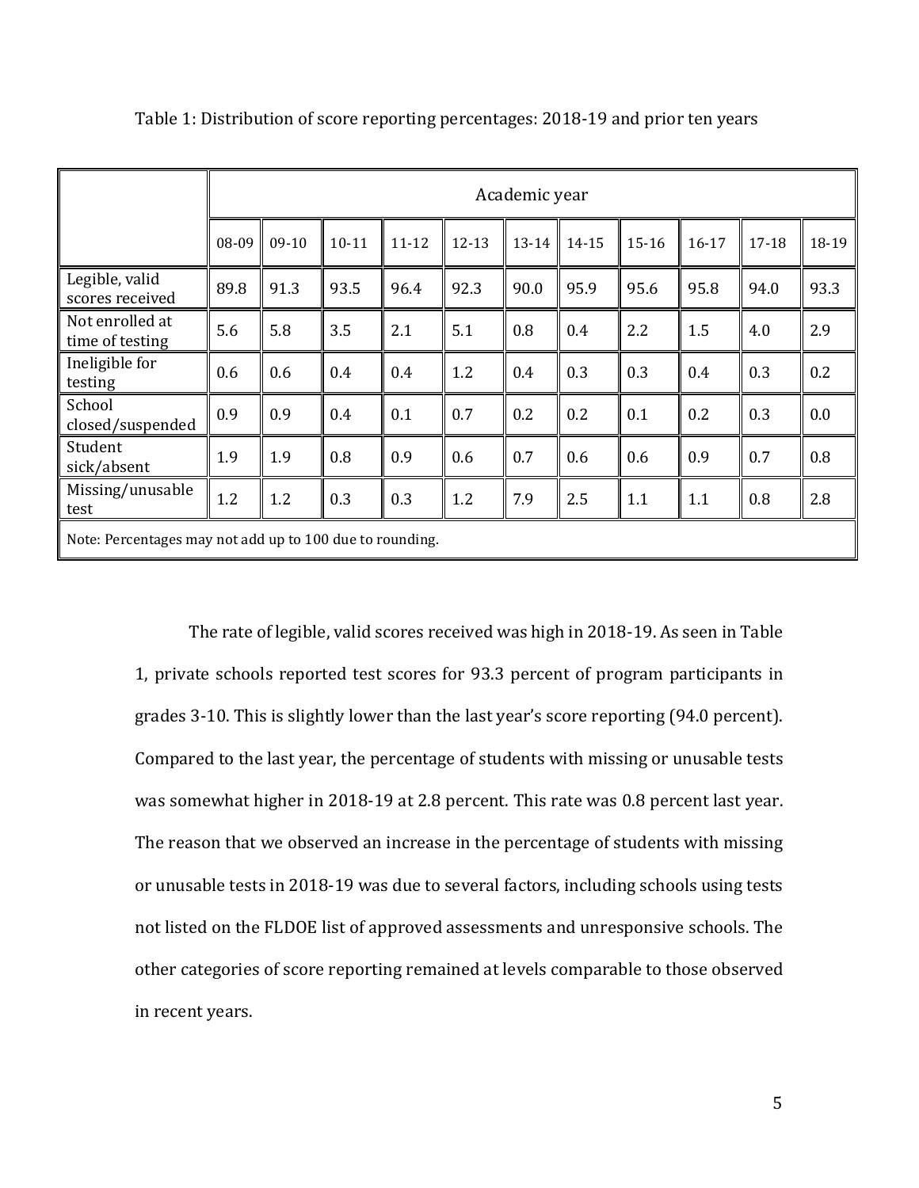Table 1: Distribution of score reporting percentages: 2018-19 and prior ten years

| | Academic year | | | | | | | | | | |
|---|---|---|---|---|---|---|---|---|---|---|---|
| | 08-09 | 09-10 | 10-11 | 11-12 | 12-13 | 13-14 | 14-15 | 15-16 | 16-17 | 17-18 | 18-19 |
| Legible, valid scores received | 89.8 | 91.3 | 93.5 | 96.4 | 92.3 | 90.0 | 95.9 | 95.6 | 95.8 | 94.0 | 93.3 |
| Not enrolled at time of testing | 5.6 | 5.8 | 3.5 | 2.1 | 5.1 | 0.8 | 0.4 | 2.2 | 1.5 | 4.0 | 2.9 |
| Ineligible for testing | 0.6 | 0.6 | 0.4 | 0.4 | 1.2 | 0.4 | 0.3 | 0.3 | 0.4 | 0.3 | 0.2 |
| School closed/suspended | 0.9 | 0.9 | 0.4 | 0.1 | 0.7 | 0.2 | 0.2 | 0.1 | 0.2 | 0.3 | 0.0 |
| Student sick/absent | 1.9 | 1.9 | 0.8 | 0.9 | 0.6 | 0.7 | 0.6 | 0.6 | 0.9 | 0.7 | 0.8 |
| Missing/unusable test | 1.2 | 1.2 | 0.3 | 0.3 | 1.2 | 7.9 | 2.5 | 1.1 | 1.1 | 0.8 | 2.8 |
| Note: Percentages may not add up to 100 due to rounding. | | | | | | | | | | | |

The rate of legible, valid scores received was high in 2018-19. As seen in Table 1, private schools reported test scores for 93.3 percent of program participants in grades 3-10. This is slightly lower than the last year's score reporting (94.0 percent). Compared to the last year, the percentage of students with missing or unusable tests was somewhat higher in 2018-19 at 2.8 percent. This rate was 0.8 percent last year. The reason that we observed an increase in the percentage of students with missing or unusable tests in 2018-19 was due to several factors, including schools using tests not listed on the FLDOE list of approved assessments and unresponsive schools. The other categories of score reporting remained at levels comparable to those observed in recent years.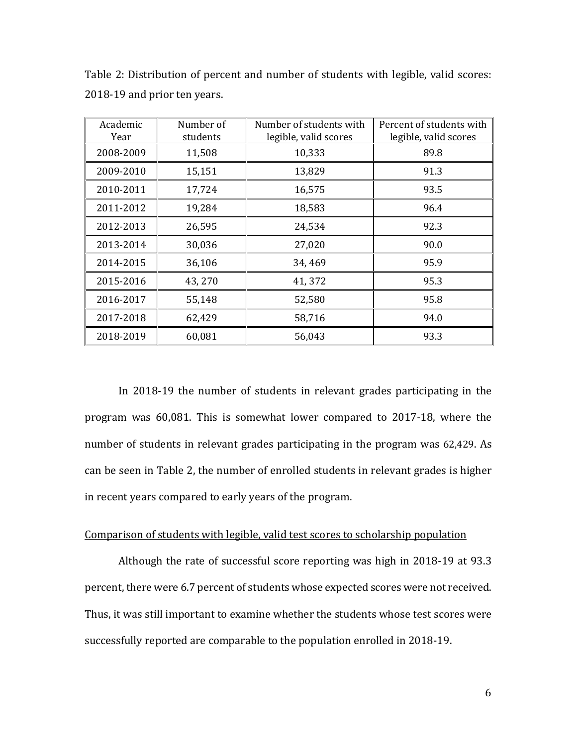Table 2: Distribution of percent and number of students with legible, valid scores: 2018-19 and prior ten years.

| Academic Year | Number of students | Number of students with legible, valid scores | Percent of students with legible, valid scores |
|---|---|---|---|
| 2008-2009 | 11,508 | 10,333 | 89.8 |
| 2009-2010 | 15,151 | 13,829 | 91.3 |
| 2010-2011 | 17,724 | 16,575 | 93.5 |
| 2011-2012 | 19,284 | 18,583 | 96.4 |
| 2012-2013 | 26,595 | 24,534 | 92.3 |
| 2013-2014 | 30,036 | 27,020 | 90.0 |
| 2014-2015 | 36,106 | 34, 469 | 95.9 |
| 2015-2016 | 43, 270 | 41, 372 | 95.3 |
| 2016-2017 | 55,148 | 52,580 | 95.8 |
| 2017-2018 | 62,429 | 58,716 | 94.0 |
| 2018-2019 | 60,081 | 56,043 | 93.3 |

In 2018-19 the number of students in relevant grades participating in the program was 60,081. This is somewhat lower compared to 2017-18, where the number of students in relevant grades participating in the program was 62,429. As can be seen in Table 2, the number of enrolled students in relevant grades is higher in recent years compared to early years of the program.

Comparison of students with legible, valid test scores to scholarship population

Although the rate of successful score reporting was high in 2018-19 at 93.3 percent, there were 6.7 percent of students whose expected scores were not received. Thus, it was still important to examine whether the students whose test scores were successfully reported are comparable to the population enrolled in 2018-19.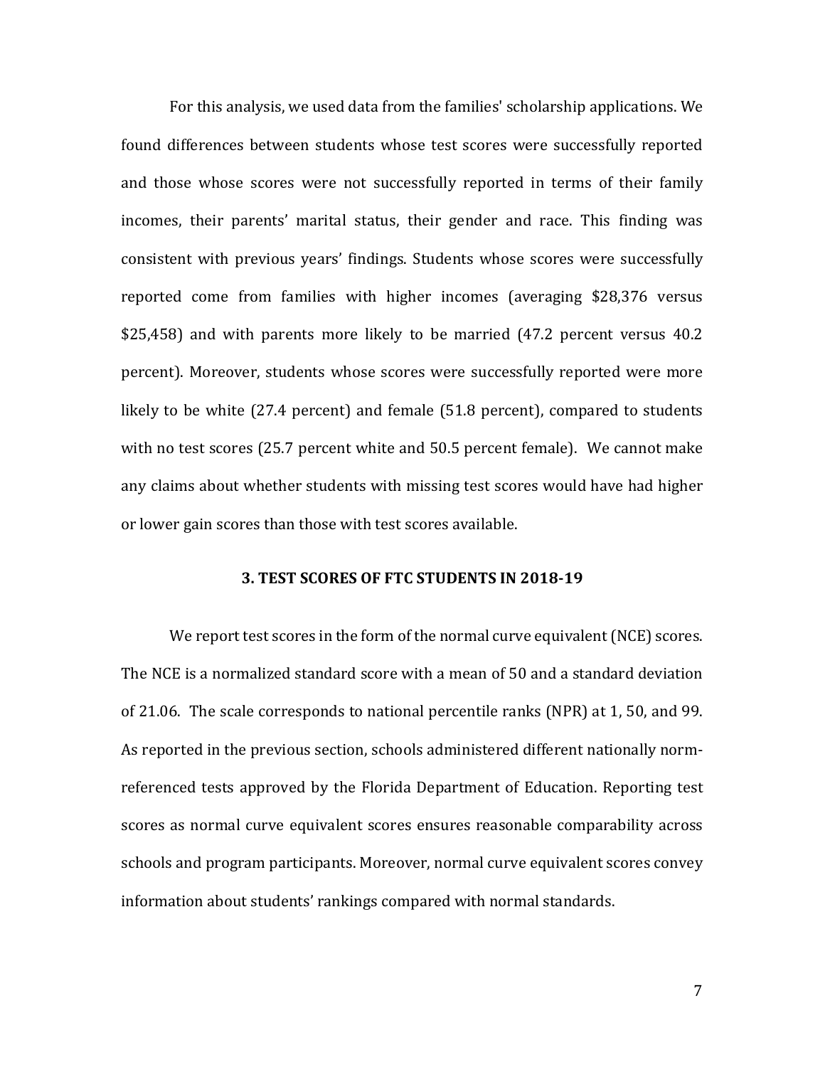For this analysis, we used data from the families' scholarship applications. We found differences between students whose test scores were successfully reported and those whose scores were not successfully reported in terms of their family incomes, their parents' marital status, their gender and race. This finding was consistent with previous years' findings. Students whose scores were successfully reported come from families with higher incomes (averaging $28,376 versus $25,458) and with parents more likely to be married (47.2 percent versus 40.2 percent). Moreover, students whose scores were successfully reported were more likely to be white (27.4 percent) and female (51.8 percent), compared to students with no test scores (25.7 percent white and 50.5 percent female). We cannot make any claims about whether students with missing test scores would have had higher or lower gain scores than those with test scores available.

## 3. TEST SCORES OF FTC STUDENTS IN 2018-19

We report test scores in the form of the normal curve equivalent (NCE) scores. The NCE is a normalized standard score with a mean of 50 and a standard deviation of 21.06. The scale corresponds to national percentile ranks (NPR) at 1, 50, and 99. As reported in the previous section, schools administered different nationally norm-referenced tests approved by the Florida Department of Education. Reporting test scores as normal curve equivalent scores ensures reasonable comparability across schools and program participants. Moreover, normal curve equivalent scores convey information about students' rankings compared with normal standards.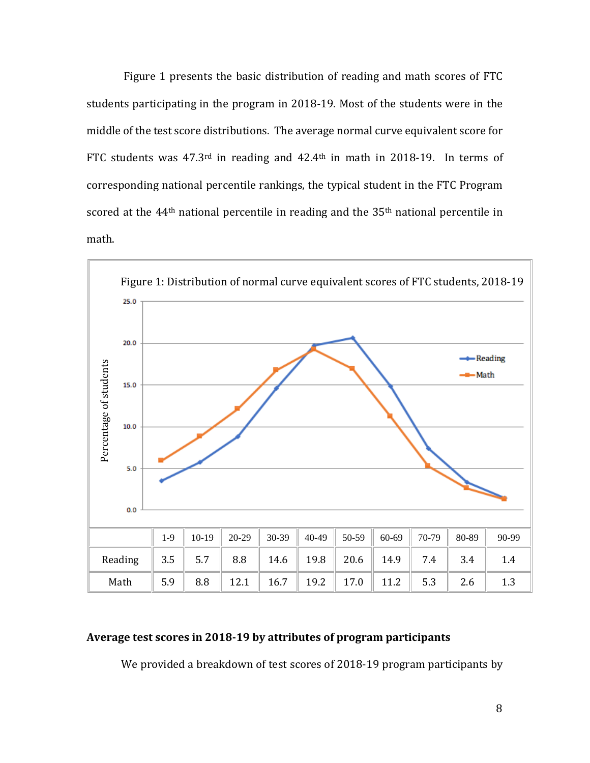Figure 1 presents the basic distribution of reading and math scores of FTC students participating in the program in 2018-19. Most of the students were in the middle of the test score distributions. The average normal curve equivalent score for FTC students was 47.3rd in reading and 42.4th in math in 2018-19. In terms of corresponding national percentile rankings, the typical student in the FTC Program scored at the 44th national percentile in reading and the 35th national percentile in math.

Figure 1: Distribution of normal curve equivalent scores of FTC students, 2018-19

| | 1-9 | 10-19 | 20-29 | 30-39 | 40-49 | 50-59 | 60-69 | 70-79 | 80-89 | 90-99 |
|---|---|---|---|---|---|---|---|---|---|---|
| Reading | 3.5 | 5.7 | 8.8 | 14.6 | 19.8 | 20.6 | 14.9 | 7.4 | 3.4 | 1.4 |
| Math | 5.9 | 8.8 | 12.1 | 16.7 | 19.2 | 17.0 | 11.2 | 5.3 | 2.6 | 1.3 |

**Average test scores in 2018-19 by attributes of program participants**

We provided a breakdown of test scores of 2018-19 program participants by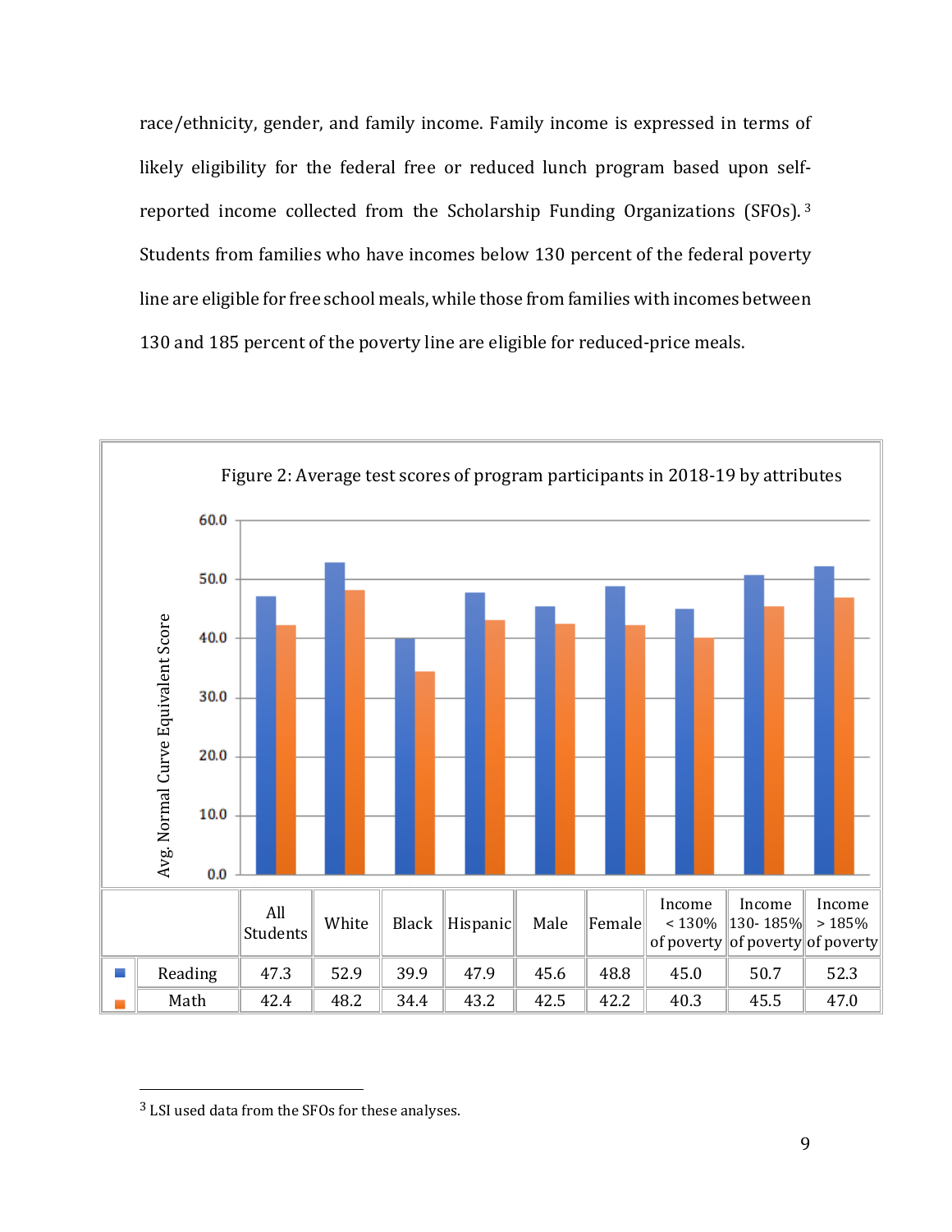race/ethnicity, gender, and family income. Family income is expressed in terms of likely eligibility for the federal free or reduced lunch program based upon self-reported income collected from the Scholarship Funding Organizations (SFOs).[3] Students from families who have incomes below 130 percent of the federal poverty line are eligible for free school meals, while those from families with incomes between 130 and 185 percent of the poverty line are eligible for reduced-price meals.

Figure 2: Average test scores of program participants in 2018-19 by attributes

| | All Students | White | Black | Hispanic | Male | Female | Income < 130% of poverty | Income 130- 185% of poverty | Income > 185% of poverty |
|---|---|---|---|---|---|---|---|---|---|
| Reading | 47.3 | 52.9 | 39.9 | 47.9 | 45.6 | 48.8 | 45.0 | 50.7 | 52.3 |
| Math | 42.4 | 48.2 | 34.4 | 43.2 | 42.5 | 42.2 | 40.3 | 45.5 | 47.0 |

[3] LSI used data from the SFOs for these analyses.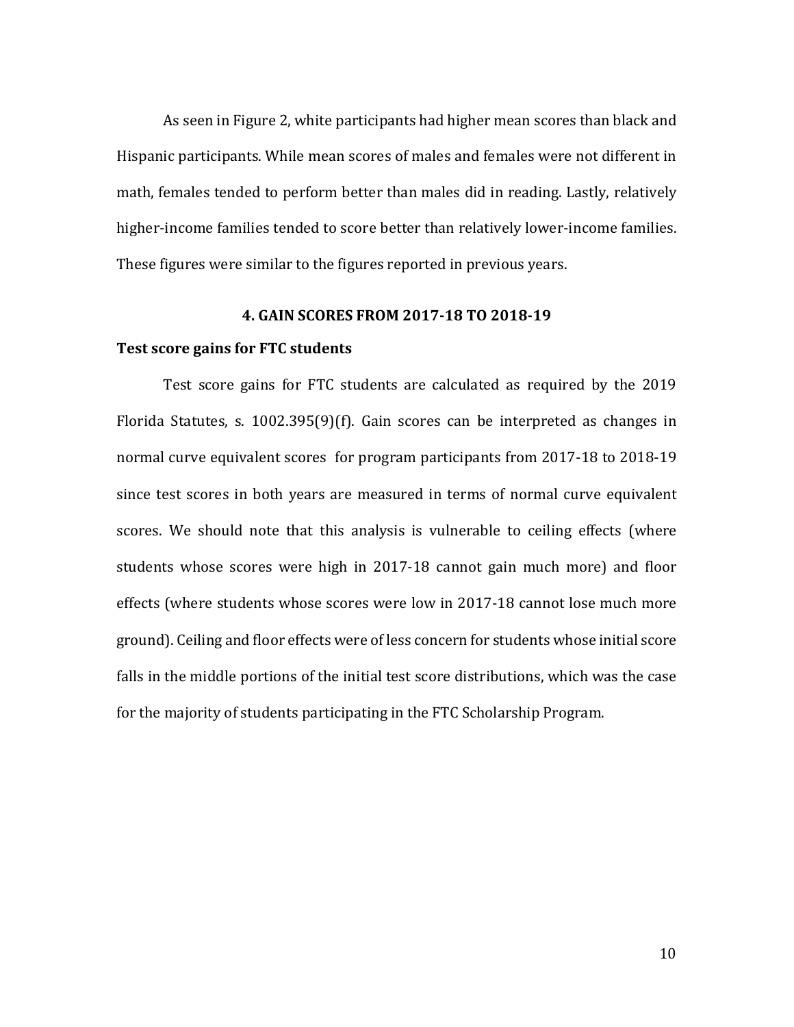As seen in Figure 2, white participants had higher mean scores than black and Hispanic participants. While mean scores of males and females were not different in math, females tended to perform better than males did in reading. Lastly, relatively higher-income families tended to score better than relatively lower-income families. These figures were similar to the figures reported in previous years.

## 4. GAIN SCORES FROM 2017-18 TO 2018-19

### Test score gains for FTC students

Test score gains for FTC students are calculated as required by the 2019 Florida Statutes, s. 1002.395(9)(f). Gain scores can be interpreted as changes in normal curve equivalent scores for program participants from 2017-18 to 2018-19 since test scores in both years are measured in terms of normal curve equivalent scores. We should note that this analysis is vulnerable to ceiling effects (where students whose scores were high in 2017-18 cannot gain much more) and floor effects (where students whose scores were low in 2017-18 cannot lose much more ground). Ceiling and floor effects were of less concern for students whose initial score falls in the middle portions of the initial test score distributions, which was the case for the majority of students participating in the FTC Scholarship Program.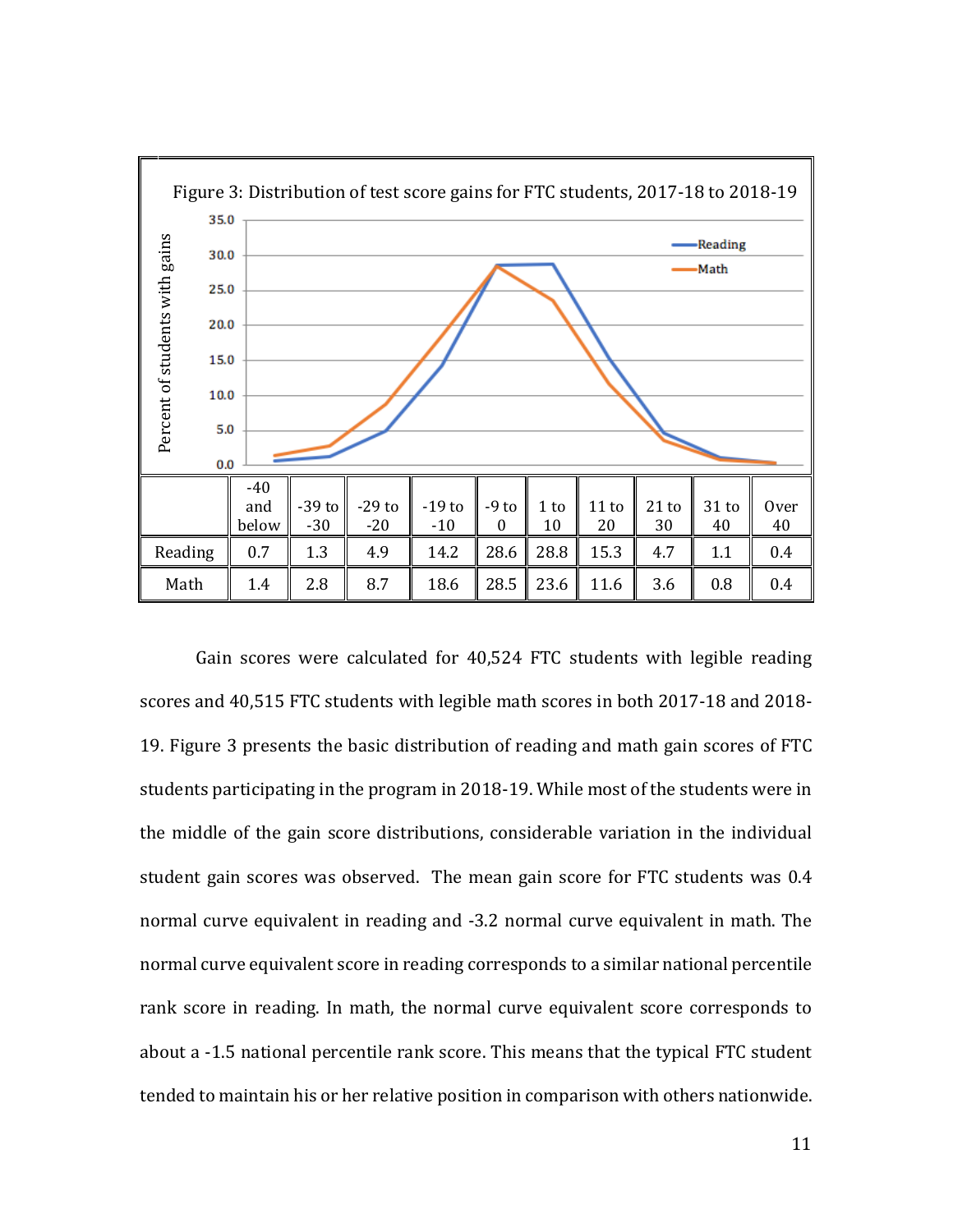Figure 3: Distribution of test score gains for FTC students, 2017-18 to 2018-19

| | -40 and below | -39 to -30 | -29 to -20 | -19 to -10 | -9 to 0 | 1 to 10 | 11 to 20 | 21 to 30 | 31 to 40 | Over 40 |
|---|---|---|---|---|---|---|---|---|---|---|
| Reading | 0.7 | 1.3 | 4.9 | 14.2 | 28.6 | 28.8 | 15.3 | 4.7 | 1.1 | 0.4 |
| Math | 1.4 | 2.8 | 8.7 | 18.6 | 28.5 | 23.6 | 11.6 | 3.6 | 0.8 | 0.4 |

Gain scores were calculated for 40,524 FTC students with legible reading scores and 40,515 FTC students with legible math scores in both 2017-18 and 2018-19. Figure 3 presents the basic distribution of reading and math gain scores of FTC students participating in the program in 2018-19. While most of the students were in the middle of the gain score distributions, considerable variation in the individual student gain scores was observed. The mean gain score for FTC students was 0.4 normal curve equivalent in reading and -3.2 normal curve equivalent in math. The normal curve equivalent score in reading corresponds to a similar national percentile rank score in reading. In math, the normal curve equivalent score corresponds to about a -1.5 national percentile rank score. This means that the typical FTC student tended to maintain his or her relative position in comparison with others nationwide.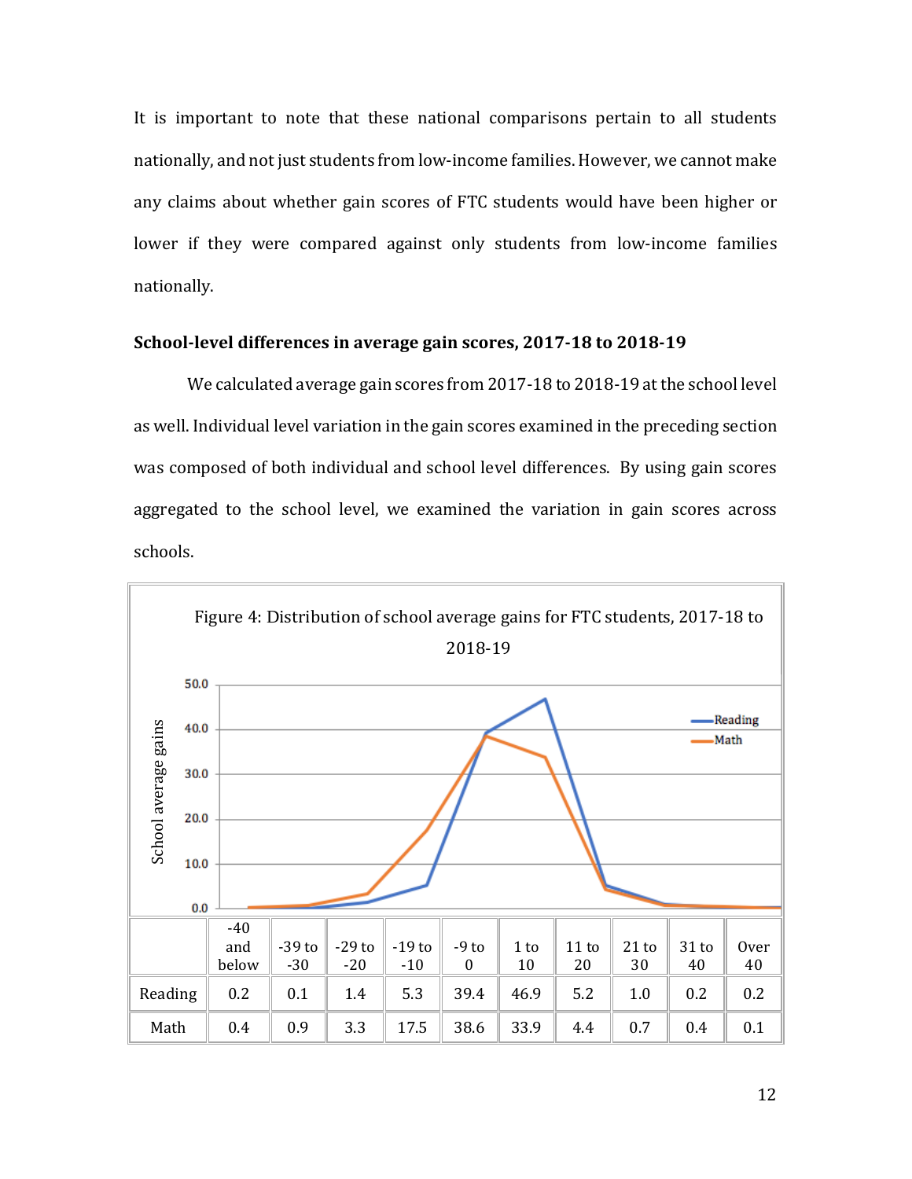It is important to note that these national comparisons pertain to all students nationally, and not just students from low-income families. However, we cannot make any claims about whether gain scores of FTC students would have been higher or lower if they were compared against only students from low-income families nationally.

### School-level differences in average gain scores, 2017-18 to 2018-19

We calculated average gain scores from 2017-18 to 2018-19 at the school level as well. Individual level variation in the gain scores examined in the preceding section was composed of both individual and school level differences. By using gain scores aggregated to the school level, we examined the variation in gain scores across schools.

Figure 4: Distribution of school average gains for FTC students, 2017-18 to 2018-19

| | -40 and below | -39 to -30 | -29 to -20 | -19 to -10 | -9 to 0 | 1 to 10 | 11 to 20 | 21 to 30 | 31 to 40 | Over 40 |
|---|---|---|---|---|---|---|---|---|---|---|
| Reading | 0.2 | 0.1 | 1.4 | 5.3 | 39.4 | 46.9 | 5.2 | 1.0 | 0.2 | 0.2 |
| Math | 0.4 | 0.9 | 3.3 | 17.5 | 38.6 | 33.9 | 4.4 | 0.7 | 0.4 | 0.1 |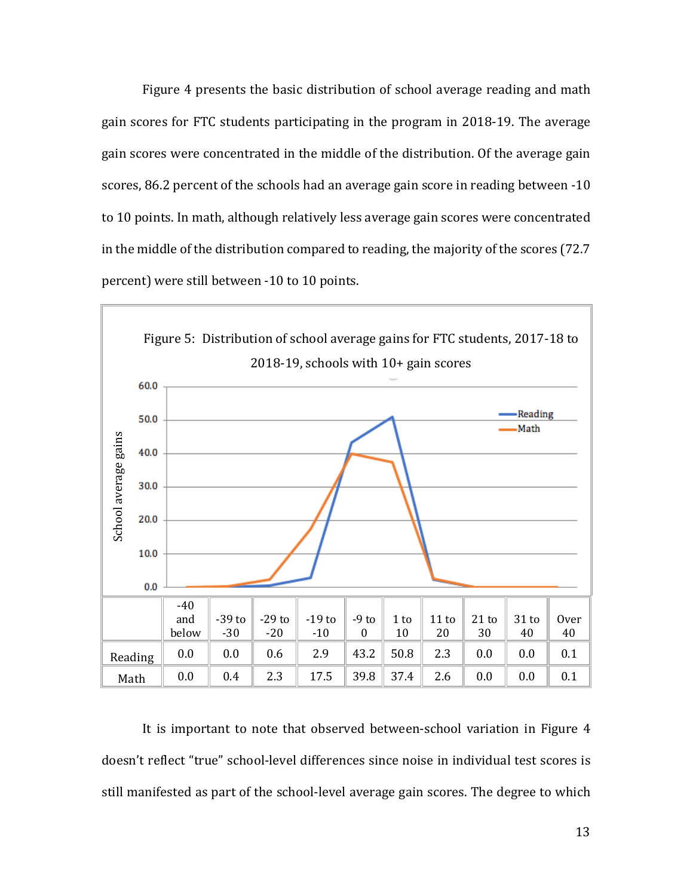Figure 4 presents the basic distribution of school average reading and math gain scores for FTC students participating in the program in 2018-19. The average gain scores were concentrated in the middle of the distribution. Of the average gain scores, 86.2 percent of the schools had an average gain score in reading between -10 to 10 points. In math, although relatively less average gain scores were concentrated in the middle of the distribution compared to reading, the majority of the scores (72.7 percent) were still between -10 to 10 points.

Figure 5: Distribution of school average gains for FTC students, 2017-18 to 2018-19, schools with 10+ gain scores

| | -40 and below | -39 to -30 | -29 to -20 | -19 to -10 | -9 to 0 | 1 to 10 | 11 to 20 | 21 to 30 | 31 to 40 | Over 40 |
|---|---|---|---|---|---|---|---|---|---|---|
| Reading | 0.0 | 0.0 | 0.6 | 2.9 | 43.2 | 50.8 | 2.3 | 0.0 | 0.0 | 0.1 |
| Math | 0.0 | 0.4 | 2.3 | 17.5 | 39.8 | 37.4 | 2.6 | 0.0 | 0.0 | 0.1 |

It is important to note that observed between-school variation in Figure 4 doesn't reflect "true" school-level differences since noise in individual test scores is still manifested as part of the school-level average gain scores. The degree to which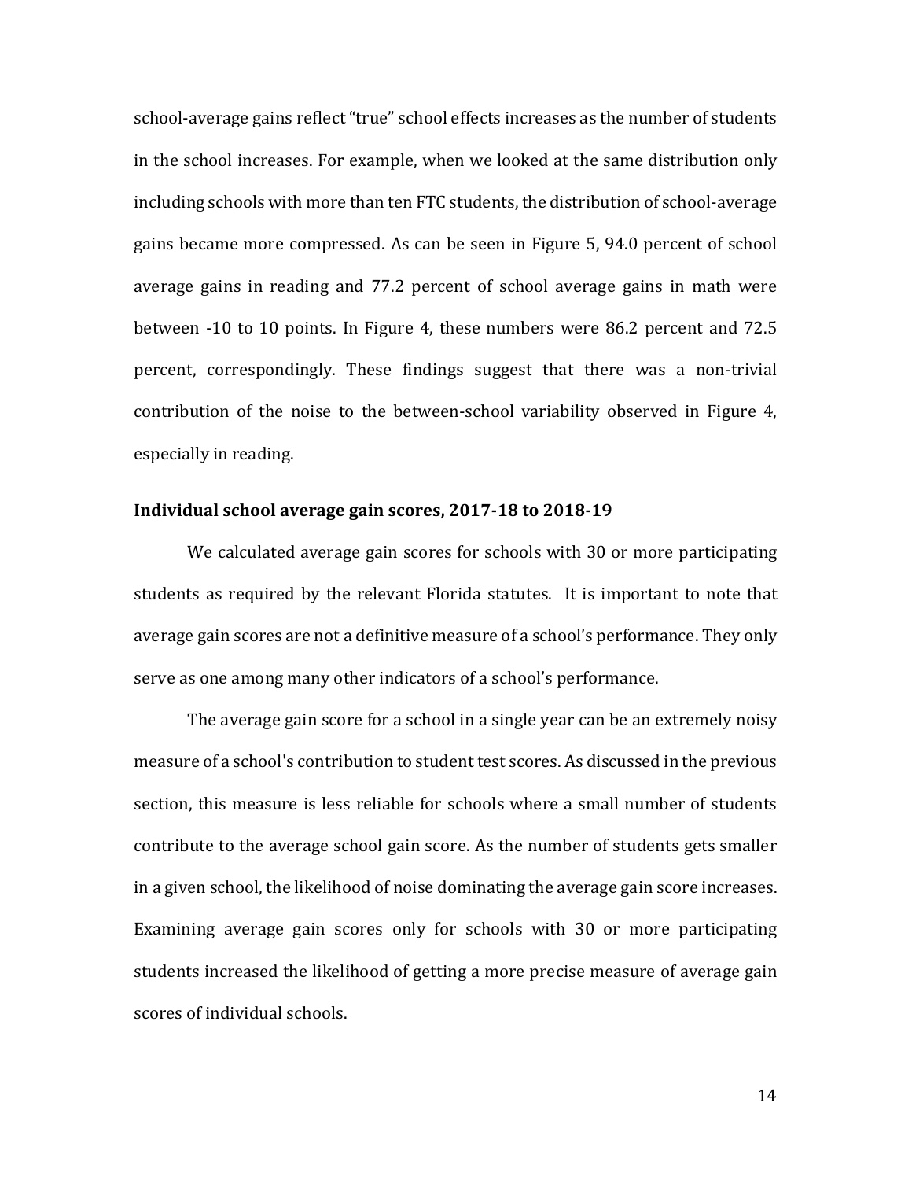school-average gains reflect "true" school effects increases as the number of students in the school increases. For example, when we looked at the same distribution only including schools with more than ten FTC students, the distribution of school-average gains became more compressed. As can be seen in Figure 5, 94.0 percent of school average gains in reading and 77.2 percent of school average gains in math were between -10 to 10 points. In Figure 4, these numbers were 86.2 percent and 72.5 percent, correspondingly. These findings suggest that there was a non-trivial contribution of the noise to the between-school variability observed in Figure 4, especially in reading.

### Individual school average gain scores, 2017-18 to 2018-19

We calculated average gain scores for schools with 30 or more participating students as required by the relevant Florida statutes. It is important to note that average gain scores are not a definitive measure of a school's performance. They only serve as one among many other indicators of a school's performance.

The average gain score for a school in a single year can be an extremely noisy measure of a school's contribution to student test scores. As discussed in the previous section, this measure is less reliable for schools where a small number of students contribute to the average school gain score. As the number of students gets smaller in a given school, the likelihood of noise dominating the average gain score increases. Examining average gain scores only for schools with 30 or more participating students increased the likelihood of getting a more precise measure of average gain scores of individual schools.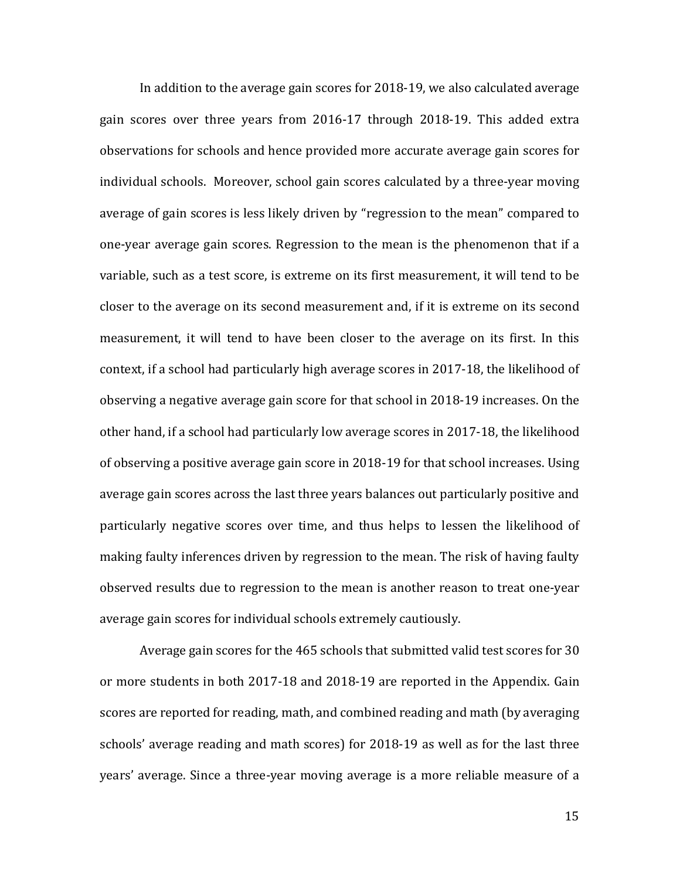In addition to the average gain scores for 2018-19, we also calculated average gain scores over three years from 2016-17 through 2018-19. This added extra observations for schools and hence provided more accurate average gain scores for individual schools. Moreover, school gain scores calculated by a three-year moving average of gain scores is less likely driven by "regression to the mean" compared to one-year average gain scores. Regression to the mean is the phenomenon that if a variable, such as a test score, is extreme on its first measurement, it will tend to be closer to the average on its second measurement and, if it is extreme on its second measurement, it will tend to have been closer to the average on its first. In this context, if a school had particularly high average scores in 2017-18, the likelihood of observing a negative average gain score for that school in 2018-19 increases. On the other hand, if a school had particularly low average scores in 2017-18, the likelihood of observing a positive average gain score in 2018-19 for that school increases. Using average gain scores across the last three years balances out particularly positive and particularly negative scores over time, and thus helps to lessen the likelihood of making faulty inferences driven by regression to the mean. The risk of having faulty observed results due to regression to the mean is another reason to treat one-year average gain scores for individual schools extremely cautiously.

Average gain scores for the 465 schools that submitted valid test scores for 30 or more students in both 2017-18 and 2018-19 are reported in the Appendix. Gain scores are reported for reading, math, and combined reading and math (by averaging schools' average reading and math scores) for 2018-19 as well as for the last three years' average. Since a three-year moving average is a more reliable measure of a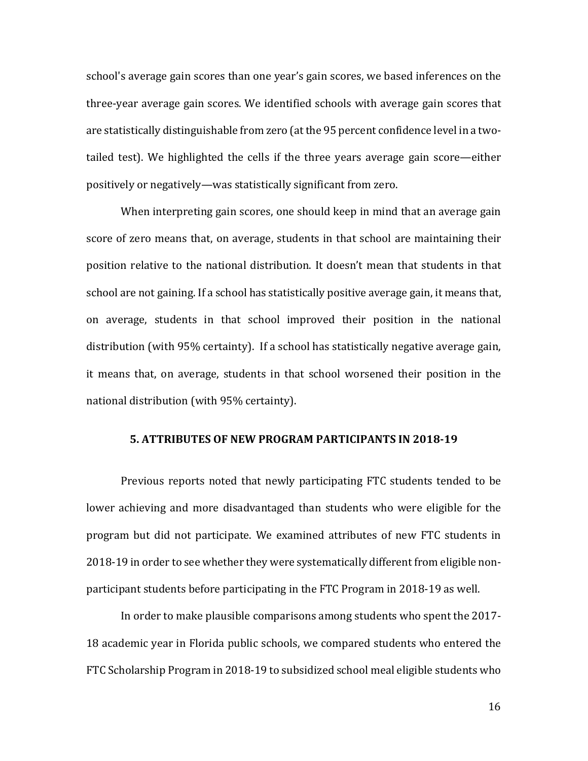school's average gain scores than one year's gain scores, we based inferences on the three-year average gain scores. We identified schools with average gain scores that are statistically distinguishable from zero (at the 95 percent confidence level in a two-tailed test). We highlighted the cells if the three years average gain score—either positively or negatively—was statistically significant from zero.

When interpreting gain scores, one should keep in mind that an average gain score of zero means that, on average, students in that school are maintaining their position relative to the national distribution. It doesn't mean that students in that school are not gaining. If a school has statistically positive average gain, it means that, on average, students in that school improved their position in the national distribution (with 95% certainty). If a school has statistically negative average gain, it means that, on average, students in that school worsened their position in the national distribution (with 95% certainty).

## 5. ATTRIBUTES OF NEW PROGRAM PARTICIPANTS IN 2018-19

Previous reports noted that newly participating FTC students tended to be lower achieving and more disadvantaged than students who were eligible for the program but did not participate. We examined attributes of new FTC students in 2018-19 in order to see whether they were systematically different from eligible non-participant students before participating in the FTC Program in 2018-19 as well.

In order to make plausible comparisons among students who spent the 2017-18 academic year in Florida public schools, we compared students who entered the FTC Scholarship Program in 2018-19 to subsidized school meal eligible students who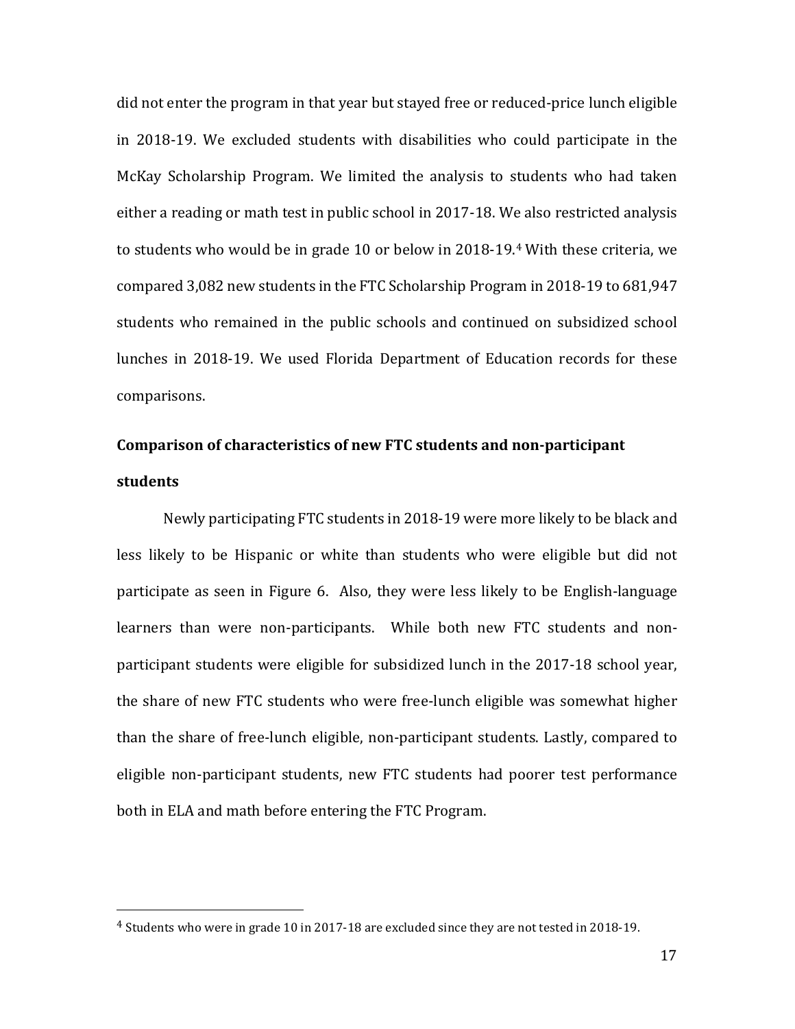did not enter the program in that year but stayed free or reduced-price lunch eligible in 2018-19. We excluded students with disabilities who could participate in the McKay Scholarship Program. We limited the analysis to students who had taken either a reading or math test in public school in 2017-18. We also restricted analysis to students who would be in grade 10 or below in 2018-19.[4] With these criteria, we compared 3,082 new students in the FTC Scholarship Program in 2018-19 to 681,947 students who remained in the public schools and continued on subsidized school lunches in 2018-19. We used Florida Department of Education records for these comparisons.

### Comparison of characteristics of new FTC students and non-participant students

Newly participating FTC students in 2018-19 were more likely to be black and less likely to be Hispanic or white than students who were eligible but did not participate as seen in Figure 6. Also, they were less likely to be English-language learners than were non-participants. While both new FTC students and non-participant students were eligible for subsidized lunch in the 2017-18 school year, the share of new FTC students who were free-lunch eligible was somewhat higher than the share of free-lunch eligible, non-participant students. Lastly, compared to eligible non-participant students, new FTC students had poorer test performance both in ELA and math before entering the FTC Program.

---

[4] Students who were in grade 10 in 2017-18 are excluded since they are not tested in 2018-19.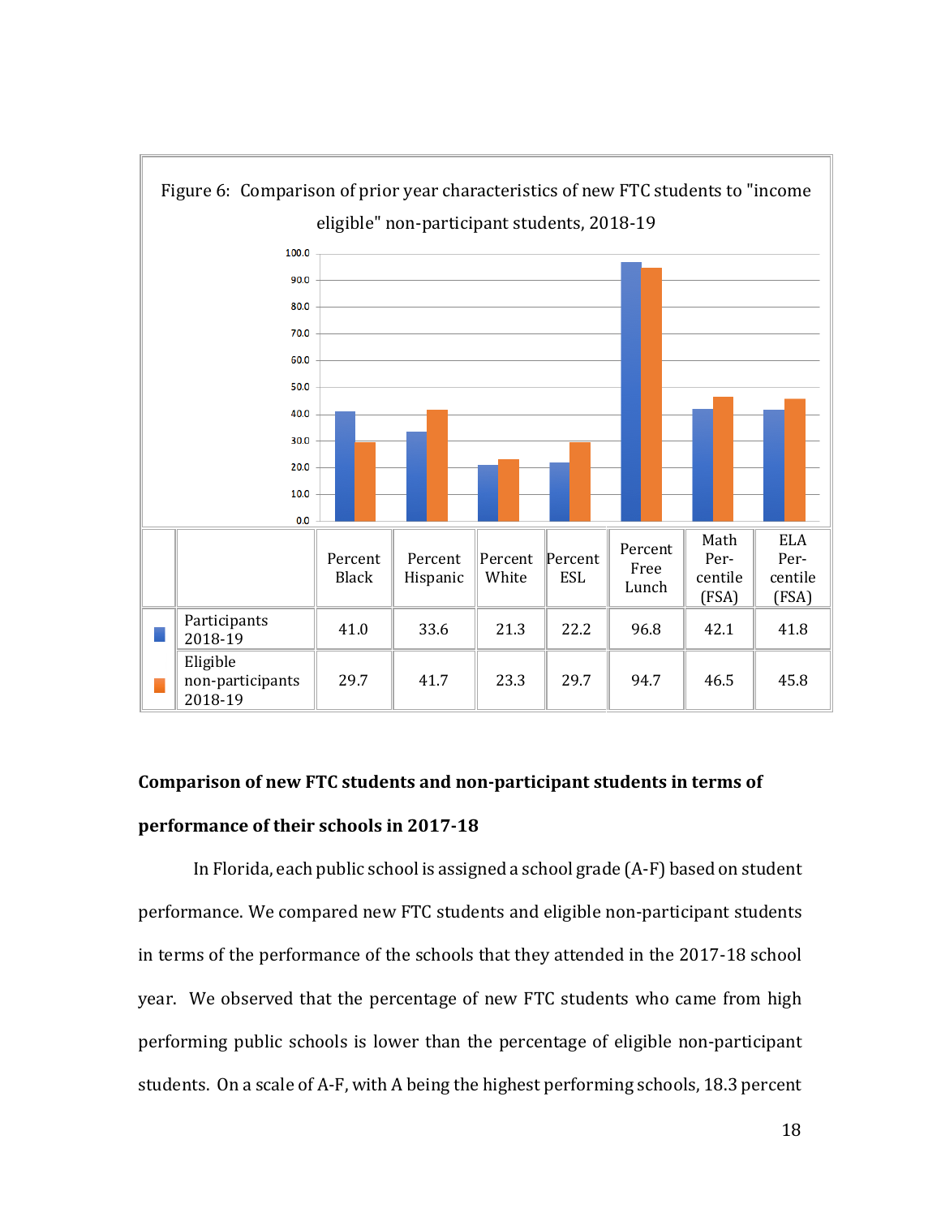Figure 6: Comparison of prior year characteristics of new FTC students to "income eligible" non-participant students, 2018-19

| | Percent Black | Percent Hispanic | Percent White | Percent ESL | Percent Free Lunch | Math Per-centile (FSA) | ELA Per-centile (FSA) |
|---|---|---|---|---|---|---|---|
| Participants 2018-19 | 41.0 | 33.6 | 21.3 | 22.2 | 96.8 | 42.1 | 41.8 |
| Eligible non-participants 2018-19 | 29.7 | 41.7 | 23.3 | 29.7 | 94.7 | 46.5 | 45.8 |

**Comparison of new FTC students and non-participant students in terms of performance of their schools in 2017-18**

In Florida, each public school is assigned a school grade (A-F) based on student performance. We compared new FTC students and eligible non-participant students in terms of the performance of the schools that they attended in the 2017-18 school year. We observed that the percentage of new FTC students who came from high performing public schools is lower than the percentage of eligible non-participant students. On a scale of A-F, with A being the highest performing schools, 18.3 percent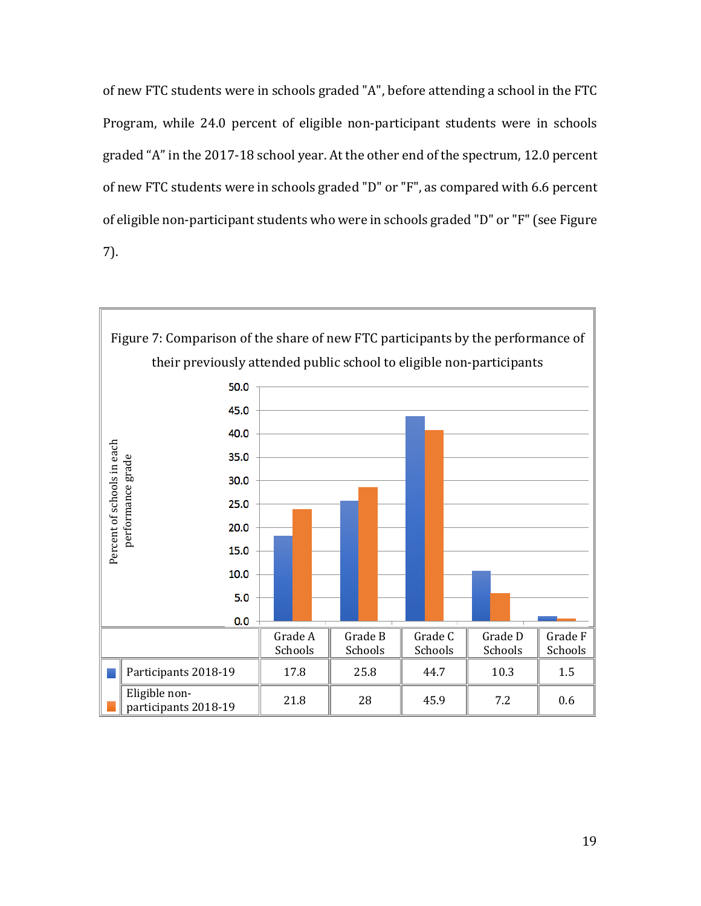of new FTC students were in schools graded "A", before attending a school in the FTC Program, while 24.0 percent of eligible non-participant students were in schools graded “A” in the 2017-18 school year. At the other end of the spectrum, 12.0 percent of new FTC students were in schools graded "D" or "F", as compared with 6.6 percent of eligible non-participant students who were in schools graded "D" or "F" (see Figure 7).

Figure 7: Comparison of the share of new FTC participants by the performance of their previously attended public school to eligible non-participants

| | Grade A Schools | Grade B Schools | Grade C Schools | Grade D Schools | Grade F Schools |
|---|---|---|---|---|---|
| Participants 2018-19 | 17.8 | 25.8 | 44.7 | 10.3 | 1.5 |
| Eligible non-participants 2018-19 | 21.8 | 28 | 45.9 | 7.2 | 0.6 |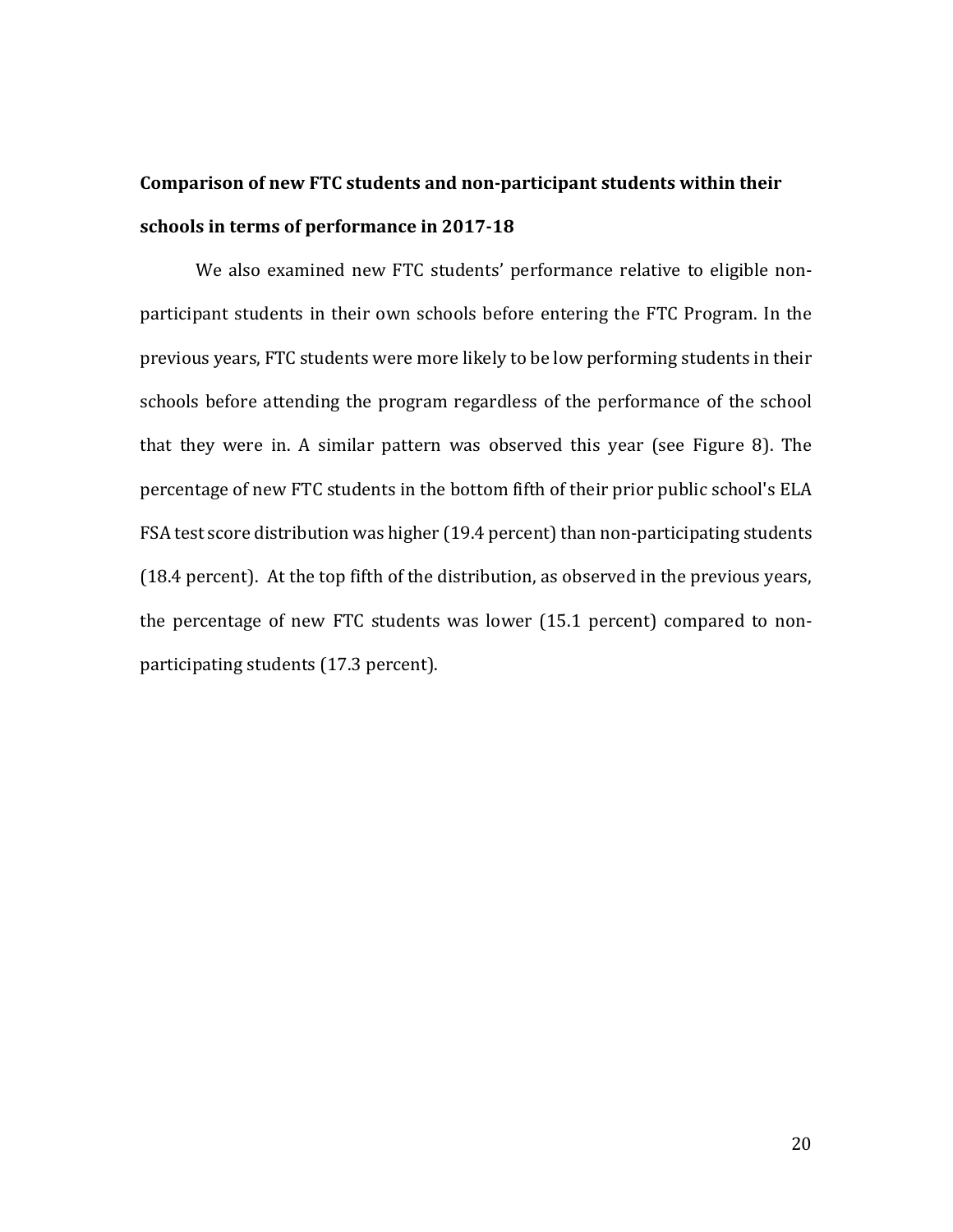### Comparison of new FTC students and non-participant students within their schools in terms of performance in 2017-18

We also examined new FTC students' performance relative to eligible non-participant students in their own schools before entering the FTC Program. In the previous years, FTC students were more likely to be low performing students in their schools before attending the program regardless of the performance of the school that they were in. A similar pattern was observed this year (see Figure 8). The percentage of new FTC students in the bottom fifth of their prior public school's ELA FSA test score distribution was higher (19.4 percent) than non-participating students (18.4 percent). At the top fifth of the distribution, as observed in the previous years, the percentage of new FTC students was lower (15.1 percent) compared to non-participating students (17.3 percent).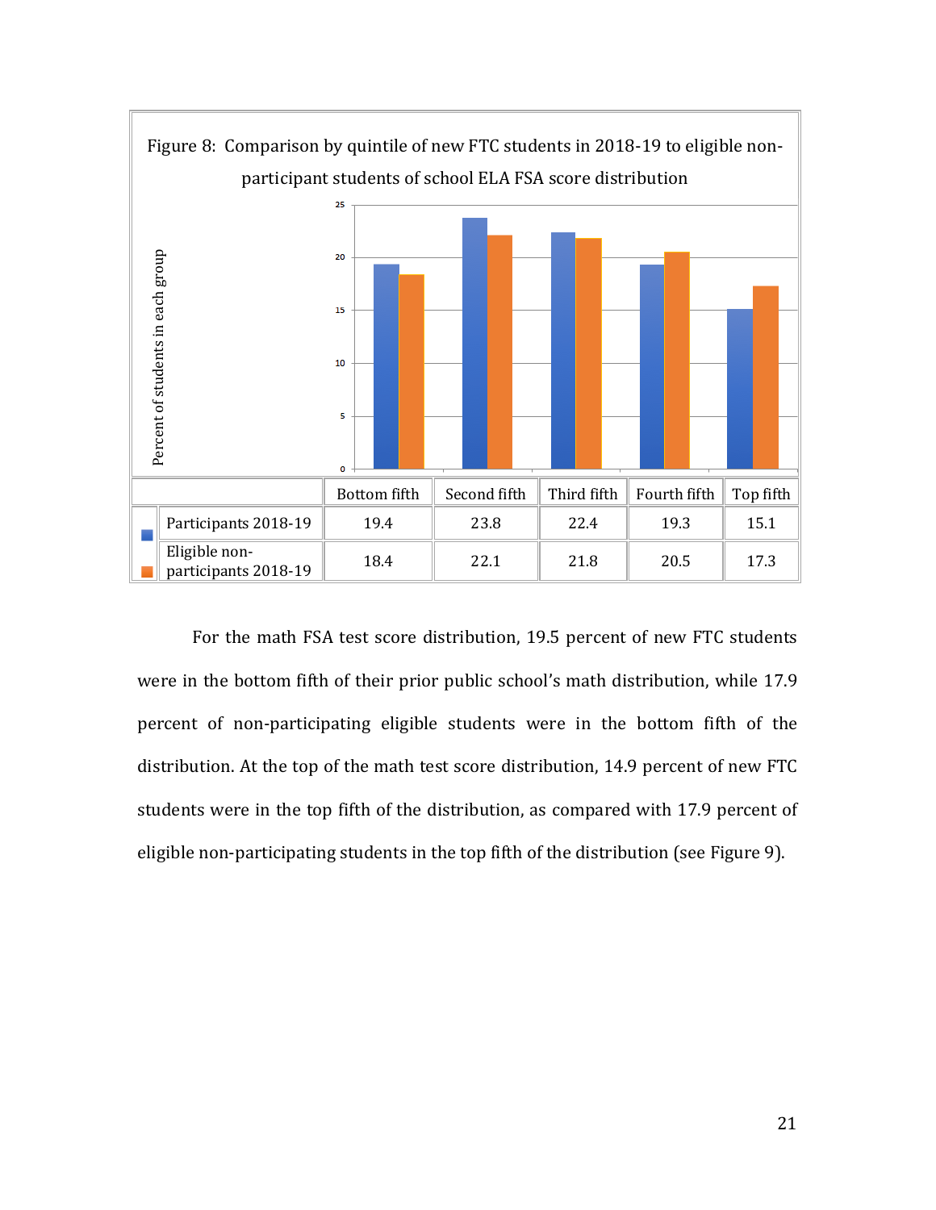Figure 8: Comparison by quintile of new FTC students in 2018-19 to eligible non-participant students of school ELA FSA score distribution

| | Bottom fifth | Second fifth | Third fifth | Fourth fifth | Top fifth |
|---|---|---|---|---|---|
| Participants 2018-19 | 19.4 | 23.8 | 22.4 | 19.3 | 15.1 |
| Eligible non-participants 2018-19 | 18.4 | 22.1 | 21.8 | 20.5 | 17.3 |

For the math FSA test score distribution, 19.5 percent of new FTC students were in the bottom fifth of their prior public school's math distribution, while 17.9 percent of non-participating eligible students were in the bottom fifth of the distribution. At the top of the math test score distribution, 14.9 percent of new FTC students were in the top fifth of the distribution, as compared with 17.9 percent of eligible non-participating students in the top fifth of the distribution (see Figure 9).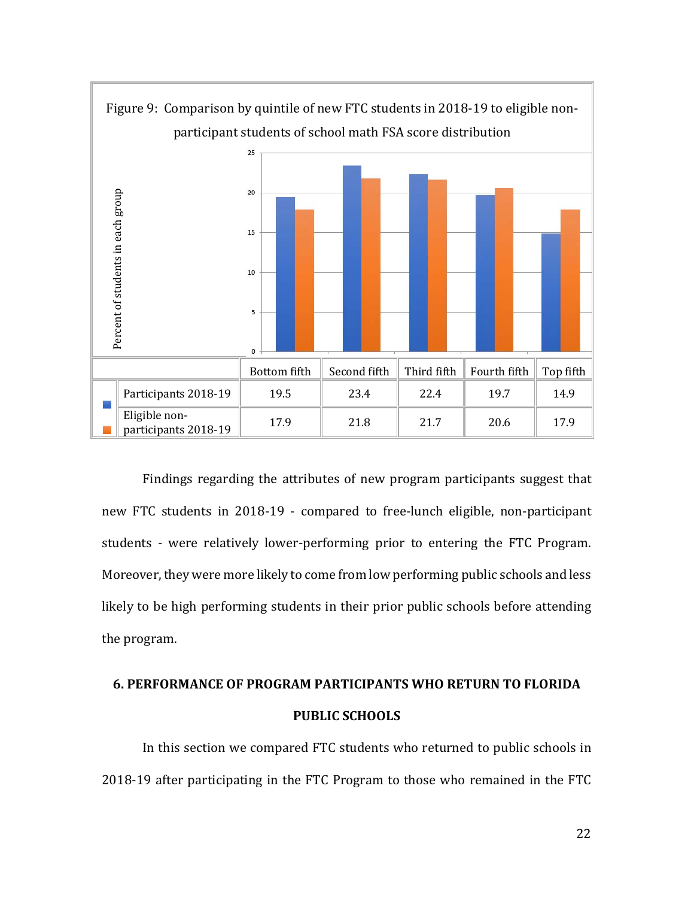Figure 9: Comparison by quintile of new FTC students in 2018-19 to eligible non-participant students of school math FSA score distribution

| | Bottom fifth | Second fifth | Third fifth | Fourth fifth | Top fifth |
|---|---|---|---|---|---|
| Participants 2018-19 | 19.5 | 23.4 | 22.4 | 19.7 | 14.9 |
| Eligible non-participants 2018-19 | 17.9 | 21.8 | 21.7 | 20.6 | 17.9 |

Findings regarding the attributes of new program participants suggest that new FTC students in 2018-19 - compared to free-lunch eligible, non-participant students - were relatively lower-performing prior to entering the FTC Program. Moreover, they were more likely to come from low performing public schools and less likely to be high performing students in their prior public schools before attending the program.

## 6. PERFORMANCE OF PROGRAM PARTICIPANTS WHO RETURN TO FLORIDA PUBLIC SCHOOLS

In this section we compared FTC students who returned to public schools in 2018-19 after participating in the FTC Program to those who remained in the FTC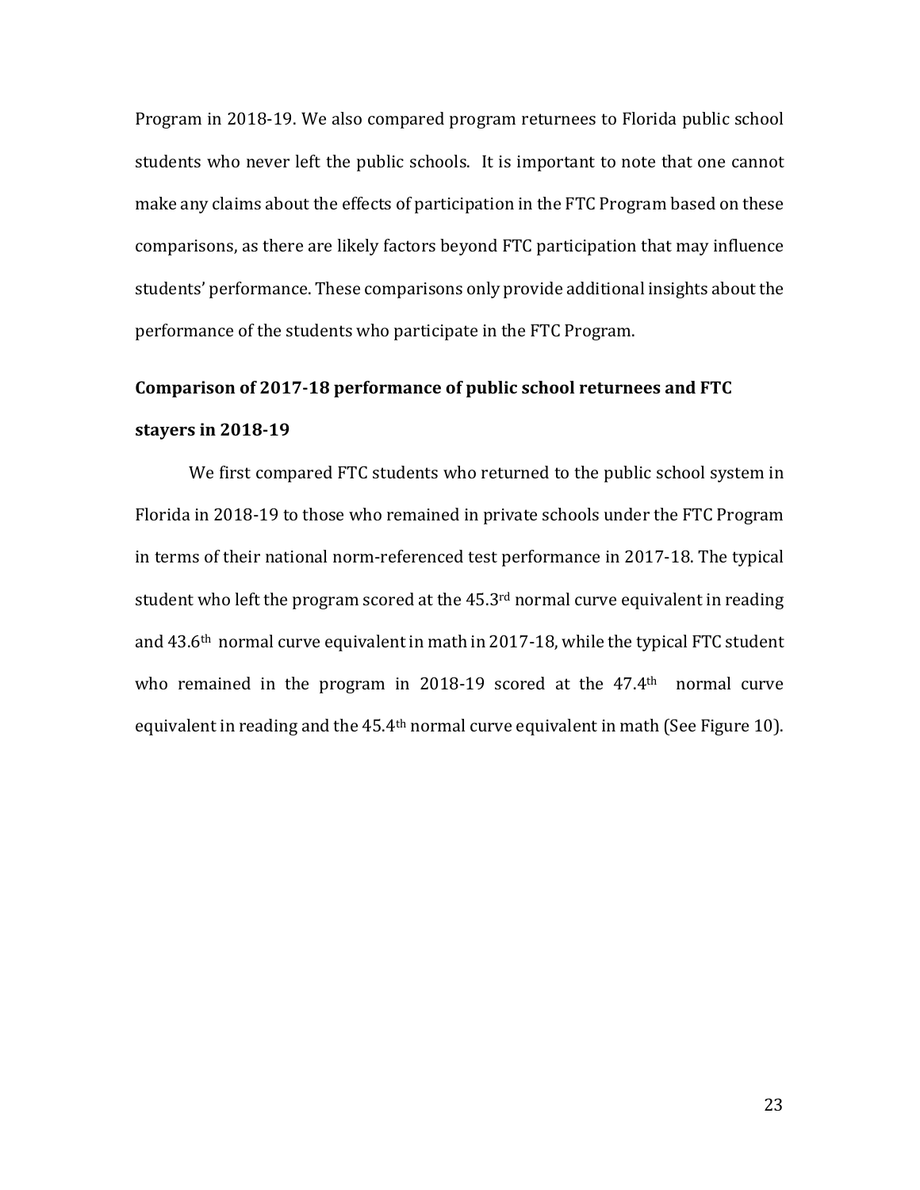Program in 2018-19. We also compared program returnees to Florida public school students who never left the public schools. It is important to note that one cannot make any claims about the effects of participation in the FTC Program based on these comparisons, as there are likely factors beyond FTC participation that may influence students' performance. These comparisons only provide additional insights about the performance of the students who participate in the FTC Program.

## Comparison of 2017-18 performance of public school returnees and FTC stayers in 2018-19

We first compared FTC students who returned to the public school system in Florida in 2018-19 to those who remained in private schools under the FTC Program in terms of their national norm-referenced test performance in 2017-18. The typical student who left the program scored at the 45.3rd normal curve equivalent in reading and 43.6th normal curve equivalent in math in 2017-18, while the typical FTC student who remained in the program in 2018-19 scored at the 47.4th normal curve equivalent in reading and the 45.4th normal curve equivalent in math (See Figure 10).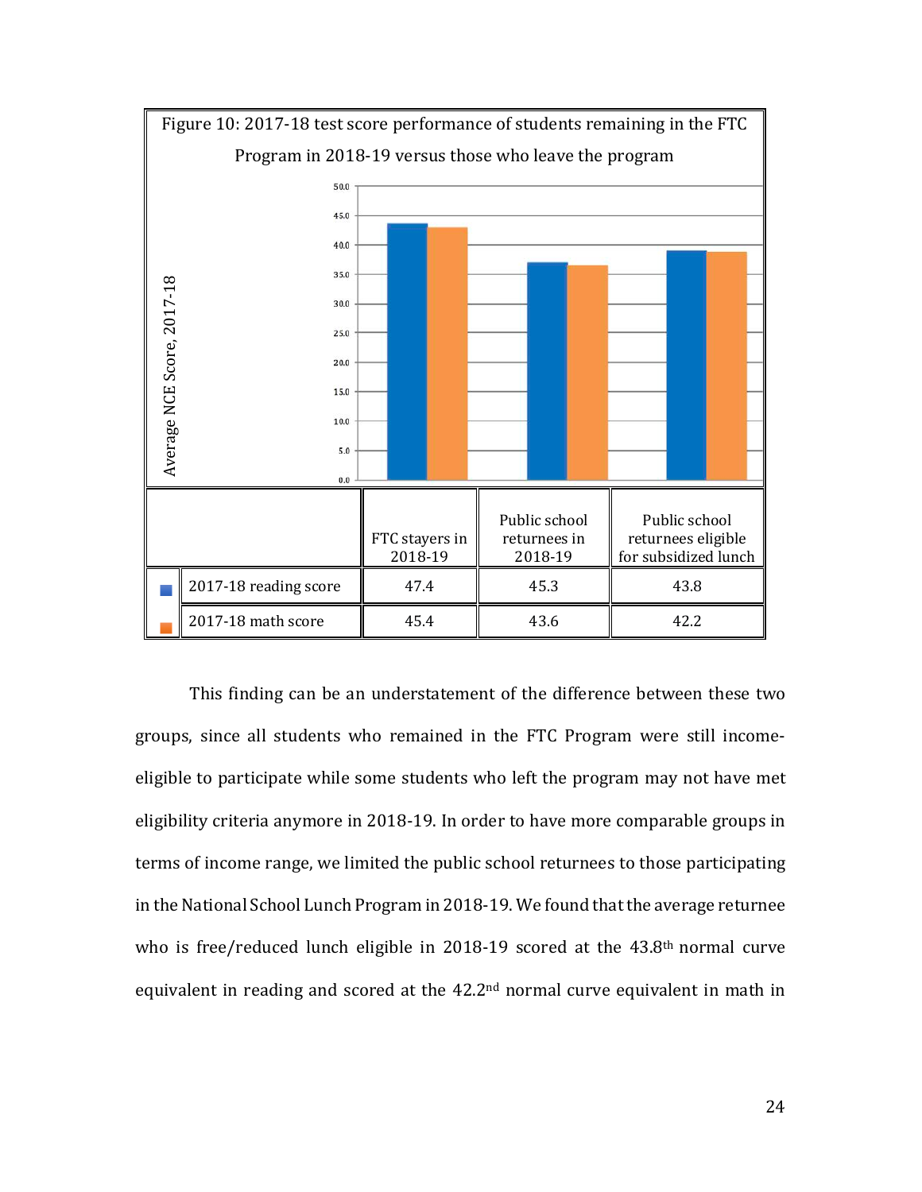Figure 10: 2017-18 test score performance of students remaining in the FTC Program in 2018-19 versus those who leave the program

| | FTC stayers in 2018-19 | Public school returnees in 2018-19 | Public school returnees eligible for subsidized lunch |
|---|---|---|---|
| 2017-18 reading score | 47.4 | 45.3 | 43.8 |
| 2017-18 math score | 45.4 | 43.6 | 42.2 |

This finding can be an understatement of the difference between these two groups, since all students who remained in the FTC Program were still income-eligible to participate while some students who left the program may not have met eligibility criteria anymore in 2018-19. In order to have more comparable groups in terms of income range, we limited the public school returnees to those participating in the National School Lunch Program in 2018-19. We found that the average returnee who is free/reduced lunch eligible in 2018-19 scored at the 43.8th normal curve equivalent in reading and scored at the 42.2nd normal curve equivalent in math in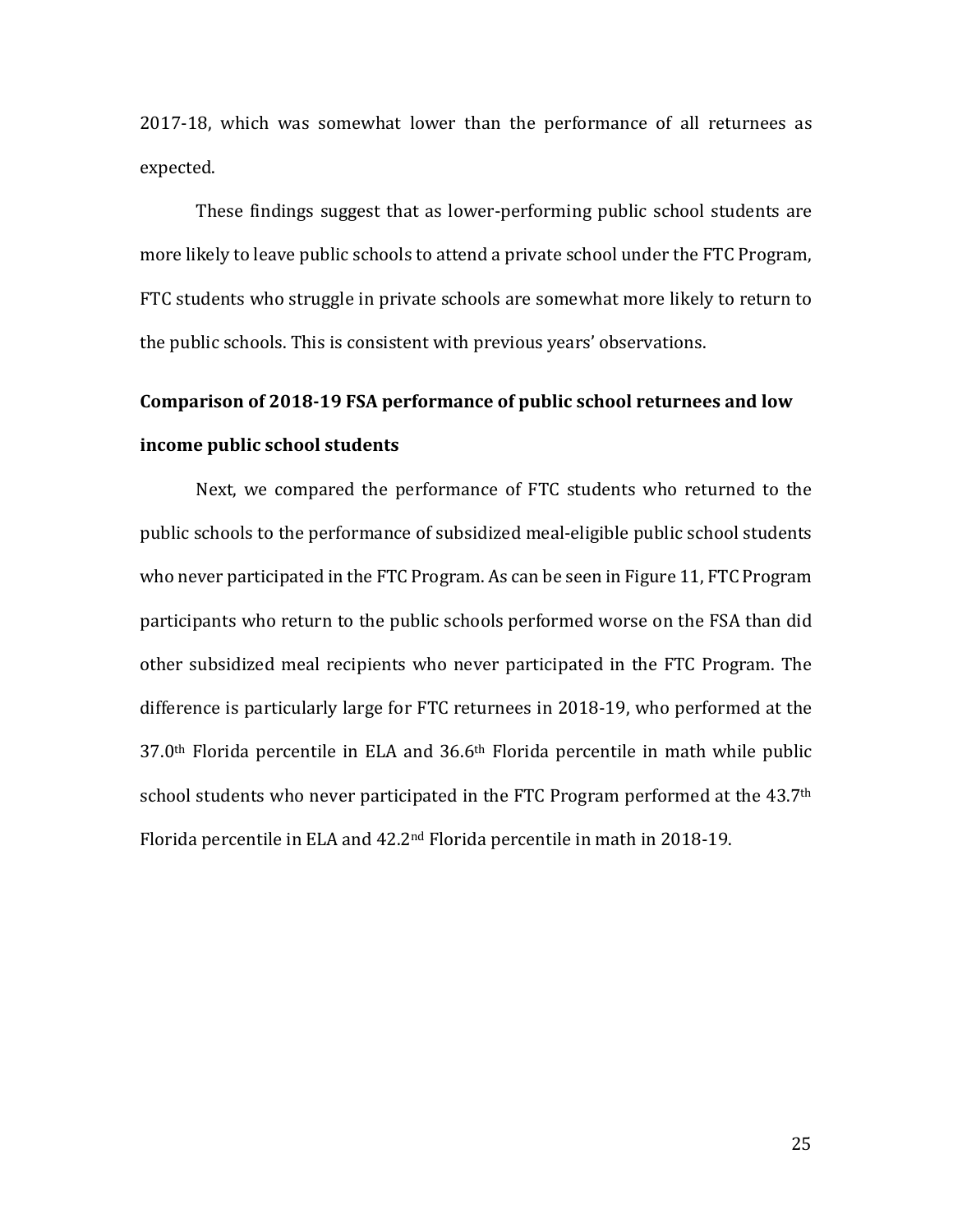2017-18, which was somewhat lower than the performance of all returnees as expected.

These findings suggest that as lower-performing public school students are more likely to leave public schools to attend a private school under the FTC Program, FTC students who struggle in private schools are somewhat more likely to return to the public schools. This is consistent with previous years' observations.

**Comparison of 2018-19 FSA performance of public school returnees and low income public school students**

Next, we compared the performance of FTC students who returned to the public schools to the performance of subsidized meal-eligible public school students who never participated in the FTC Program. As can be seen in Figure 11, FTC Program participants who return to the public schools performed worse on the FSA than did other subsidized meal recipients who never participated in the FTC Program. The difference is particularly large for FTC returnees in 2018-19, who performed at the 37.0th Florida percentile in ELA and 36.6th Florida percentile in math while public school students who never participated in the FTC Program performed at the 43.7th Florida percentile in ELA and 42.2nd Florida percentile in math in 2018-19.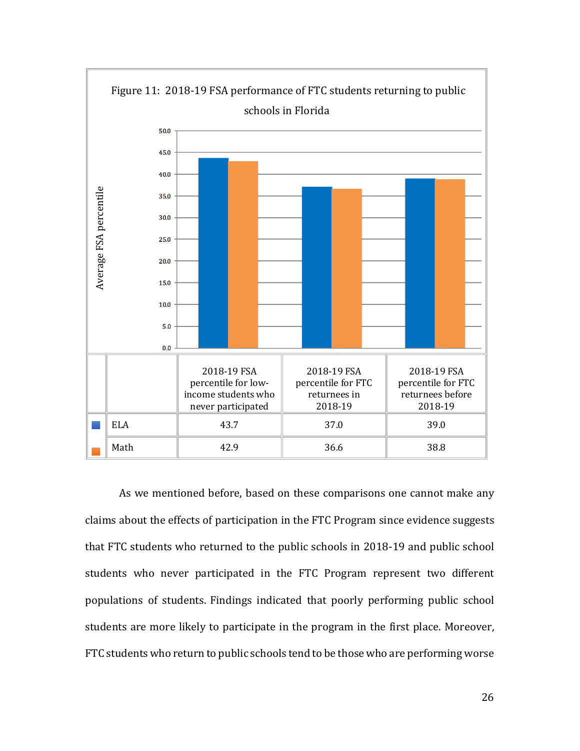Figure 11: 2018-19 FSA performance of FTC students returning to public schools in Florida

| | 2018-19 FSA percentile for low-income students who never participated | 2018-19 FSA percentile for FTC returnees in 2018-19 | 2018-19 FSA percentile for FTC returnees before 2018-19 |
|---|---|---|---|
| ELA | 43.7 | 37.0 | 39.0 |
| Math | 42.9 | 36.6 | 38.8 |

As we mentioned before, based on these comparisons one cannot make any claims about the effects of participation in the FTC Program since evidence suggests that FTC students who returned to the public schools in 2018-19 and public school students who never participated in the FTC Program represent two different populations of students. Findings indicated that poorly performing public school students are more likely to participate in the program in the first place. Moreover, FTC students who return to public schools tend to be those who are performing worse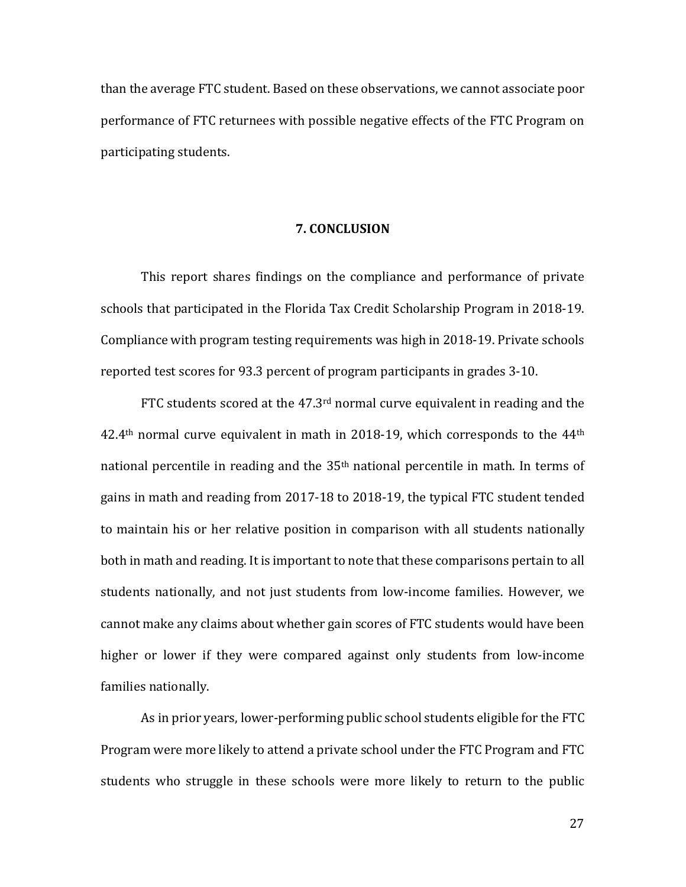than the average FTC student. Based on these observations, we cannot associate poor performance of FTC returnees with possible negative effects of the FTC Program on participating students.

## 7. CONCLUSION

This report shares findings on the compliance and performance of private schools that participated in the Florida Tax Credit Scholarship Program in 2018-19. Compliance with program testing requirements was high in 2018-19. Private schools reported test scores for 93.3 percent of program participants in grades 3-10.

FTC students scored at the 47.3rd normal curve equivalent in reading and the 42.4th normal curve equivalent in math in 2018-19, which corresponds to the 44th national percentile in reading and the 35th national percentile in math. In terms of gains in math and reading from 2017-18 to 2018-19, the typical FTC student tended to maintain his or her relative position in comparison with all students nationally both in math and reading. It is important to note that these comparisons pertain to all students nationally, and not just students from low-income families. However, we cannot make any claims about whether gain scores of FTC students would have been higher or lower if they were compared against only students from low-income families nationally.

As in prior years, lower-performing public school students eligible for the FTC Program were more likely to attend a private school under the FTC Program and FTC students who struggle in these schools were more likely to return to the public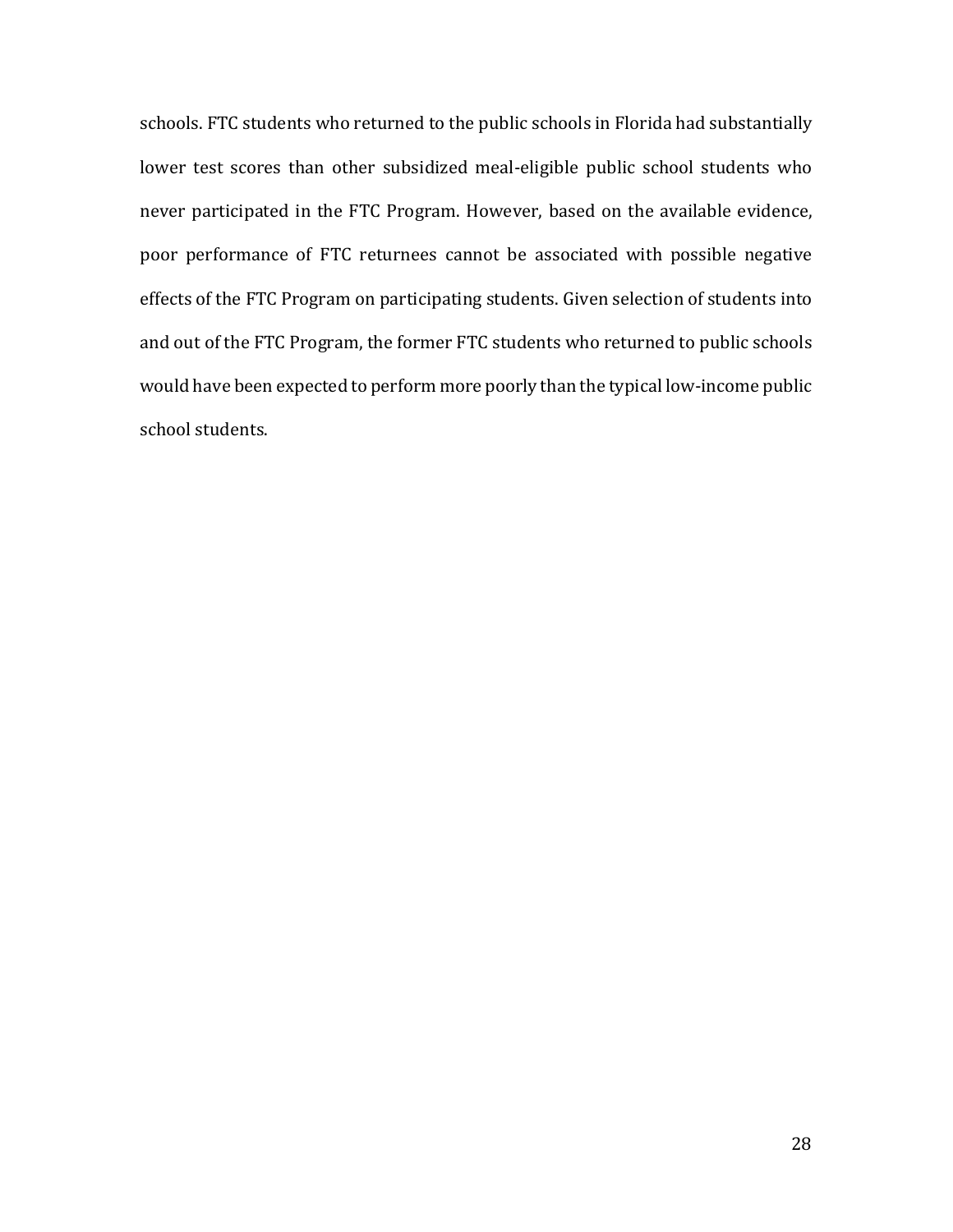schools. FTC students who returned to the public schools in Florida had substantially lower test scores than other subsidized meal-eligible public school students who never participated in the FTC Program. However, based on the available evidence, poor performance of FTC returnees cannot be associated with possible negative effects of the FTC Program on participating students. Given selection of students into and out of the FTC Program, the former FTC students who returned to public schools would have been expected to perform more poorly than the typical low-income public school students.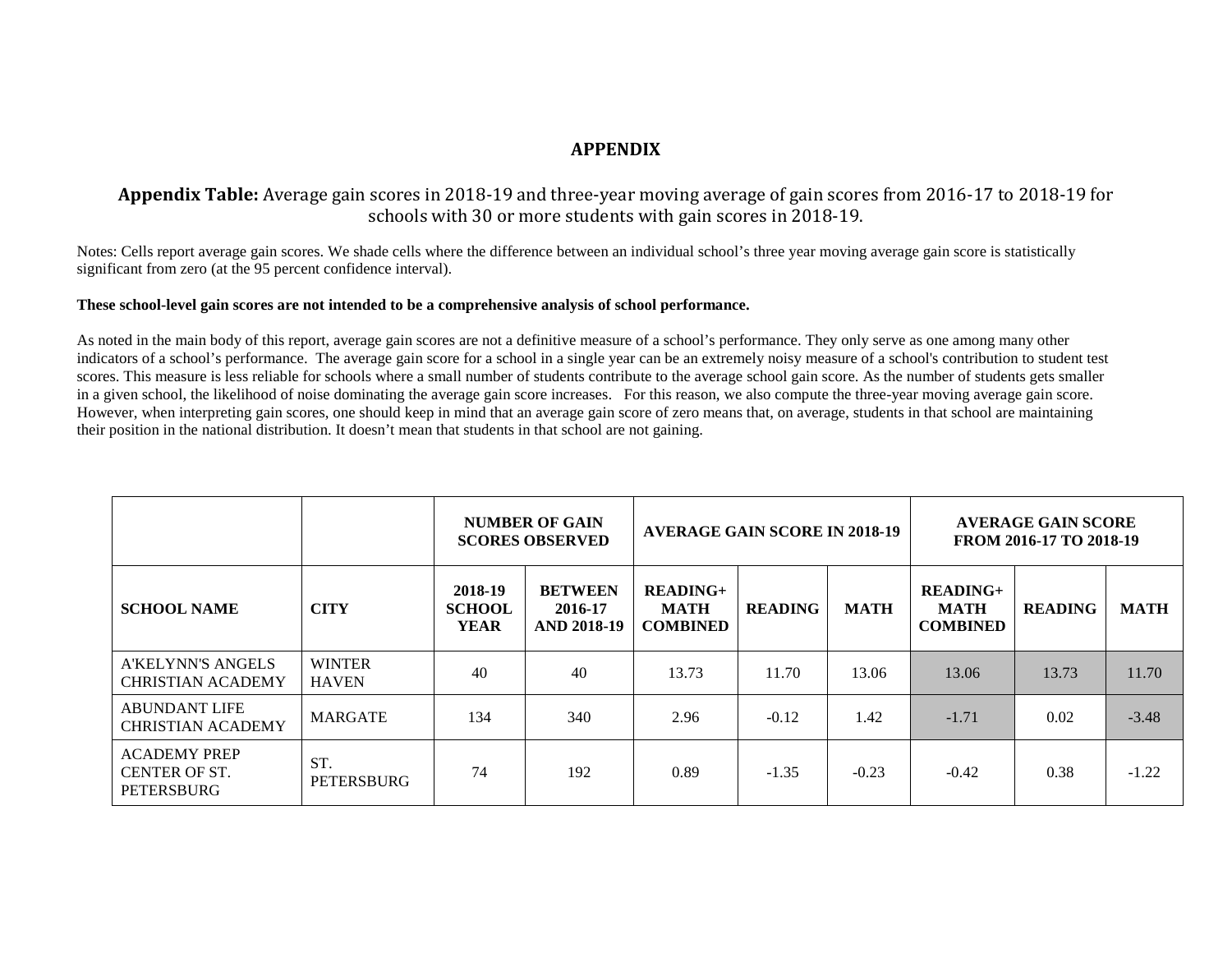# APPENDIX

**Appendix Table:** Average gain scores in 2018-19 and three-year moving average of gain scores from 2016-17 to 2018-19 for schools with 30 or more students with gain scores in 2018-19.

Notes: Cells report average gain scores. We shade cells where the difference between an individual school's three year moving average gain score is statistically significant from zero (at the 95 percent confidence interval).

**These school-level gain scores are not intended to be a comprehensive analysis of school performance.**

As noted in the main body of this report, average gain scores are not a definitive measure of a school's performance. They only serve as one among many other indicators of a school's performance. The average gain score for a school in a single year can be an extremely noisy measure of a school's contribution to student test scores. This measure is less reliable for schools where a small number of students contribute to the average school gain score. As the number of students gets smaller in a given school, the likelihood of noise dominating the average gain score increases. For this reason, we also compute the three-year moving average gain score. However, when interpreting gain scores, one should keep in mind that an average gain score of zero means that, on average, students in that school are maintaining their position in the national distribution. It doesn't mean that students in that school are not gaining.

| | | NUMBER OF GAIN SCORES OBSERVED | | AVERAGE GAIN SCORE IN 2018-19 | | | AVERAGE GAIN SCORE FROM 2016-17 TO 2018-19 | | |
|---|---|---|---|---|---|---|---|---|---|
| **SCHOOL NAME** | **CITY** | **2018-19 SCHOOL YEAR** | **BETWEEN 2016-17 AND 2018-19** | **READING+ MATH COMBINED** | **READING** | **MATH** | **READING+ MATH COMBINED** | **READING** | **MATH** |
| A'KELYNN'S ANGELS CHRISTIAN ACADEMY | WINTER HAVEN | 40 | 40 | 13.73 | 11.70 | 13.06 | 13.06 | 13.73 | 11.70 |
| ABUNDANT LIFE CHRISTIAN ACADEMY | MARGATE | 134 | 340 | 2.96 | -0.12 | 1.42 | -1.71 | 0.02 | -3.48 |
| ACADEMY PREP CENTER OF ST. PETERSBURG | ST. PETERSBURG | 74 | 192 | 0.89 | -1.35 | -0.23 | -0.42 | 0.38 | -1.22 |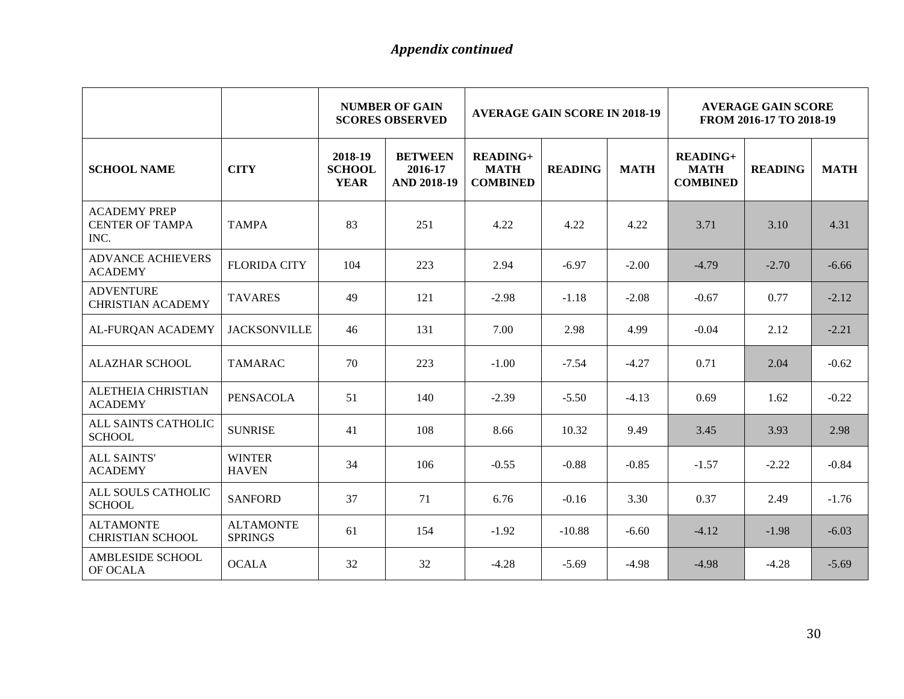*Appendix continued*

| | | NUMBER OF GAIN SCORES OBSERVED | | AVERAGE GAIN SCORE IN 2018-19 | | | AVERAGE GAIN SCORE FROM 2016-17 TO 2018-19 | | |
|---|---|---|---|---|---|---|---|---|---|
| **SCHOOL NAME** | **CITY** | **2018-19 SCHOOL YEAR** | **BETWEEN 2016-17 AND 2018-19** | **READING+ MATH COMBINED** | **READING** | **MATH** | **READING+ MATH COMBINED** | **READING** | **MATH** |
| ACADEMY PREP CENTER OF TAMPA INC. | TAMPA | 83 | 251 | 4.22 | 4.22 | 4.22 | 3.71 | 3.10 | 4.31 |
| ADVANCE ACHIEVERS ACADEMY | FLORIDA CITY | 104 | 223 | 2.94 | -6.97 | -2.00 | -4.79 | -2.70 | -6.66 |
| ADVENTURE CHRISTIAN ACADEMY | TAVARES | 49 | 121 | -2.98 | -1.18 | -2.08 | -0.67 | 0.77 | -2.12 |
| AL-FURQAN ACADEMY | JACKSONVILLE | 46 | 131 | 7.00 | 2.98 | 4.99 | -0.04 | 2.12 | -2.21 |
| ALAZHAR SCHOOL | TAMARAC | 70 | 223 | -1.00 | -7.54 | -4.27 | 0.71 | 2.04 | -0.62 |
| ALETHEIA CHRISTIAN ACADEMY | PENSACOLA | 51 | 140 | -2.39 | -5.50 | -4.13 | 0.69 | 1.62 | -0.22 |
| ALL SAINTS CATHOLIC SCHOOL | SUNRISE | 41 | 108 | 8.66 | 10.32 | 9.49 | 3.45 | 3.93 | 2.98 |
| ALL SAINTS' ACADEMY | WINTER HAVEN | 34 | 106 | -0.55 | -0.88 | -0.85 | -1.57 | -2.22 | -0.84 |
| ALL SOULS CATHOLIC SCHOOL | SANFORD | 37 | 71 | 6.76 | -0.16 | 3.30 | 0.37 | 2.49 | -1.76 |
| ALTAMONTE CHRISTIAN SCHOOL | ALTAMONTE SPRINGS | 61 | 154 | -1.92 | -10.88 | -6.60 | -4.12 | -1.98 | -6.03 |
| AMBLESIDE SCHOOL OF OCALA | OCALA | 32 | 32 | -4.28 | -5.69 | -4.98 | -4.98 | -4.28 | -5.69 |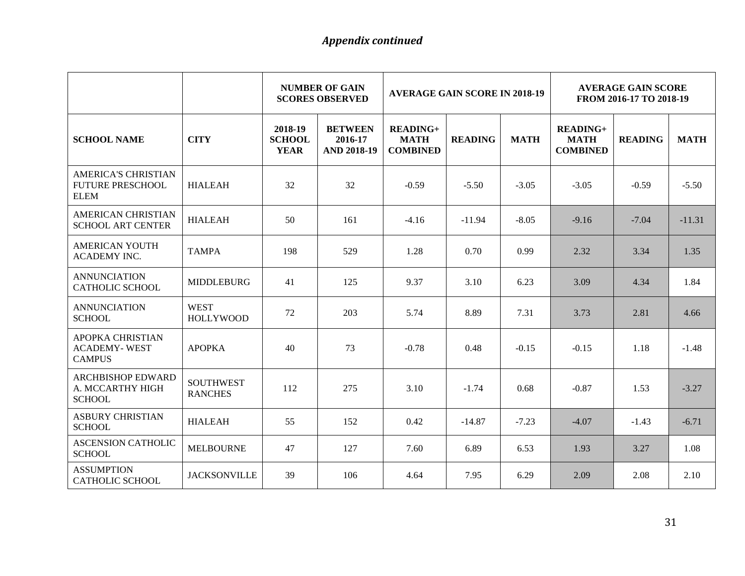*Appendix continued*

| | | NUMBER OF GAIN SCORES OBSERVED | | AVERAGE GAIN SCORE IN 2018-19 | | | AVERAGE GAIN SCORE FROM 2016-17 TO 2018-19 | | |
|---|---|---|---|---|---|---|---|---|---|
| **SCHOOL NAME** | **CITY** | **2018-19 SCHOOL YEAR** | **BETWEEN 2016-17 AND 2018-19** | **READING+ MATH COMBINED** | **READING** | **MATH** | **READING+ MATH COMBINED** | **READING** | **MATH** |
| AMERICA'S CHRISTIAN FUTURE PRESCHOOL ELEM | HIALEAH | 32 | 32 | -0.59 | -5.50 | -3.05 | -3.05 | -0.59 | -5.50 |
| AMERICAN CHRISTIAN SCHOOL ART CENTER | HIALEAH | 50 | 161 | -4.16 | -11.94 | -8.05 | -9.16 | -7.04 | -11.31 |
| AMERICAN YOUTH ACADEMY INC. | TAMPA | 198 | 529 | 1.28 | 0.70 | 0.99 | 2.32 | 3.34 | 1.35 |
| ANNUNCIATION CATHOLIC SCHOOL | MIDDLEBURG | 41 | 125 | 9.37 | 3.10 | 6.23 | 3.09 | 4.34 | 1.84 |
| ANNUNCIATION SCHOOL | WEST HOLLYWOOD | 72 | 203 | 5.74 | 8.89 | 7.31 | 3.73 | 2.81 | 4.66 |
| APOPKA CHRISTIAN ACADEMY- WEST CAMPUS | APOPKA | 40 | 73 | -0.78 | 0.48 | -0.15 | -0.15 | 1.18 | -1.48 |
| ARCHBISHOP EDWARD A. MCCARTHY HIGH SCHOOL | SOUTHWEST RANCHES | 112 | 275 | 3.10 | -1.74 | 0.68 | -0.87 | 1.53 | -3.27 |
| ASBURY CHRISTIAN SCHOOL | HIALEAH | 55 | 152 | 0.42 | -14.87 | -7.23 | -4.07 | -1.43 | -6.71 |
| ASCENSION CATHOLIC SCHOOL | MELBOURNE | 47 | 127 | 7.60 | 6.89 | 6.53 | 1.93 | 3.27 | 1.08 |
| ASSUMPTION CATHOLIC SCHOOL | JACKSONVILLE | 39 | 106 | 4.64 | 7.95 | 6.29 | 2.09 | 2.08 | 2.10 |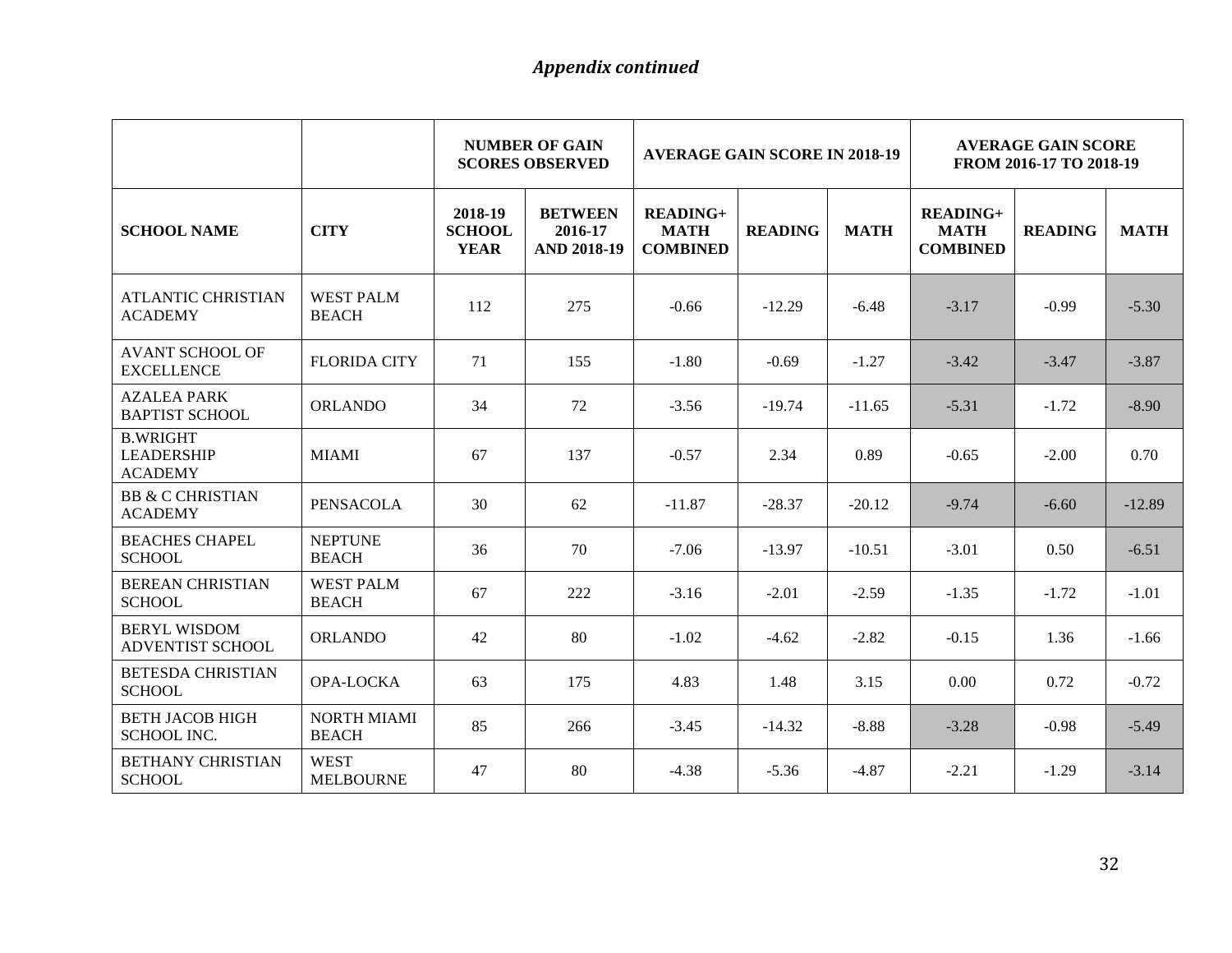*Appendix continued*

| | | NUMBER OF GAIN SCORES OBSERVED | | AVERAGE GAIN SCORE IN 2018-19 | | | AVERAGE GAIN SCORE FROM 2016-17 TO 2018-19 | | |
|---|---|---|---|---|---|---|---|---|---|
| **SCHOOL NAME** | **CITY** | **2018-19 SCHOOL YEAR** | **BETWEEN 2016-17 AND 2018-19** | **READING+ MATH COMBINED** | **READING** | **MATH** | **READING+ MATH COMBINED** | **READING** | **MATH** |
| ATLANTIC CHRISTIAN ACADEMY | WEST PALM BEACH | 112 | 275 | -0.66 | -12.29 | -6.48 | -3.17 | -0.99 | -5.30 |
| AVANT SCHOOL OF EXCELLENCE | FLORIDA CITY | 71 | 155 | -1.80 | -0.69 | -1.27 | -3.42 | -3.47 | -3.87 |
| AZALEA PARK BAPTIST SCHOOL | ORLANDO | 34 | 72 | -3.56 | -19.74 | -11.65 | -5.31 | -1.72 | -8.90 |
| B.WRIGHT LEADERSHIP ACADEMY | MIAMI | 67 | 137 | -0.57 | 2.34 | 0.89 | -0.65 | -2.00 | 0.70 |
| BB & C CHRISTIAN ACADEMY | PENSACOLA | 30 | 62 | -11.87 | -28.37 | -20.12 | -9.74 | -6.60 | -12.89 |
| BEACHES CHAPEL SCHOOL | NEPTUNE BEACH | 36 | 70 | -7.06 | -13.97 | -10.51 | -3.01 | 0.50 | -6.51 |
| BEREAN CHRISTIAN SCHOOL | WEST PALM BEACH | 67 | 222 | -3.16 | -2.01 | -2.59 | -1.35 | -1.72 | -1.01 |
| BERYL WISDOM ADVENTIST SCHOOL | ORLANDO | 42 | 80 | -1.02 | -4.62 | -2.82 | -0.15 | 1.36 | -1.66 |
| BETESDA CHRISTIAN SCHOOL | OPA-LOCKA | 63 | 175 | 4.83 | 1.48 | 3.15 | 0.00 | 0.72 | -0.72 |
| BETH JACOB HIGH SCHOOL INC. | NORTH MIAMI BEACH | 85 | 266 | -3.45 | -14.32 | -8.88 | -3.28 | -0.98 | -5.49 |
| BETHANY CHRISTIAN SCHOOL | WEST MELBOURNE | 47 | 80 | -4.38 | -5.36 | -4.87 | -2.21 | -1.29 | -3.14 |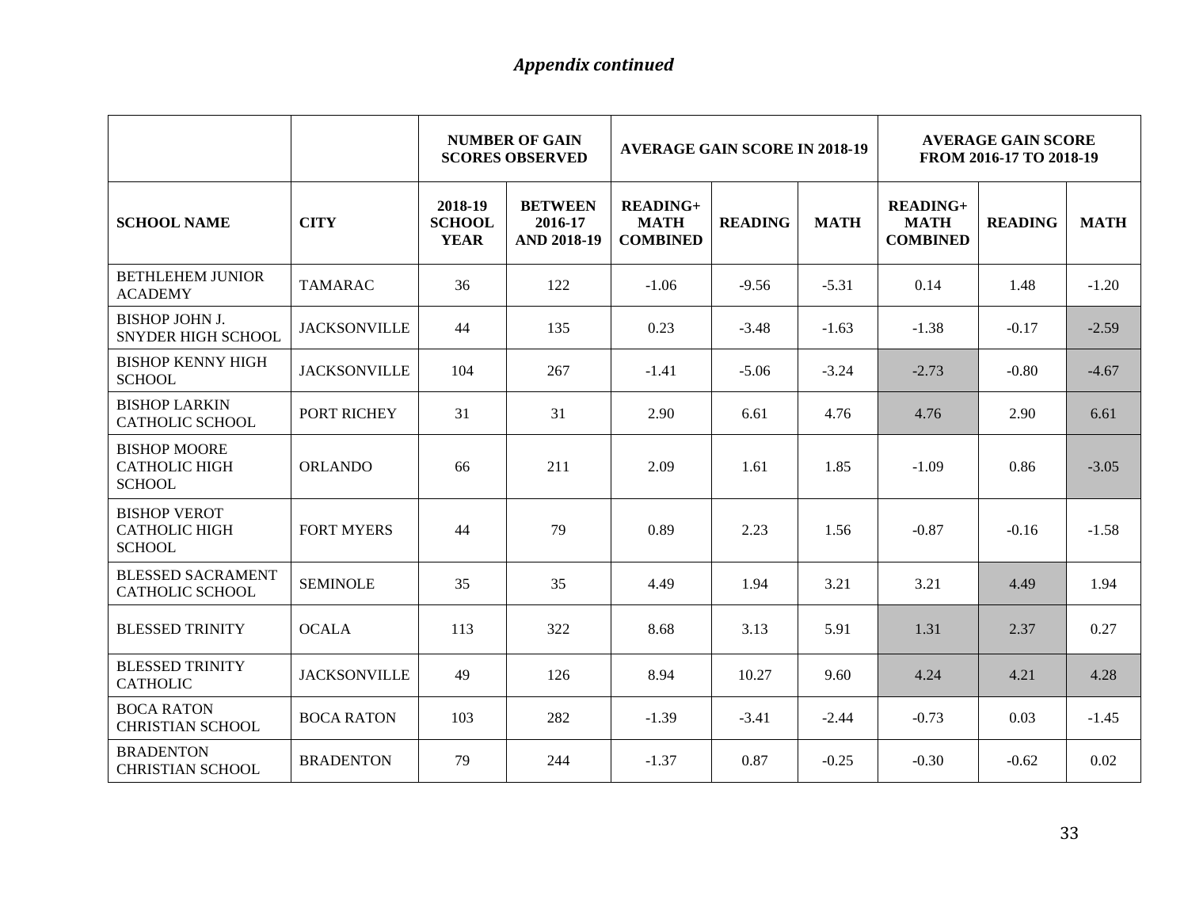*Appendix continued*

| | | NUMBER OF GAIN SCORES OBSERVED | | AVERAGE GAIN SCORE IN 2018-19 | | | AVERAGE GAIN SCORE FROM 2016-17 TO 2018-19 | | |
|---|---|---|---|---|---|---|---|---|---|
| **SCHOOL NAME** | **CITY** | **2018-19 SCHOOL YEAR** | **BETWEEN 2016-17 AND 2018-19** | **READING+ MATH COMBINED** | **READING** | **MATH** | **READING+ MATH COMBINED** | **READING** | **MATH** |
| BETHLEHEM JUNIOR ACADEMY | TAMARAC | 36 | 122 | -1.06 | -9.56 | -5.31 | 0.14 | 1.48 | -1.20 |
| BISHOP JOHN J. SNYDER HIGH SCHOOL | JACKSONVILLE | 44 | 135 | 0.23 | -3.48 | -1.63 | -1.38 | -0.17 | -2.59 |
| BISHOP KENNY HIGH SCHOOL | JACKSONVILLE | 104 | 267 | -1.41 | -5.06 | -3.24 | -2.73 | -0.80 | -4.67 |
| BISHOP LARKIN CATHOLIC SCHOOL | PORT RICHEY | 31 | 31 | 2.90 | 6.61 | 4.76 | 4.76 | 2.90 | 6.61 |
| BISHOP MOORE CATHOLIC HIGH SCHOOL | ORLANDO | 66 | 211 | 2.09 | 1.61 | 1.85 | -1.09 | 0.86 | -3.05 |
| BISHOP VEROT CATHOLIC HIGH SCHOOL | FORT MYERS | 44 | 79 | 0.89 | 2.23 | 1.56 | -0.87 | -0.16 | -1.58 |
| BLESSED SACRAMENT CATHOLIC SCHOOL | SEMINOLE | 35 | 35 | 4.49 | 1.94 | 3.21 | 3.21 | 4.49 | 1.94 |
| BLESSED TRINITY | OCALA | 113 | 322 | 8.68 | 3.13 | 5.91 | 1.31 | 2.37 | 0.27 |
| BLESSED TRINITY CATHOLIC | JACKSONVILLE | 49 | 126 | 8.94 | 10.27 | 9.60 | 4.24 | 4.21 | 4.28 |
| BOCA RATON CHRISTIAN SCHOOL | BOCA RATON | 103 | 282 | -1.39 | -3.41 | -2.44 | -0.73 | 0.03 | -1.45 |
| BRADENTON CHRISTIAN SCHOOL | BRADENTON | 79 | 244 | -1.37 | 0.87 | -0.25 | -0.30 | -0.62 | 0.02 |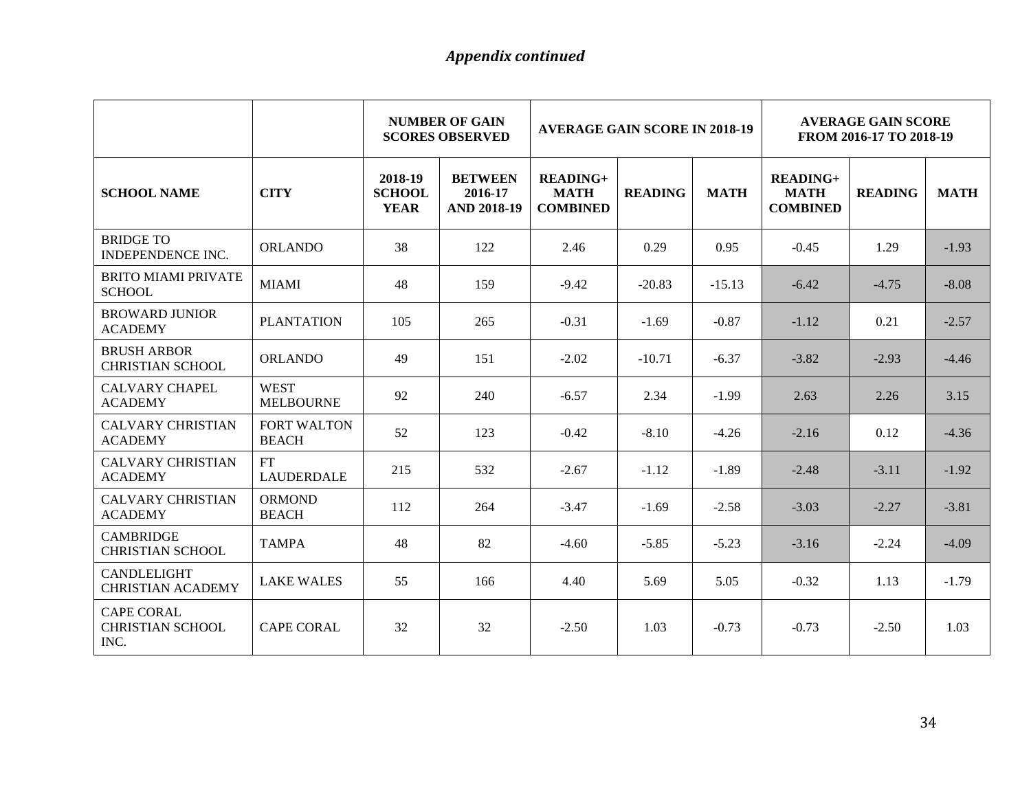*Appendix continued*

| | | NUMBER OF GAIN SCORES OBSERVED | | AVERAGE GAIN SCORE IN 2018-19 | | | AVERAGE GAIN SCORE FROM 2016-17 TO 2018-19 | | |
|---|---|---|---|---|---|---|---|---|---|
| **SCHOOL NAME** | **CITY** | **2018-19 SCHOOL YEAR** | **BETWEEN 2016-17 AND 2018-19** | **READING+ MATH COMBINED** | **READING** | **MATH** | **READING+ MATH COMBINED** | **READING** | **MATH** |
| BRIDGE TO INDEPENDENCE INC. | ORLANDO | 38 | 122 | 2.46 | 0.29 | 0.95 | -0.45 | 1.29 | -1.93 |
| BRITO MIAMI PRIVATE SCHOOL | MIAMI | 48 | 159 | -9.42 | -20.83 | -15.13 | -6.42 | -4.75 | -8.08 |
| BROWARD JUNIOR ACADEMY | PLANTATION | 105 | 265 | -0.31 | -1.69 | -0.87 | -1.12 | 0.21 | -2.57 |
| BRUSH ARBOR CHRISTIAN SCHOOL | ORLANDO | 49 | 151 | -2.02 | -10.71 | -6.37 | -3.82 | -2.93 | -4.46 |
| CALVARY CHAPEL ACADEMY | WEST MELBOURNE | 92 | 240 | -6.57 | 2.34 | -1.99 | 2.63 | 2.26 | 3.15 |
| CALVARY CHRISTIAN ACADEMY | FORT WALTON BEACH | 52 | 123 | -0.42 | -8.10 | -4.26 | -2.16 | 0.12 | -4.36 |
| CALVARY CHRISTIAN ACADEMY | FT LAUDERDALE | 215 | 532 | -2.67 | -1.12 | -1.89 | -2.48 | -3.11 | -1.92 |
| CALVARY CHRISTIAN ACADEMY | ORMOND BEACH | 112 | 264 | -3.47 | -1.69 | -2.58 | -3.03 | -2.27 | -3.81 |
| CAMBRIDGE CHRISTIAN SCHOOL | TAMPA | 48 | 82 | -4.60 | -5.85 | -5.23 | -3.16 | -2.24 | -4.09 |
| CANDLELIGHT CHRISTIAN ACADEMY | LAKE WALES | 55 | 166 | 4.40 | 5.69 | 5.05 | -0.32 | 1.13 | -1.79 |
| CAPE CORAL CHRISTIAN SCHOOL INC. | CAPE CORAL | 32 | 32 | -2.50 | 1.03 | -0.73 | -0.73 | -2.50 | 1.03 |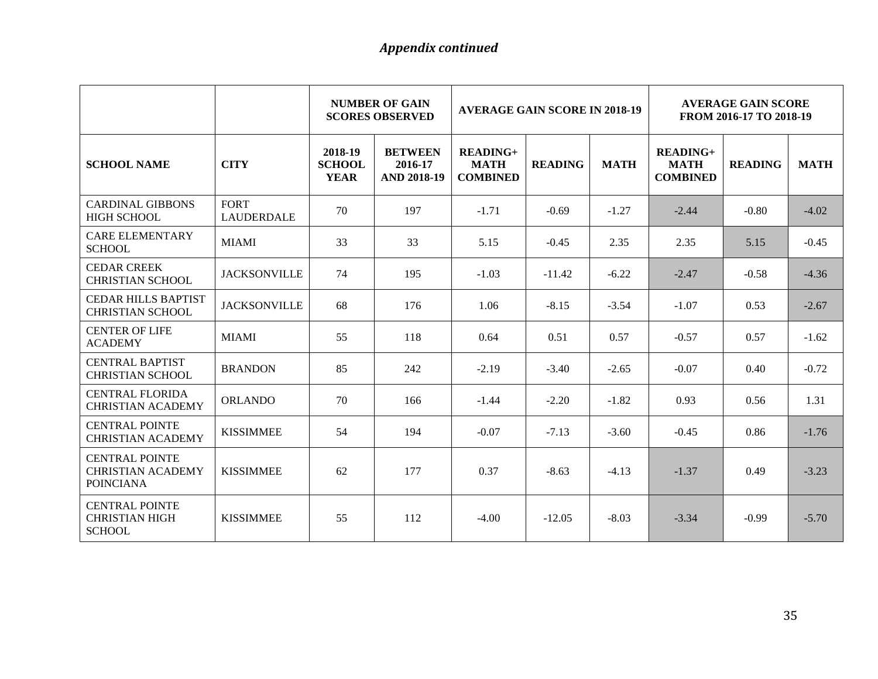*Appendix continued*

| | | NUMBER OF GAIN SCORES OBSERVED | | AVERAGE GAIN SCORE IN 2018-19 | | | AVERAGE GAIN SCORE FROM 2016-17 TO 2018-19 | | |
|---|---|---|---|---|---|---|---|---|---|
| **SCHOOL NAME** | **CITY** | **2018-19 SCHOOL YEAR** | **BETWEEN 2016-17 AND 2018-19** | **READING+ MATH COMBINED** | **READING** | **MATH** | **READING+ MATH COMBINED** | **READING** | **MATH** |
| CARDINAL GIBBONS HIGH SCHOOL | FORT LAUDERDALE | 70 | 197 | -1.71 | -0.69 | -1.27 | -2.44 | -0.80 | -4.02 |
| CARE ELEMENTARY SCHOOL | MIAMI | 33 | 33 | 5.15 | -0.45 | 2.35 | 2.35 | 5.15 | -0.45 |
| CEDAR CREEK CHRISTIAN SCHOOL | JACKSONVILLE | 74 | 195 | -1.03 | -11.42 | -6.22 | -2.47 | -0.58 | -4.36 |
| CEDAR HILLS BAPTIST CHRISTIAN SCHOOL | JACKSONVILLE | 68 | 176 | 1.06 | -8.15 | -3.54 | -1.07 | 0.53 | -2.67 |
| CENTER OF LIFE ACADEMY | MIAMI | 55 | 118 | 0.64 | 0.51 | 0.57 | -0.57 | 0.57 | -1.62 |
| CENTRAL BAPTIST CHRISTIAN SCHOOL | BRANDON | 85 | 242 | -2.19 | -3.40 | -2.65 | -0.07 | 0.40 | -0.72 |
| CENTRAL FLORIDA CHRISTIAN ACADEMY | ORLANDO | 70 | 166 | -1.44 | -2.20 | -1.82 | 0.93 | 0.56 | 1.31 |
| CENTRAL POINTE CHRISTIAN ACADEMY | KISSIMMEE | 54 | 194 | -0.07 | -7.13 | -3.60 | -0.45 | 0.86 | -1.76 |
| CENTRAL POINTE CHRISTIAN ACADEMY POINCIANA | KISSIMMEE | 62 | 177 | 0.37 | -8.63 | -4.13 | -1.37 | 0.49 | -3.23 |
| CENTRAL POINTE CHRISTIAN HIGH SCHOOL | KISSIMMEE | 55 | 112 | -4.00 | -12.05 | -8.03 | -3.34 | -0.99 | -5.70 |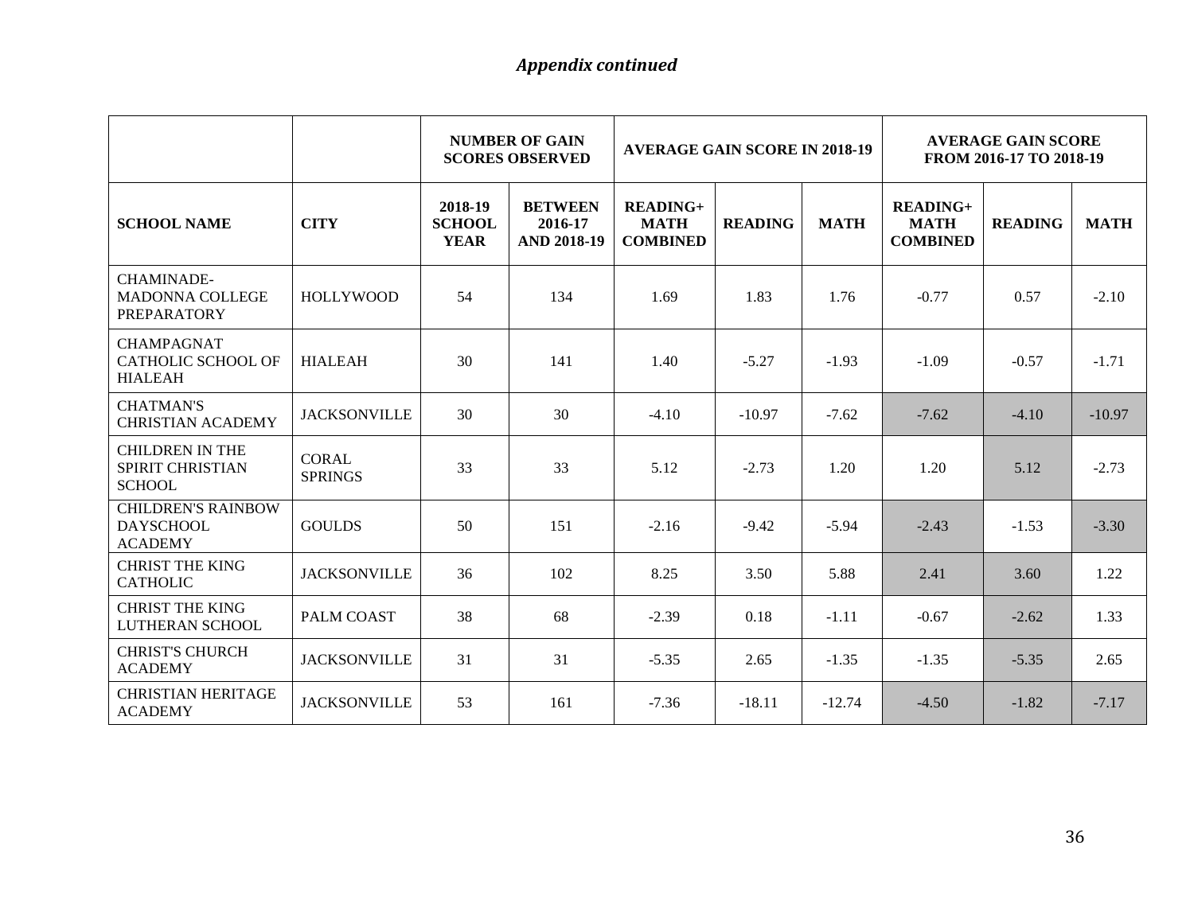*Appendix continued*

| | | NUMBER OF GAIN SCORES OBSERVED | | AVERAGE GAIN SCORE IN 2018-19 | | | AVERAGE GAIN SCORE FROM 2016-17 TO 2018-19 | | |
|---|---|---|---|---|---|---|---|---|---|
| **SCHOOL NAME** | **CITY** | **2018-19 SCHOOL YEAR** | **BETWEEN 2016-17 AND 2018-19** | **READING+ MATH COMBINED** | **READING** | **MATH** | **READING+ MATH COMBINED** | **READING** | **MATH** |
| CHAMINADE-MADONNA COLLEGE PREPARATORY | HOLLYWOOD | 54 | 134 | 1.69 | 1.83 | 1.76 | -0.77 | 0.57 | -2.10 |
| CHAMPAGNAT CATHOLIC SCHOOL OF HIALEAH | HIALEAH | 30 | 141 | 1.40 | -5.27 | -1.93 | -1.09 | -0.57 | -1.71 |
| CHATMAN'S CHRISTIAN ACADEMY | JACKSONVILLE | 30 | 30 | -4.10 | -10.97 | -7.62 | -7.62 | -4.10 | -10.97 |
| CHILDREN IN THE SPIRIT CHRISTIAN SCHOOL | CORAL SPRINGS | 33 | 33 | 5.12 | -2.73 | 1.20 | 1.20 | 5.12 | -2.73 |
| CHILDREN'S RAINBOW DAYSCHOOL ACADEMY | GOULDS | 50 | 151 | -2.16 | -9.42 | -5.94 | -2.43 | -1.53 | -3.30 |
| CHRIST THE KING CATHOLIC | JACKSONVILLE | 36 | 102 | 8.25 | 3.50 | 5.88 | 2.41 | 3.60 | 1.22 |
| CHRIST THE KING LUTHERAN SCHOOL | PALM COAST | 38 | 68 | -2.39 | 0.18 | -1.11 | -0.67 | -2.62 | 1.33 |
| CHRIST'S CHURCH ACADEMY | JACKSONVILLE | 31 | 31 | -5.35 | 2.65 | -1.35 | -1.35 | -5.35 | 2.65 |
| CHRISTIAN HERITAGE ACADEMY | JACKSONVILLE | 53 | 161 | -7.36 | -18.11 | -12.74 | -4.50 | -1.82 | -7.17 |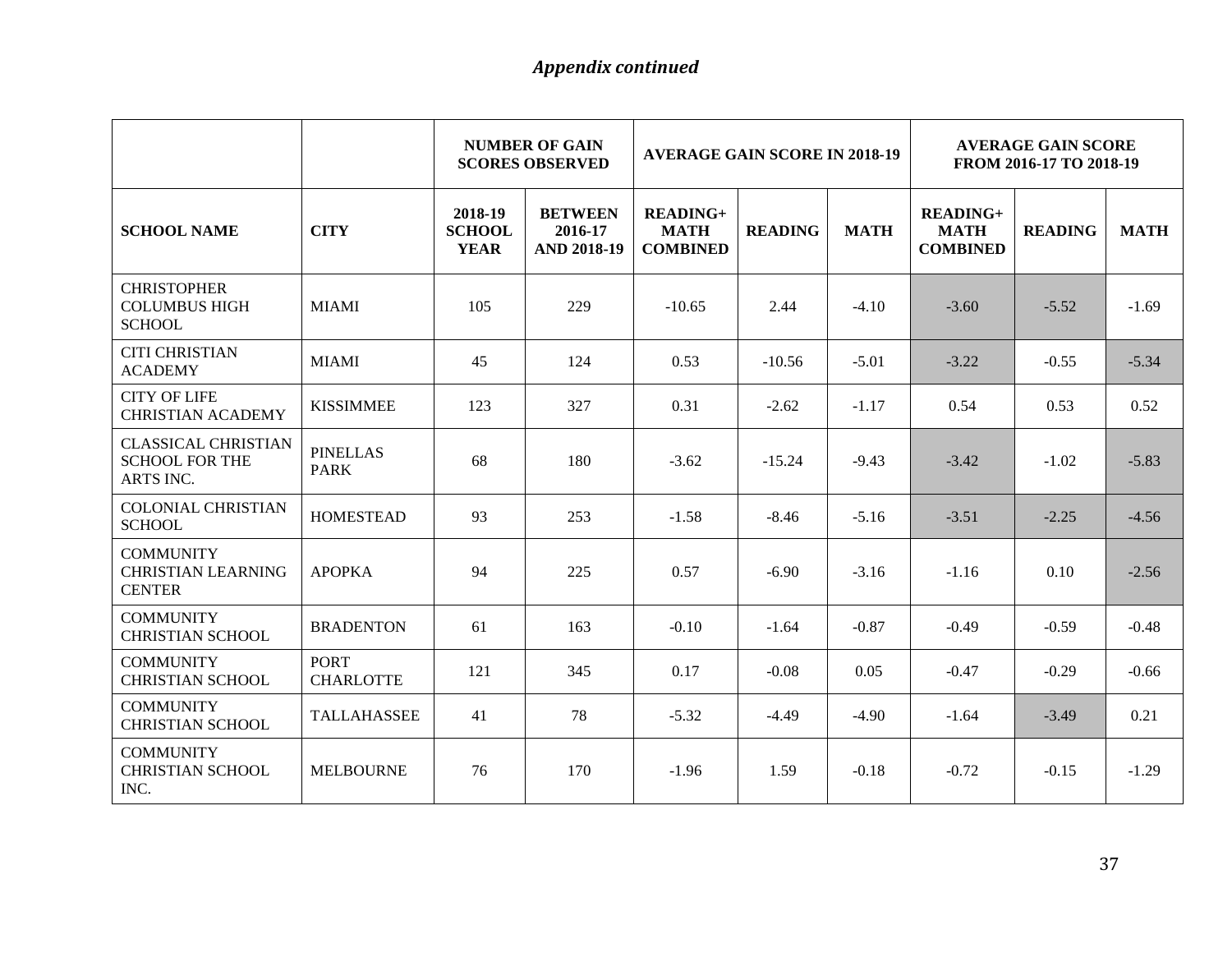*Appendix continued*

| | | NUMBER OF GAIN SCORES OBSERVED | | AVERAGE GAIN SCORE IN 2018-19 | | | AVERAGE GAIN SCORE FROM 2016-17 TO 2018-19 | | |
|---|---|---|---|---|---|---|---|---|---|
| **SCHOOL NAME** | **CITY** | **2018-19 SCHOOL YEAR** | **BETWEEN 2016-17 AND 2018-19** | **READING+ MATH COMBINED** | **READING** | **MATH** | **READING+ MATH COMBINED** | **READING** | **MATH** |
| CHRISTOPHER COLUMBUS HIGH SCHOOL | MIAMI | 105 | 229 | -10.65 | 2.44 | -4.10 | -3.60 | -5.52 | -1.69 |
| CITI CHRISTIAN ACADEMY | MIAMI | 45 | 124 | 0.53 | -10.56 | -5.01 | -3.22 | -0.55 | -5.34 |
| CITY OF LIFE CHRISTIAN ACADEMY | KISSIMMEE | 123 | 327 | 0.31 | -2.62 | -1.17 | 0.54 | 0.53 | 0.52 |
| CLASSICAL CHRISTIAN SCHOOL FOR THE ARTS INC. | PINELLAS PARK | 68 | 180 | -3.62 | -15.24 | -9.43 | -3.42 | -1.02 | -5.83 |
| COLONIAL CHRISTIAN SCHOOL | HOMESTEAD | 93 | 253 | -1.58 | -8.46 | -5.16 | -3.51 | -2.25 | -4.56 |
| COMMUNITY CHRISTIAN LEARNING CENTER | APOPKA | 94 | 225 | 0.57 | -6.90 | -3.16 | -1.16 | 0.10 | -2.56 |
| COMMUNITY CHRISTIAN SCHOOL | BRADENTON | 61 | 163 | -0.10 | -1.64 | -0.87 | -0.49 | -0.59 | -0.48 |
| COMMUNITY CHRISTIAN SCHOOL | PORT CHARLOTTE | 121 | 345 | 0.17 | -0.08 | 0.05 | -0.47 | -0.29 | -0.66 |
| COMMUNITY CHRISTIAN SCHOOL | TALLAHASSEE | 41 | 78 | -5.32 | -4.49 | -4.90 | -1.64 | -3.49 | 0.21 |
| COMMUNITY CHRISTIAN SCHOOL INC. | MELBOURNE | 76 | 170 | -1.96 | 1.59 | -0.18 | -0.72 | -0.15 | -1.29 |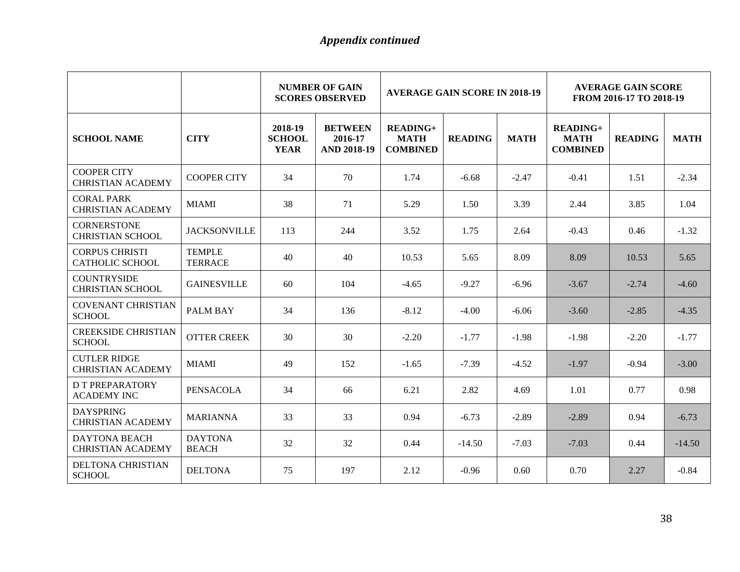*Appendix continued*

| | | NUMBER OF GAIN SCORES OBSERVED | | AVERAGE GAIN SCORE IN 2018-19 | | | AVERAGE GAIN SCORE FROM 2016-17 TO 2018-19 | | |
|---|---|---|---|---|---|---|---|---|---|
| **SCHOOL NAME** | **CITY** | **2018-19 SCHOOL YEAR** | **BETWEEN 2016-17 AND 2018-19** | **READING+ MATH COMBINED** | **READING** | **MATH** | **READING+ MATH COMBINED** | **READING** | **MATH** |
| COOPER CITY CHRISTIAN ACADEMY | COOPER CITY | 34 | 70 | 1.74 | -6.68 | -2.47 | -0.41 | 1.51 | -2.34 |
| CORAL PARK CHRISTIAN ACADEMY | MIAMI | 38 | 71 | 5.29 | 1.50 | 3.39 | 2.44 | 3.85 | 1.04 |
| CORNERSTONE CHRISTIAN SCHOOL | JACKSONVILLE | 113 | 244 | 3.52 | 1.75 | 2.64 | -0.43 | 0.46 | -1.32 |
| CORPUS CHRISTI CATHOLIC SCHOOL | TEMPLE TERRACE | 40 | 40 | 10.53 | 5.65 | 8.09 | 8.09 | 10.53 | 5.65 |
| COUNTRYSIDE CHRISTIAN SCHOOL | GAINESVILLE | 60 | 104 | -4.65 | -9.27 | -6.96 | -3.67 | -2.74 | -4.60 |
| COVENANT CHRISTIAN SCHOOL | PALM BAY | 34 | 136 | -8.12 | -4.00 | -6.06 | -3.60 | -2.85 | -4.35 |
| CREEKSIDE CHRISTIAN SCHOOL | OTTER CREEK | 30 | 30 | -2.20 | -1.77 | -1.98 | -1.98 | -2.20 | -1.77 |
| CUTLER RIDGE CHRISTIAN ACADEMY | MIAMI | 49 | 152 | -1.65 | -7.39 | -4.52 | -1.97 | -0.94 | -3.00 |
| D T PREPARATORY ACADEMY INC | PENSACOLA | 34 | 66 | 6.21 | 2.82 | 4.69 | 1.01 | 0.77 | 0.98 |
| DAYSPRING CHRISTIAN ACADEMY | MARIANNA | 33 | 33 | 0.94 | -6.73 | -2.89 | -2.89 | 0.94 | -6.73 |
| DAYTONA BEACH CHRISTIAN ACADEMY | DAYTONA BEACH | 32 | 32 | 0.44 | -14.50 | -7.03 | -7.03 | 0.44 | -14.50 |
| DELTONA CHRISTIAN SCHOOL | DELTONA | 75 | 197 | 2.12 | -0.96 | 0.60 | 0.70 | 2.27 | -0.84 |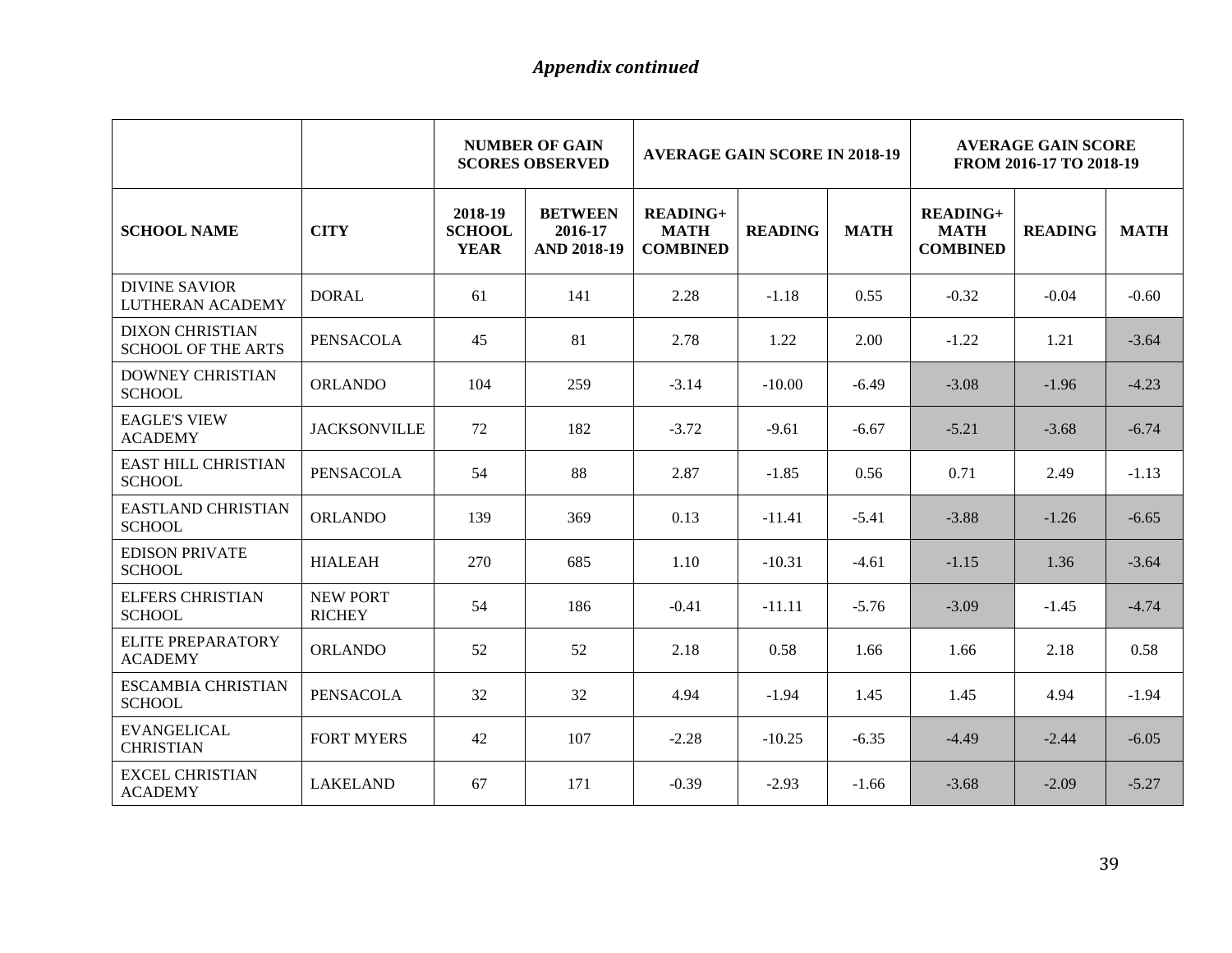*Appendix continued*

| | | NUMBER OF GAIN SCORES OBSERVED | | AVERAGE GAIN SCORE IN 2018-19 | | | AVERAGE GAIN SCORE FROM 2016-17 TO 2018-19 | | |
|---|---|---|---|---|---|---|---|---|---|
| **SCHOOL NAME** | **CITY** | **2018-19 SCHOOL YEAR** | **BETWEEN 2016-17 AND 2018-19** | **READING+ MATH COMBINED** | **READING** | **MATH** | **READING+ MATH COMBINED** | **READING** | **MATH** |
| DIVINE SAVIOR LUTHERAN ACADEMY | DORAL | 61 | 141 | 2.28 | -1.18 | 0.55 | -0.32 | -0.04 | -0.60 |
| DIXON CHRISTIAN SCHOOL OF THE ARTS | PENSACOLA | 45 | 81 | 2.78 | 1.22 | 2.00 | -1.22 | 1.21 | -3.64 |
| DOWNEY CHRISTIAN SCHOOL | ORLANDO | 104 | 259 | -3.14 | -10.00 | -6.49 | -3.08 | -1.96 | -4.23 |
| EAGLE'S VIEW ACADEMY | JACKSONVILLE | 72 | 182 | -3.72 | -9.61 | -6.67 | -5.21 | -3.68 | -6.74 |
| EAST HILL CHRISTIAN SCHOOL | PENSACOLA | 54 | 88 | 2.87 | -1.85 | 0.56 | 0.71 | 2.49 | -1.13 |
| EASTLAND CHRISTIAN SCHOOL | ORLANDO | 139 | 369 | 0.13 | -11.41 | -5.41 | -3.88 | -1.26 | -6.65 |
| EDISON PRIVATE SCHOOL | HIALEAH | 270 | 685 | 1.10 | -10.31 | -4.61 | -1.15 | 1.36 | -3.64 |
| ELFERS CHRISTIAN SCHOOL | NEW PORT RICHEY | 54 | 186 | -0.41 | -11.11 | -5.76 | -3.09 | -1.45 | -4.74 |
| ELITE PREPARATORY ACADEMY | ORLANDO | 52 | 52 | 2.18 | 0.58 | 1.66 | 1.66 | 2.18 | 0.58 |
| ESCAMBIA CHRISTIAN SCHOOL | PENSACOLA | 32 | 32 | 4.94 | -1.94 | 1.45 | 1.45 | 4.94 | -1.94 |
| EVANGELICAL CHRISTIAN | FORT MYERS | 42 | 107 | -2.28 | -10.25 | -6.35 | -4.49 | -2.44 | -6.05 |
| EXCEL CHRISTIAN ACADEMY | LAKELAND | 67 | 171 | -0.39 | -2.93 | -1.66 | -3.68 | -2.09 | -5.27 |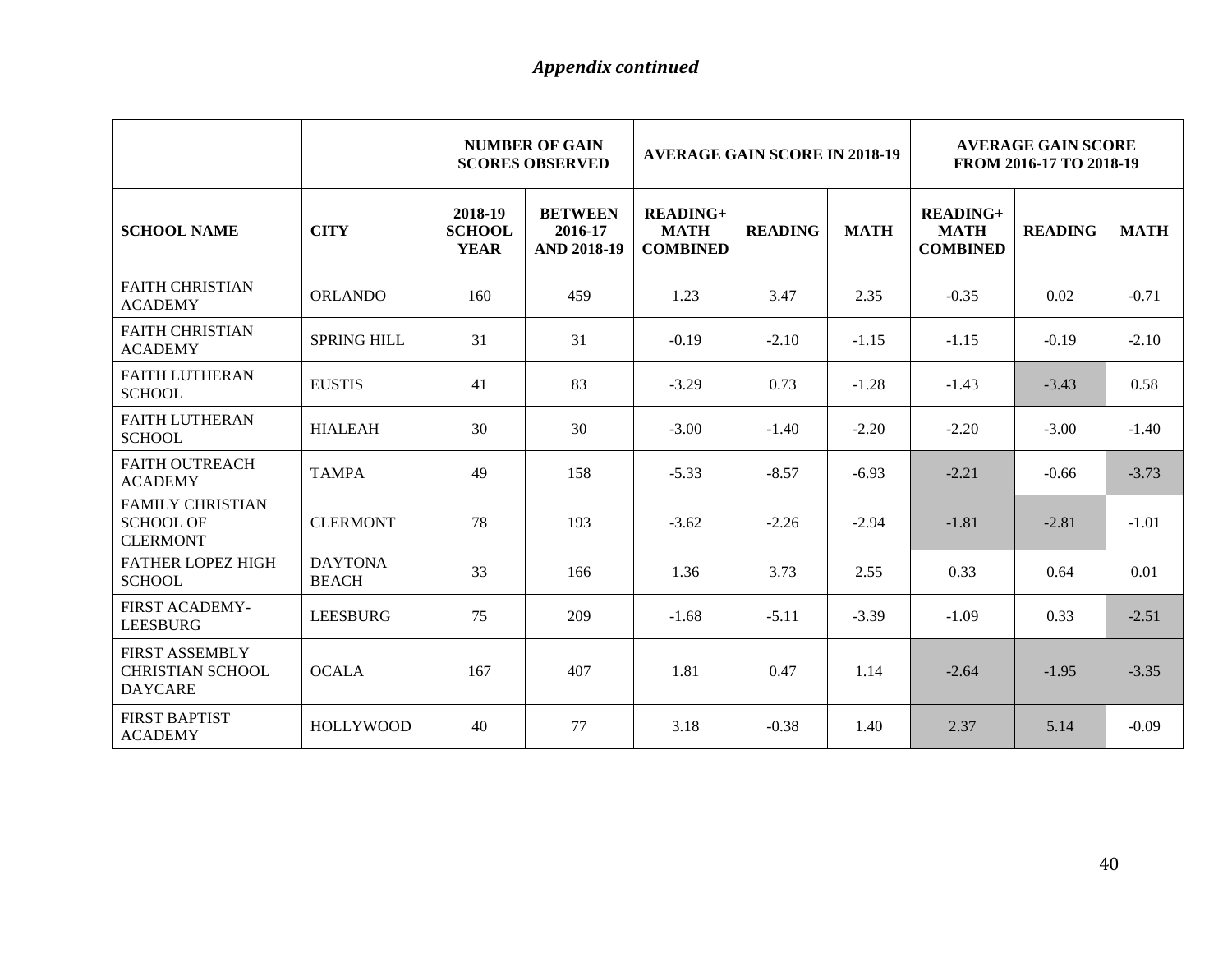*Appendix continued*

| | | NUMBER OF GAIN SCORES OBSERVED | | AVERAGE GAIN SCORE IN 2018-19 | | | AVERAGE GAIN SCORE FROM 2016-17 TO 2018-19 | | |
|---|---|---|---|---|---|---|---|---|---|
| **SCHOOL NAME** | **CITY** | **2018-19 SCHOOL YEAR** | **BETWEEN 2016-17 AND 2018-19** | **READING+ MATH COMBINED** | **READING** | **MATH** | **READING+ MATH COMBINED** | **READING** | **MATH** |
| FAITH CHRISTIAN ACADEMY | ORLANDO | 160 | 459 | 1.23 | 3.47 | 2.35 | -0.35 | 0.02 | -0.71 |
| FAITH CHRISTIAN ACADEMY | SPRING HILL | 31 | 31 | -0.19 | -2.10 | -1.15 | -1.15 | -0.19 | -2.10 |
| FAITH LUTHERAN SCHOOL | EUSTIS | 41 | 83 | -3.29 | 0.73 | -1.28 | -1.43 | -3.43 | 0.58 |
| FAITH LUTHERAN SCHOOL | HIALEAH | 30 | 30 | -3.00 | -1.40 | -2.20 | -2.20 | -3.00 | -1.40 |
| FAITH OUTREACH ACADEMY | TAMPA | 49 | 158 | -5.33 | -8.57 | -6.93 | -2.21 | -0.66 | -3.73 |
| FAMILY CHRISTIAN SCHOOL OF CLERMONT | CLERMONT | 78 | 193 | -3.62 | -2.26 | -2.94 | -1.81 | -2.81 | -1.01 |
| FATHER LOPEZ HIGH SCHOOL | DAYTONA BEACH | 33 | 166 | 1.36 | 3.73 | 2.55 | 0.33 | 0.64 | 0.01 |
| FIRST ACADEMY-LEESBURG | LEESBURG | 75 | 209 | -1.68 | -5.11 | -3.39 | -1.09 | 0.33 | -2.51 |
| FIRST ASSEMBLY CHRISTIAN SCHOOL DAYCARE | OCALA | 167 | 407 | 1.81 | 0.47 | 1.14 | -2.64 | -1.95 | -3.35 |
| FIRST BAPTIST ACADEMY | HOLLYWOOD | 40 | 77 | 3.18 | -0.38 | 1.40 | 2.37 | 5.14 | -0.09 |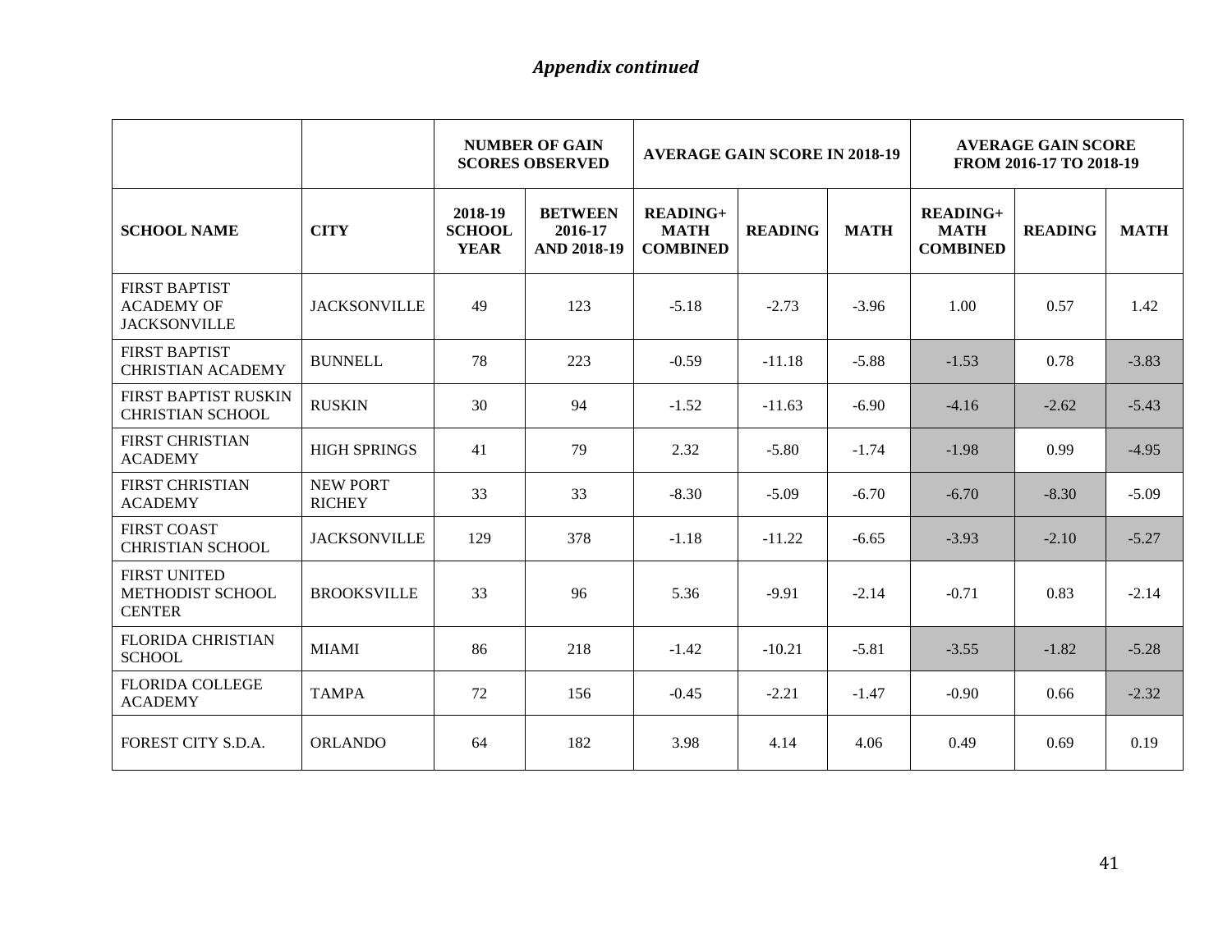*Appendix continued*

| | | NUMBER OF GAIN SCORES OBSERVED | | AVERAGE GAIN SCORE IN 2018-19 | | | AVERAGE GAIN SCORE FROM 2016-17 TO 2018-19 | | |
|---|---|---|---|---|---|---|---|---|---|
| **SCHOOL NAME** | **CITY** | **2018-19 SCHOOL YEAR** | **BETWEEN 2016-17 AND 2018-19** | **READING+ MATH COMBINED** | **READING** | **MATH** | **READING+ MATH COMBINED** | **READING** | **MATH** |
| FIRST BAPTIST ACADEMY OF JACKSONVILLE | JACKSONVILLE | 49 | 123 | -5.18 | -2.73 | -3.96 | 1.00 | 0.57 | 1.42 |
| FIRST BAPTIST CHRISTIAN ACADEMY | BUNNELL | 78 | 223 | -0.59 | -11.18 | -5.88 | -1.53 | 0.78 | -3.83 |
| FIRST BAPTIST RUSKIN CHRISTIAN SCHOOL | RUSKIN | 30 | 94 | -1.52 | -11.63 | -6.90 | -4.16 | -2.62 | -5.43 |
| FIRST CHRISTIAN ACADEMY | HIGH SPRINGS | 41 | 79 | 2.32 | -5.80 | -1.74 | -1.98 | 0.99 | -4.95 |
| FIRST CHRISTIAN ACADEMY | NEW PORT RICHEY | 33 | 33 | -8.30 | -5.09 | -6.70 | -6.70 | -8.30 | -5.09 |
| FIRST COAST CHRISTIAN SCHOOL | JACKSONVILLE | 129 | 378 | -1.18 | -11.22 | -6.65 | -3.93 | -2.10 | -5.27 |
| FIRST UNITED METHODIST SCHOOL CENTER | BROOKSVILLE | 33 | 96 | 5.36 | -9.91 | -2.14 | -0.71 | 0.83 | -2.14 |
| FLORIDA CHRISTIAN SCHOOL | MIAMI | 86 | 218 | -1.42 | -10.21 | -5.81 | -3.55 | -1.82 | -5.28 |
| FLORIDA COLLEGE ACADEMY | TAMPA | 72 | 156 | -0.45 | -2.21 | -1.47 | -0.90 | 0.66 | -2.32 |
| FOREST CITY S.D.A. | ORLANDO | 64 | 182 | 3.98 | 4.14 | 4.06 | 0.49 | 0.69 | 0.19 |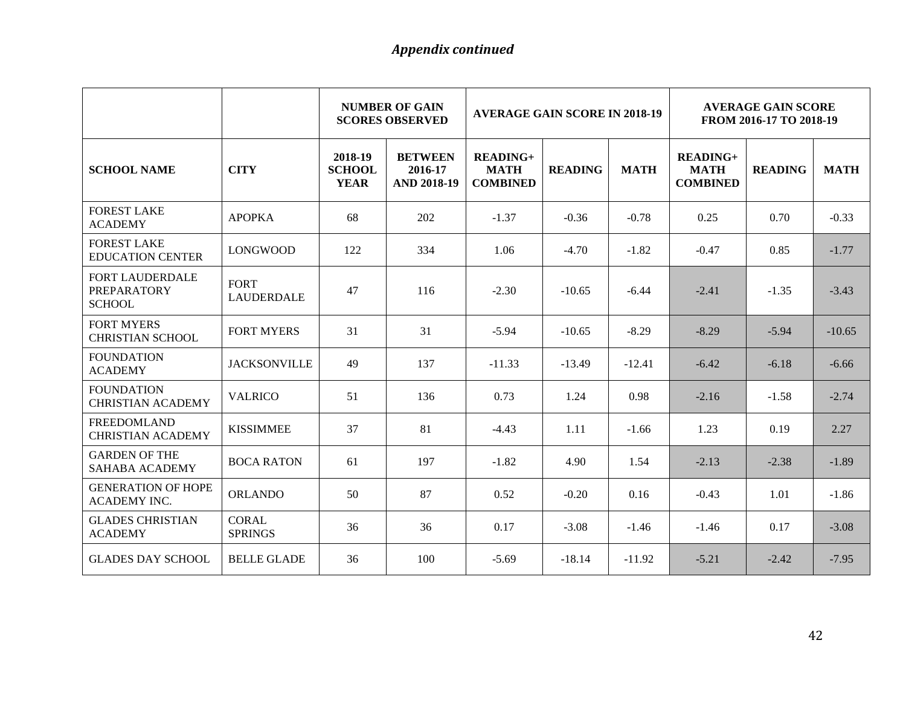*Appendix continued*

| | | NUMBER OF GAIN SCORES OBSERVED | | AVERAGE GAIN SCORE IN 2018-19 | | | AVERAGE GAIN SCORE FROM 2016-17 TO 2018-19 | | |
|---|---|---|---|---|---|---|---|---|---|
| **SCHOOL NAME** | **CITY** | **2018-19 SCHOOL YEAR** | **BETWEEN 2016-17 AND 2018-19** | **READING+ MATH COMBINED** | **READING** | **MATH** | **READING+ MATH COMBINED** | **READING** | **MATH** |
| FOREST LAKE ACADEMY | APOPKA | 68 | 202 | -1.37 | -0.36 | -0.78 | 0.25 | 0.70 | -0.33 |
| FOREST LAKE EDUCATION CENTER | LONGWOOD | 122 | 334 | 1.06 | -4.70 | -1.82 | -0.47 | 0.85 | -1.77 |
| FORT LAUDERDALE PREPARATORY SCHOOL | FORT LAUDERDALE | 47 | 116 | -2.30 | -10.65 | -6.44 | -2.41 | -1.35 | -3.43 |
| FORT MYERS CHRISTIAN SCHOOL | FORT MYERS | 31 | 31 | -5.94 | -10.65 | -8.29 | -8.29 | -5.94 | -10.65 |
| FOUNDATION ACADEMY | JACKSONVILLE | 49 | 137 | -11.33 | -13.49 | -12.41 | -6.42 | -6.18 | -6.66 |
| FOUNDATION CHRISTIAN ACADEMY | VALRICO | 51 | 136 | 0.73 | 1.24 | 0.98 | -2.16 | -1.58 | -2.74 |
| FREEDOMLAND CHRISTIAN ACADEMY | KISSIMMEE | 37 | 81 | -4.43 | 1.11 | -1.66 | 1.23 | 0.19 | 2.27 |
| GARDEN OF THE SAHABA ACADEMY | BOCA RATON | 61 | 197 | -1.82 | 4.90 | 1.54 | -2.13 | -2.38 | -1.89 |
| GENERATION OF HOPE ACADEMY INC. | ORLANDO | 50 | 87 | 0.52 | -0.20 | 0.16 | -0.43 | 1.01 | -1.86 |
| GLADES CHRISTIAN ACADEMY | CORAL SPRINGS | 36 | 36 | 0.17 | -3.08 | -1.46 | -1.46 | 0.17 | -3.08 |
| GLADES DAY SCHOOL | BELLE GLADE | 36 | 100 | -5.69 | -18.14 | -11.92 | -5.21 | -2.42 | -7.95 |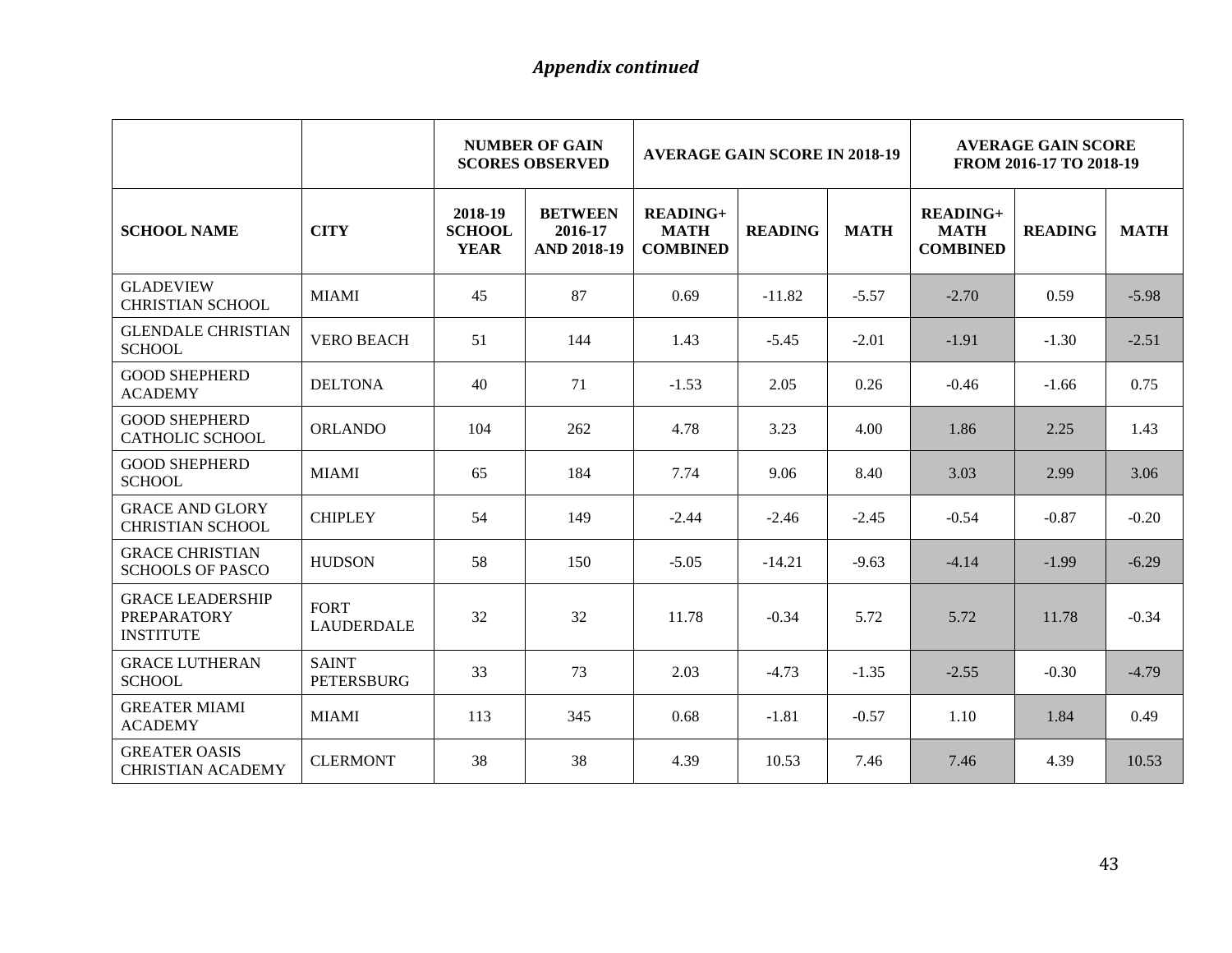*Appendix continued*

| | | NUMBER OF GAIN SCORES OBSERVED | | AVERAGE GAIN SCORE IN 2018-19 | | | AVERAGE GAIN SCORE FROM 2016-17 TO 2018-19 | | |
|---|---|---|---|---|---|---|---|---|---|
| SCHOOL NAME | CITY | 2018-19 SCHOOL YEAR | BETWEEN 2016-17 AND 2018-19 | READING+ MATH COMBINED | READING | MATH | READING+ MATH COMBINED | READING | MATH |
| GLADEVIEW CHRISTIAN SCHOOL | MIAMI | 45 | 87 | 0.69 | -11.82 | -5.57 | -2.70 | 0.59 | -5.98 |
| GLENDALE CHRISTIAN SCHOOL | VERO BEACH | 51 | 144 | 1.43 | -5.45 | -2.01 | -1.91 | -1.30 | -2.51 |
| GOOD SHEPHERD ACADEMY | DELTONA | 40 | 71 | -1.53 | 2.05 | 0.26 | -0.46 | -1.66 | 0.75 |
| GOOD SHEPHERD CATHOLIC SCHOOL | ORLANDO | 104 | 262 | 4.78 | 3.23 | 4.00 | 1.86 | 2.25 | 1.43 |
| GOOD SHEPHERD SCHOOL | MIAMI | 65 | 184 | 7.74 | 9.06 | 8.40 | 3.03 | 2.99 | 3.06 |
| GRACE AND GLORY CHRISTIAN SCHOOL | CHIPLEY | 54 | 149 | -2.44 | -2.46 | -2.45 | -0.54 | -0.87 | -0.20 |
| GRACE CHRISTIAN SCHOOLS OF PASCO | HUDSON | 58 | 150 | -5.05 | -14.21 | -9.63 | -4.14 | -1.99 | -6.29 |
| GRACE LEADERSHIP PREPARATORY INSTITUTE | FORT LAUDERDALE | 32 | 32 | 11.78 | -0.34 | 5.72 | 5.72 | 11.78 | -0.34 |
| GRACE LUTHERAN SCHOOL | SAINT PETERSBURG | 33 | 73 | 2.03 | -4.73 | -1.35 | -2.55 | -0.30 | -4.79 |
| GREATER MIAMI ACADEMY | MIAMI | 113 | 345 | 0.68 | -1.81 | -0.57 | 1.10 | 1.84 | 0.49 |
| GREATER OASIS CHRISTIAN ACADEMY | CLERMONT | 38 | 38 | 4.39 | 10.53 | 7.46 | 7.46 | 4.39 | 10.53 |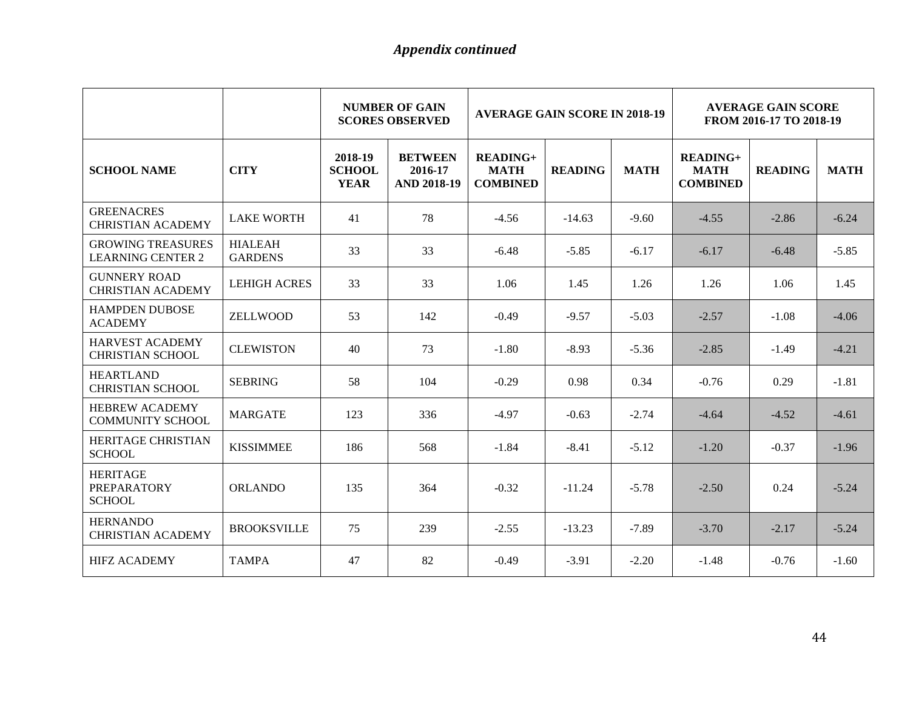*Appendix continued*

| | | NUMBER OF GAIN SCORES OBSERVED | | AVERAGE GAIN SCORE IN 2018-19 | | | AVERAGE GAIN SCORE FROM 2016-17 TO 2018-19 | | |
|---|---|---|---|---|---|---|---|---|---|
| **SCHOOL NAME** | **CITY** | **2018-19 SCHOOL YEAR** | **BETWEEN 2016-17 AND 2018-19** | **READING+ MATH COMBINED** | **READING** | **MATH** | **READING+ MATH COMBINED** | **READING** | **MATH** |
| GREENACRES CHRISTIAN ACADEMY | LAKE WORTH | 41 | 78 | -4.56 | -14.63 | -9.60 | -4.55 | -2.86 | -6.24 |
| GROWING TREASURES LEARNING CENTER 2 | HIALEAH GARDENS | 33 | 33 | -6.48 | -5.85 | -6.17 | -6.17 | -6.48 | -5.85 |
| GUNNERY ROAD CHRISTIAN ACADEMY | LEHIGH ACRES | 33 | 33 | 1.06 | 1.45 | 1.26 | 1.26 | 1.06 | 1.45 |
| HAMPDEN DUBOSE ACADEMY | ZELLWOOD | 53 | 142 | -0.49 | -9.57 | -5.03 | -2.57 | -1.08 | -4.06 |
| HARVEST ACADEMY CHRISTIAN SCHOOL | CLEWISTON | 40 | 73 | -1.80 | -8.93 | -5.36 | -2.85 | -1.49 | -4.21 |
| HEARTLAND CHRISTIAN SCHOOL | SEBRING | 58 | 104 | -0.29 | 0.98 | 0.34 | -0.76 | 0.29 | -1.81 |
| HEBREW ACADEMY COMMUNITY SCHOOL | MARGATE | 123 | 336 | -4.97 | -0.63 | -2.74 | -4.64 | -4.52 | -4.61 |
| HERITAGE CHRISTIAN SCHOOL | KISSIMMEE | 186 | 568 | -1.84 | -8.41 | -5.12 | -1.20 | -0.37 | -1.96 |
| HERITAGE PREPARATORY SCHOOL | ORLANDO | 135 | 364 | -0.32 | -11.24 | -5.78 | -2.50 | 0.24 | -5.24 |
| HERNANDO CHRISTIAN ACADEMY | BROOKSVILLE | 75 | 239 | -2.55 | -13.23 | -7.89 | -3.70 | -2.17 | -5.24 |
| HIFZ ACADEMY | TAMPA | 47 | 82 | -0.49 | -3.91 | -2.20 | -1.48 | -0.76 | -1.60 |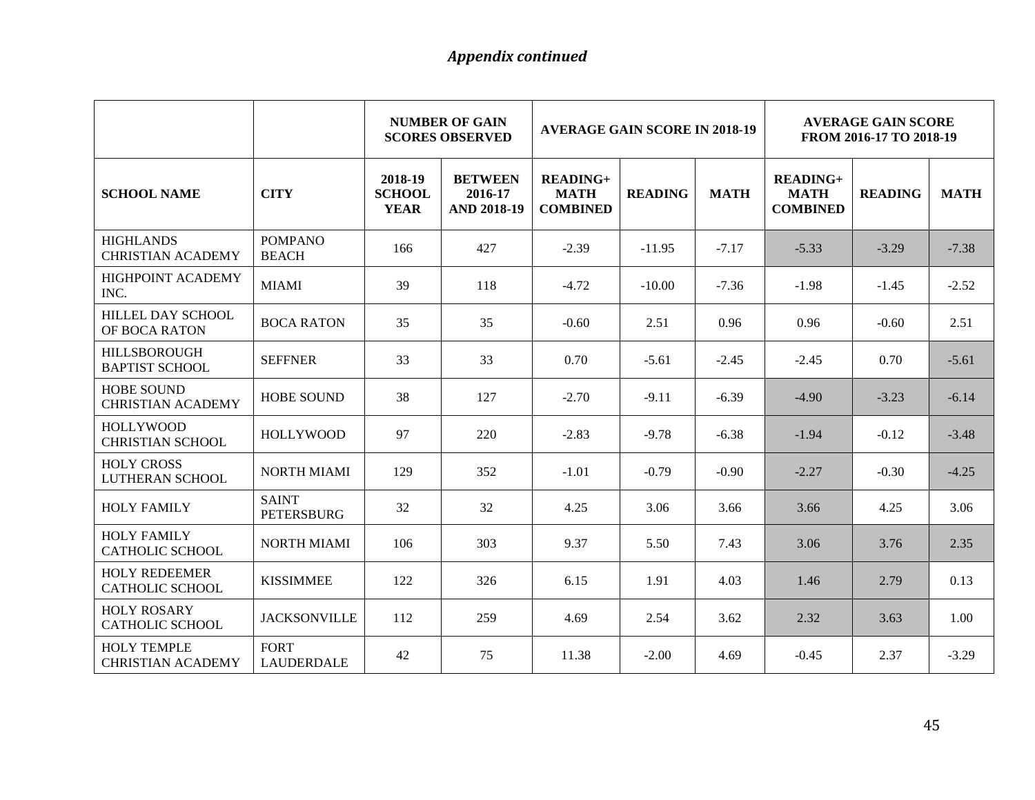*Appendix continued*

| | | NUMBER OF GAIN SCORES OBSERVED | | AVERAGE GAIN SCORE IN 2018-19 | | | AVERAGE GAIN SCORE FROM 2016-17 TO 2018-19 | | |
|---|---|---|---|---|---|---|---|---|---|
| **SCHOOL NAME** | **CITY** | **2018-19 SCHOOL YEAR** | **BETWEEN 2016-17 AND 2018-19** | **READING+ MATH COMBINED** | **READING** | **MATH** | **READING+ MATH COMBINED** | **READING** | **MATH** |
| HIGHLANDS CHRISTIAN ACADEMY | POMPANO BEACH | 166 | 427 | -2.39 | -11.95 | -7.17 | -5.33 | -3.29 | -7.38 |
| HIGHPOINT ACADEMY INC. | MIAMI | 39 | 118 | -4.72 | -10.00 | -7.36 | -1.98 | -1.45 | -2.52 |
| HILLEL DAY SCHOOL OF BOCA RATON | BOCA RATON | 35 | 35 | -0.60 | 2.51 | 0.96 | 0.96 | -0.60 | 2.51 |
| HILLSBOROUGH BAPTIST SCHOOL | SEFFNER | 33 | 33 | 0.70 | -5.61 | -2.45 | -2.45 | 0.70 | -5.61 |
| HOBE SOUND CHRISTIAN ACADEMY | HOBE SOUND | 38 | 127 | -2.70 | -9.11 | -6.39 | -4.90 | -3.23 | -6.14 |
| HOLLYWOOD CHRISTIAN SCHOOL | HOLLYWOOD | 97 | 220 | -2.83 | -9.78 | -6.38 | -1.94 | -0.12 | -3.48 |
| HOLY CROSS LUTHERAN SCHOOL | NORTH MIAMI | 129 | 352 | -1.01 | -0.79 | -0.90 | -2.27 | -0.30 | -4.25 |
| HOLY FAMILY | SAINT PETERSBURG | 32 | 32 | 4.25 | 3.06 | 3.66 | 3.66 | 4.25 | 3.06 |
| HOLY FAMILY CATHOLIC SCHOOL | NORTH MIAMI | 106 | 303 | 9.37 | 5.50 | 7.43 | 3.06 | 3.76 | 2.35 |
| HOLY REDEEMER CATHOLIC SCHOOL | KISSIMMEE | 122 | 326 | 6.15 | 1.91 | 4.03 | 1.46 | 2.79 | 0.13 |
| HOLY ROSARY CATHOLIC SCHOOL | JACKSONVILLE | 112 | 259 | 4.69 | 2.54 | 3.62 | 2.32 | 3.63 | 1.00 |
| HOLY TEMPLE CHRISTIAN ACADEMY | FORT LAUDERDALE | 42 | 75 | 11.38 | -2.00 | 4.69 | -0.45 | 2.37 | -3.29 |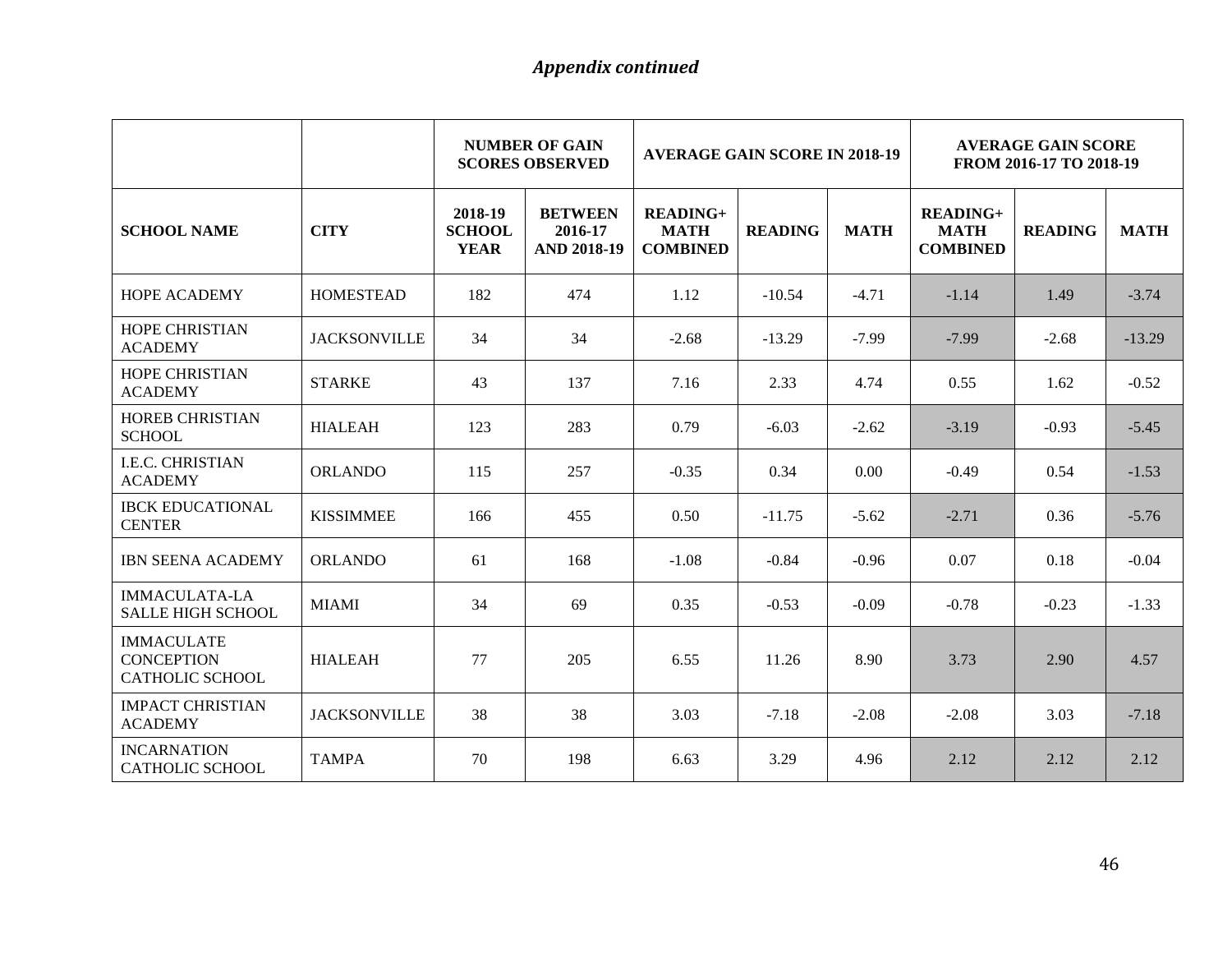*Appendix continued*

| | | NUMBER OF GAIN SCORES OBSERVED | | AVERAGE GAIN SCORE IN 2018-19 | | | AVERAGE GAIN SCORE FROM 2016-17 TO 2018-19 | | |
|---|---|---|---|---|---|---|---|---|---|
| **SCHOOL NAME** | **CITY** | **2018-19 SCHOOL YEAR** | **BETWEEN 2016-17 AND 2018-19** | **READING+ MATH COMBINED** | **READING** | **MATH** | **READING+ MATH COMBINED** | **READING** | **MATH** |
| HOPE ACADEMY | HOMESTEAD | 182 | 474 | 1.12 | -10.54 | -4.71 | -1.14 | 1.49 | -3.74 |
| HOPE CHRISTIAN ACADEMY | JACKSONVILLE | 34 | 34 | -2.68 | -13.29 | -7.99 | -7.99 | -2.68 | -13.29 |
| HOPE CHRISTIAN ACADEMY | STARKE | 43 | 137 | 7.16 | 2.33 | 4.74 | 0.55 | 1.62 | -0.52 |
| HOREB CHRISTIAN SCHOOL | HIALEAH | 123 | 283 | 0.79 | -6.03 | -2.62 | -3.19 | -0.93 | -5.45 |
| I.E.C. CHRISTIAN ACADEMY | ORLANDO | 115 | 257 | -0.35 | 0.34 | 0.00 | -0.49 | 0.54 | -1.53 |
| IBCK EDUCATIONAL CENTER | KISSIMMEE | 166 | 455 | 0.50 | -11.75 | -5.62 | -2.71 | 0.36 | -5.76 |
| IBN SEENA ACADEMY | ORLANDO | 61 | 168 | -1.08 | -0.84 | -0.96 | 0.07 | 0.18 | -0.04 |
| IMMACULATA-LA SALLE HIGH SCHOOL | MIAMI | 34 | 69 | 0.35 | -0.53 | -0.09 | -0.78 | -0.23 | -1.33 |
| IMMACULATE CONCEPTION CATHOLIC SCHOOL | HIALEAH | 77 | 205 | 6.55 | 11.26 | 8.90 | 3.73 | 2.90 | 4.57 |
| IMPACT CHRISTIAN ACADEMY | JACKSONVILLE | 38 | 38 | 3.03 | -7.18 | -2.08 | -2.08 | 3.03 | -7.18 |
| INCARNATION CATHOLIC SCHOOL | TAMPA | 70 | 198 | 6.63 | 3.29 | 4.96 | 2.12 | 2.12 | 2.12 |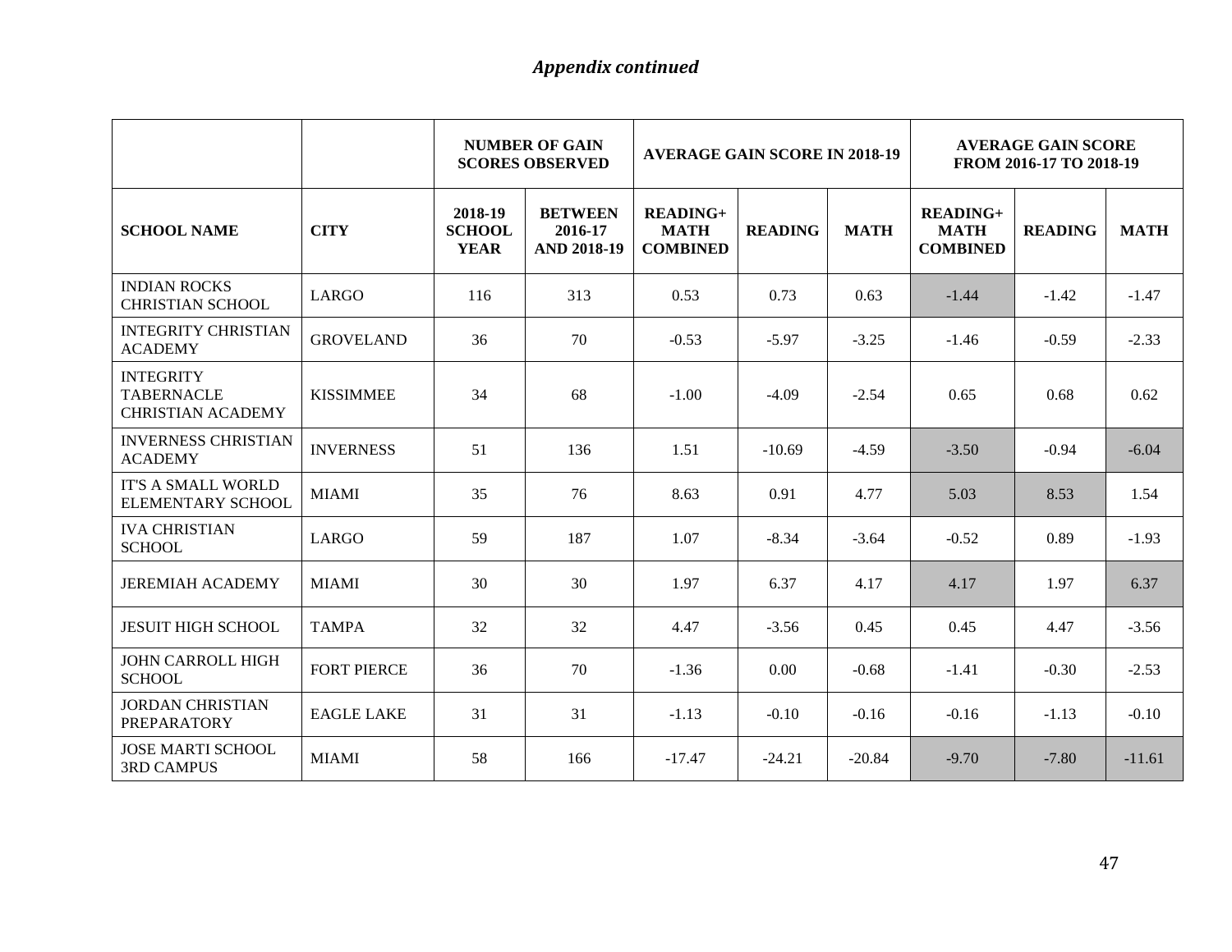*Appendix continued*

| | | NUMBER OF GAIN SCORES OBSERVED | | AVERAGE GAIN SCORE IN 2018-19 | | | AVERAGE GAIN SCORE FROM 2016-17 TO 2018-19 | | |
|---|---|---|---|---|---|---|---|---|---|
| **SCHOOL NAME** | **CITY** | **2018-19 SCHOOL YEAR** | **BETWEEN 2016-17 AND 2018-19** | **READING+ MATH COMBINED** | **READING** | **MATH** | **READING+ MATH COMBINED** | **READING** | **MATH** |
| INDIAN ROCKS CHRISTIAN SCHOOL | LARGO | 116 | 313 | 0.53 | 0.73 | 0.63 | -1.44 | -1.42 | -1.47 |
| INTEGRITY CHRISTIAN ACADEMY | GROVELAND | 36 | 70 | -0.53 | -5.97 | -3.25 | -1.46 | -0.59 | -2.33 |
| INTEGRITY TABERNACLE CHRISTIAN ACADEMY | KISSIMMEE | 34 | 68 | -1.00 | -4.09 | -2.54 | 0.65 | 0.68 | 0.62 |
| INVERNESS CHRISTIAN ACADEMY | INVERNESS | 51 | 136 | 1.51 | -10.69 | -4.59 | -3.50 | -0.94 | -6.04 |
| IT'S A SMALL WORLD ELEMENTARY SCHOOL | MIAMI | 35 | 76 | 8.63 | 0.91 | 4.77 | 5.03 | 8.53 | 1.54 |
| IVA CHRISTIAN SCHOOL | LARGO | 59 | 187 | 1.07 | -8.34 | -3.64 | -0.52 | 0.89 | -1.93 |
| JEREMIAH ACADEMY | MIAMI | 30 | 30 | 1.97 | 6.37 | 4.17 | 4.17 | 1.97 | 6.37 |
| JESUIT HIGH SCHOOL | TAMPA | 32 | 32 | 4.47 | -3.56 | 0.45 | 0.45 | 4.47 | -3.56 |
| JOHN CARROLL HIGH SCHOOL | FORT PIERCE | 36 | 70 | -1.36 | 0.00 | -0.68 | -1.41 | -0.30 | -2.53 |
| JORDAN CHRISTIAN PREPARATORY | EAGLE LAKE | 31 | 31 | -1.13 | -0.10 | -0.16 | -0.16 | -1.13 | -0.10 |
| JOSE MARTI SCHOOL 3RD CAMPUS | MIAMI | 58 | 166 | -17.47 | -24.21 | -20.84 | -9.70 | -7.80 | -11.61 |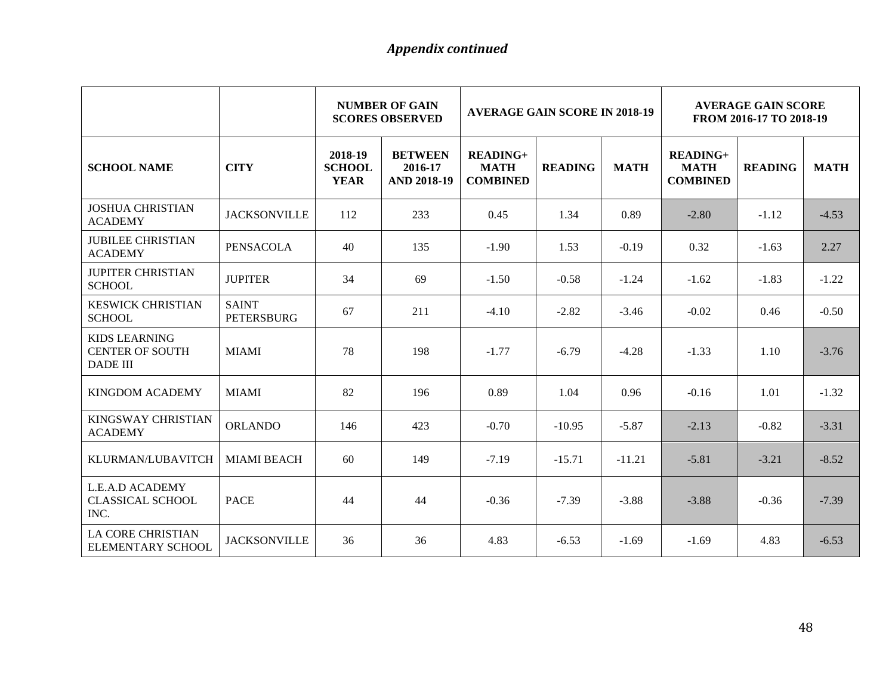*Appendix continued*

| | | NUMBER OF GAIN SCORES OBSERVED | | AVERAGE GAIN SCORE IN 2018-19 | | | AVERAGE GAIN SCORE FROM 2016-17 TO 2018-19 | | |
|---|---|---|---|---|---|---|---|---|---|
| **SCHOOL NAME** | **CITY** | **2018-19 SCHOOL YEAR** | **BETWEEN 2016-17 AND 2018-19** | **READING+ MATH COMBINED** | **READING** | **MATH** | **READING+ MATH COMBINED** | **READING** | **MATH** |
| JOSHUA CHRISTIAN ACADEMY | JACKSONVILLE | 112 | 233 | 0.45 | 1.34 | 0.89 | -2.80 | -1.12 | -4.53 |
| JUBILEE CHRISTIAN ACADEMY | PENSACOLA | 40 | 135 | -1.90 | 1.53 | -0.19 | 0.32 | -1.63 | 2.27 |
| JUPITER CHRISTIAN SCHOOL | JUPITER | 34 | 69 | -1.50 | -0.58 | -1.24 | -1.62 | -1.83 | -1.22 |
| KESWICK CHRISTIAN SCHOOL | SAINT PETERSBURG | 67 | 211 | -4.10 | -2.82 | -3.46 | -0.02 | 0.46 | -0.50 |
| KIDS LEARNING CENTER OF SOUTH DADE III | MIAMI | 78 | 198 | -1.77 | -6.79 | -4.28 | -1.33 | 1.10 | -3.76 |
| KINGDOM ACADEMY | MIAMI | 82 | 196 | 0.89 | 1.04 | 0.96 | -0.16 | 1.01 | -1.32 |
| KINGSWAY CHRISTIAN ACADEMY | ORLANDO | 146 | 423 | -0.70 | -10.95 | -5.87 | -2.13 | -0.82 | -3.31 |
| KLURMAN/LUBAVITCH | MIAMI BEACH | 60 | 149 | -7.19 | -15.71 | -11.21 | -5.81 | -3.21 | -8.52 |
| L.E.A.D ACADEMY CLASSICAL SCHOOL INC. | PACE | 44 | 44 | -0.36 | -7.39 | -3.88 | -3.88 | -0.36 | -7.39 |
| LA CORE CHRISTIAN ELEMENTARY SCHOOL | JACKSONVILLE | 36 | 36 | 4.83 | -6.53 | -1.69 | -1.69 | 4.83 | -6.53 |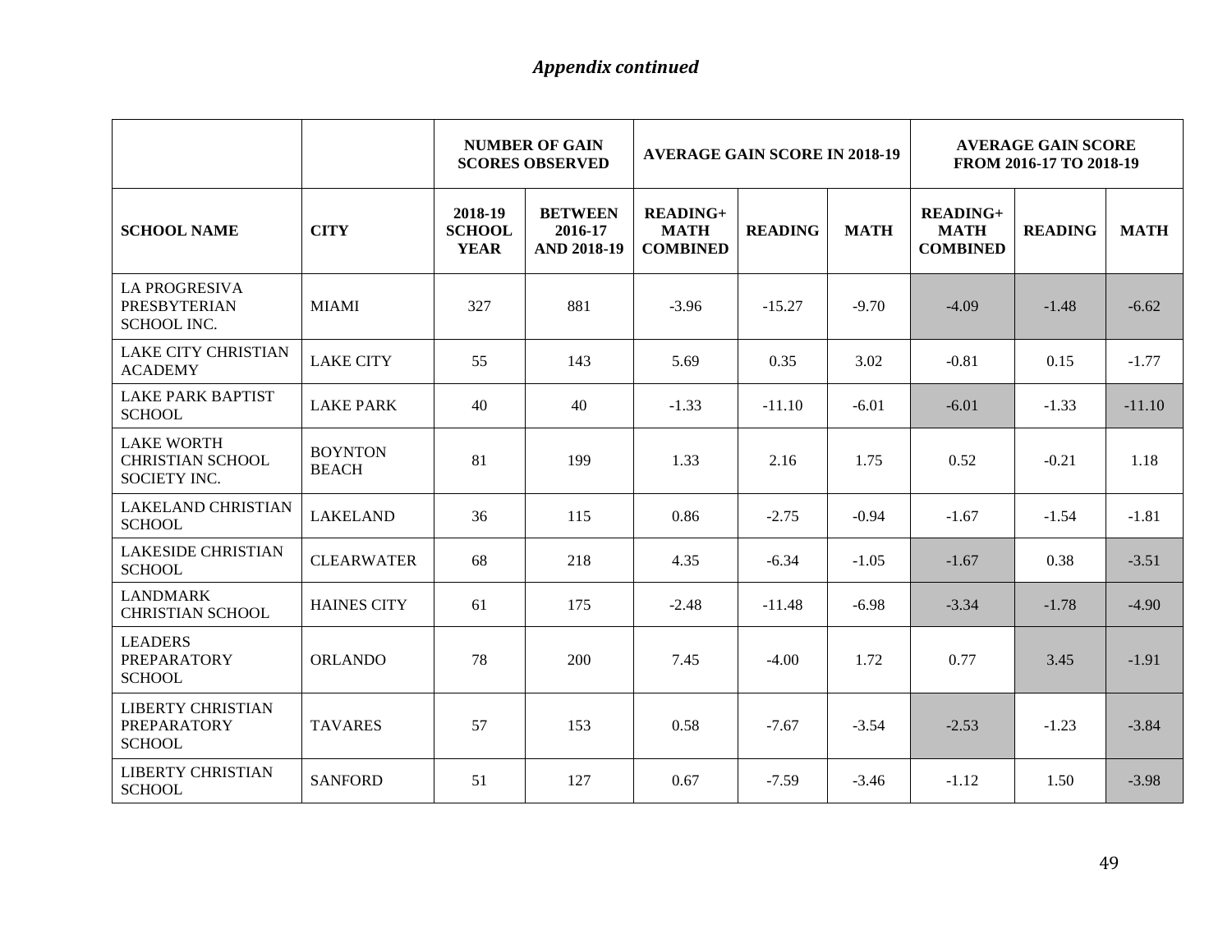*Appendix continued*

| | | NUMBER OF GAIN SCORES OBSERVED | | AVERAGE GAIN SCORE IN 2018-19 | | | AVERAGE GAIN SCORE FROM 2016-17 TO 2018-19 | | |
|---|---|---|---|---|---|---|---|---|---|
| **SCHOOL NAME** | **CITY** | **2018-19 SCHOOL YEAR** | **BETWEEN 2016-17 AND 2018-19** | **READING+ MATH COMBINED** | **READING** | **MATH** | **READING+ MATH COMBINED** | **READING** | **MATH** |
| LA PROGRESIVA PRESBYTERIAN SCHOOL INC. | MIAMI | 327 | 881 | -3.96 | -15.27 | -9.70 | -4.09 | -1.48 | -6.62 |
| LAKE CITY CHRISTIAN ACADEMY | LAKE CITY | 55 | 143 | 5.69 | 0.35 | 3.02 | -0.81 | 0.15 | -1.77 |
| LAKE PARK BAPTIST SCHOOL | LAKE PARK | 40 | 40 | -1.33 | -11.10 | -6.01 | -6.01 | -1.33 | -11.10 |
| LAKE WORTH CHRISTIAN SCHOOL SOCIETY INC. | BOYNTON BEACH | 81 | 199 | 1.33 | 2.16 | 1.75 | 0.52 | -0.21 | 1.18 |
| LAKELAND CHRISTIAN SCHOOL | LAKELAND | 36 | 115 | 0.86 | -2.75 | -0.94 | -1.67 | -1.54 | -1.81 |
| LAKESIDE CHRISTIAN SCHOOL | CLEARWATER | 68 | 218 | 4.35 | -6.34 | -1.05 | -1.67 | 0.38 | -3.51 |
| LANDMARK CHRISTIAN SCHOOL | HAINES CITY | 61 | 175 | -2.48 | -11.48 | -6.98 | -3.34 | -1.78 | -4.90 |
| LEADERS PREPARATORY SCHOOL | ORLANDO | 78 | 200 | 7.45 | -4.00 | 1.72 | 0.77 | 3.45 | -1.91 |
| LIBERTY CHRISTIAN PREPARATORY SCHOOL | TAVARES | 57 | 153 | 0.58 | -7.67 | -3.54 | -2.53 | -1.23 | -3.84 |
| LIBERTY CHRISTIAN SCHOOL | SANFORD | 51 | 127 | 0.67 | -7.59 | -3.46 | -1.12 | 1.50 | -3.98 |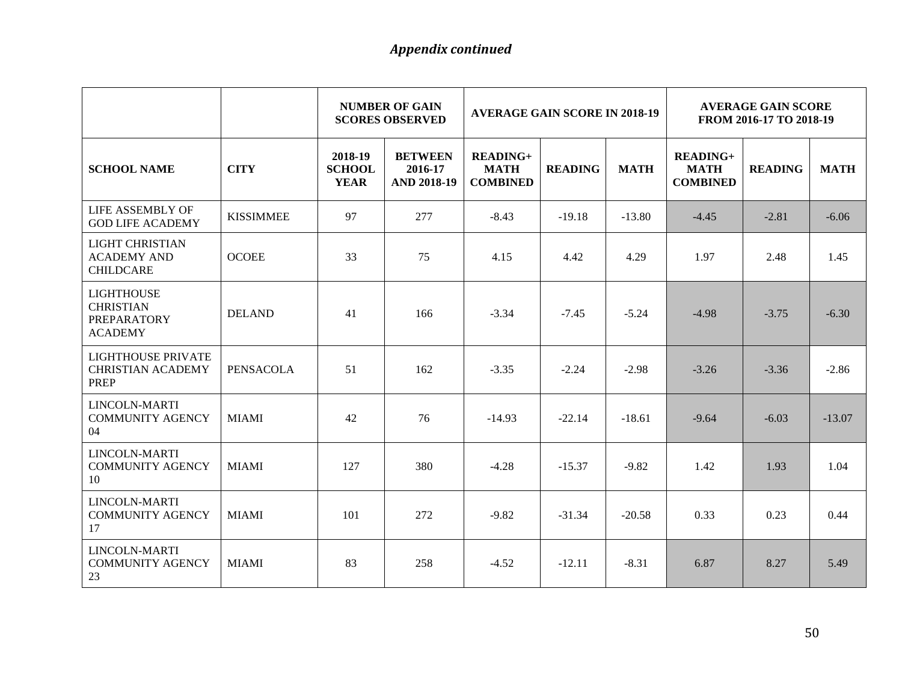*Appendix continued*

| | | NUMBER OF GAIN SCORES OBSERVED | | AVERAGE GAIN SCORE IN 2018-19 | | | AVERAGE GAIN SCORE FROM 2016-17 TO 2018-19 | | |
|---|---|---|---|---|---|---|---|---|---|
| **SCHOOL NAME** | **CITY** | **2018-19 SCHOOL YEAR** | **BETWEEN 2016-17 AND 2018-19** | **READING+ MATH COMBINED** | **READING** | **MATH** | **READING+ MATH COMBINED** | **READING** | **MATH** |
| LIFE ASSEMBLY OF GOD LIFE ACADEMY | KISSIMMEE | 97 | 277 | -8.43 | -19.18 | -13.80 | -4.45 | -2.81 | -6.06 |
| LIGHT CHRISTIAN ACADEMY AND CHILDCARE | OCOEE | 33 | 75 | 4.15 | 4.42 | 4.29 | 1.97 | 2.48 | 1.45 |
| LIGHTHOUSE CHRISTIAN PREPARATORY ACADEMY | DELAND | 41 | 166 | -3.34 | -7.45 | -5.24 | -4.98 | -3.75 | -6.30 |
| LIGHTHOUSE PRIVATE CHRISTIAN ACADEMY PREP | PENSACOLA | 51 | 162 | -3.35 | -2.24 | -2.98 | -3.26 | -3.36 | -2.86 |
| LINCOLN-MARTI COMMUNITY AGENCY 04 | MIAMI | 42 | 76 | -14.93 | -22.14 | -18.61 | -9.64 | -6.03 | -13.07 |
| LINCOLN-MARTI COMMUNITY AGENCY 10 | MIAMI | 127 | 380 | -4.28 | -15.37 | -9.82 | 1.42 | 1.93 | 1.04 |
| LINCOLN-MARTI COMMUNITY AGENCY 17 | MIAMI | 101 | 272 | -9.82 | -31.34 | -20.58 | 0.33 | 0.23 | 0.44 |
| LINCOLN-MARTI COMMUNITY AGENCY 23 | MIAMI | 83 | 258 | -4.52 | -12.11 | -8.31 | 6.87 | 8.27 | 5.49 |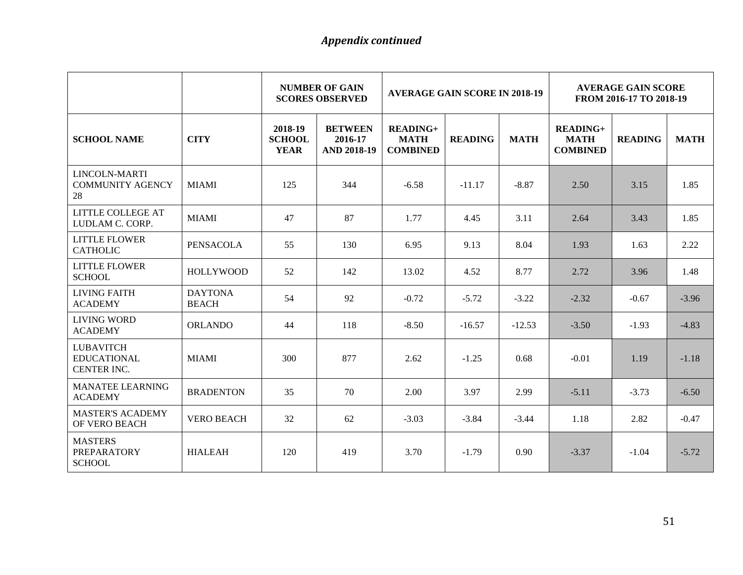*Appendix continued*

| | | NUMBER OF GAIN SCORES OBSERVED | | AVERAGE GAIN SCORE IN 2018-19 | | | AVERAGE GAIN SCORE FROM 2016-17 TO 2018-19 | | |
|---|---|---|---|---|---|---|---|---|---|
| **SCHOOL NAME** | **CITY** | **2018-19 SCHOOL YEAR** | **BETWEEN 2016-17 AND 2018-19** | **READING+ MATH COMBINED** | **READING** | **MATH** | **READING+ MATH COMBINED** | **READING** | **MATH** |
| LINCOLN-MARTI COMMUNITY AGENCY 28 | MIAMI | 125 | 344 | -6.58 | -11.17 | -8.87 | 2.50 | 3.15 | 1.85 |
| LITTLE COLLEGE AT LUDLAM C. CORP. | MIAMI | 47 | 87 | 1.77 | 4.45 | 3.11 | 2.64 | 3.43 | 1.85 |
| LITTLE FLOWER CATHOLIC | PENSACOLA | 55 | 130 | 6.95 | 9.13 | 8.04 | 1.93 | 1.63 | 2.22 |
| LITTLE FLOWER SCHOOL | HOLLYWOOD | 52 | 142 | 13.02 | 4.52 | 8.77 | 2.72 | 3.96 | 1.48 |
| LIVING FAITH ACADEMY | DAYTONA BEACH | 54 | 92 | -0.72 | -5.72 | -3.22 | -2.32 | -0.67 | -3.96 |
| LIVING WORD ACADEMY | ORLANDO | 44 | 118 | -8.50 | -16.57 | -12.53 | -3.50 | -1.93 | -4.83 |
| LUBAVITCH EDUCATIONAL CENTER INC. | MIAMI | 300 | 877 | 2.62 | -1.25 | 0.68 | -0.01 | 1.19 | -1.18 |
| MANATEE LEARNING ACADEMY | BRADENTON | 35 | 70 | 2.00 | 3.97 | 2.99 | -5.11 | -3.73 | -6.50 |
| MASTER'S ACADEMY OF VERO BEACH | VERO BEACH | 32 | 62 | -3.03 | -3.84 | -3.44 | 1.18 | 2.82 | -0.47 |
| MASTERS PREPARATORY SCHOOL | HIALEAH | 120 | 419 | 3.70 | -1.79 | 0.90 | -3.37 | -1.04 | -5.72 |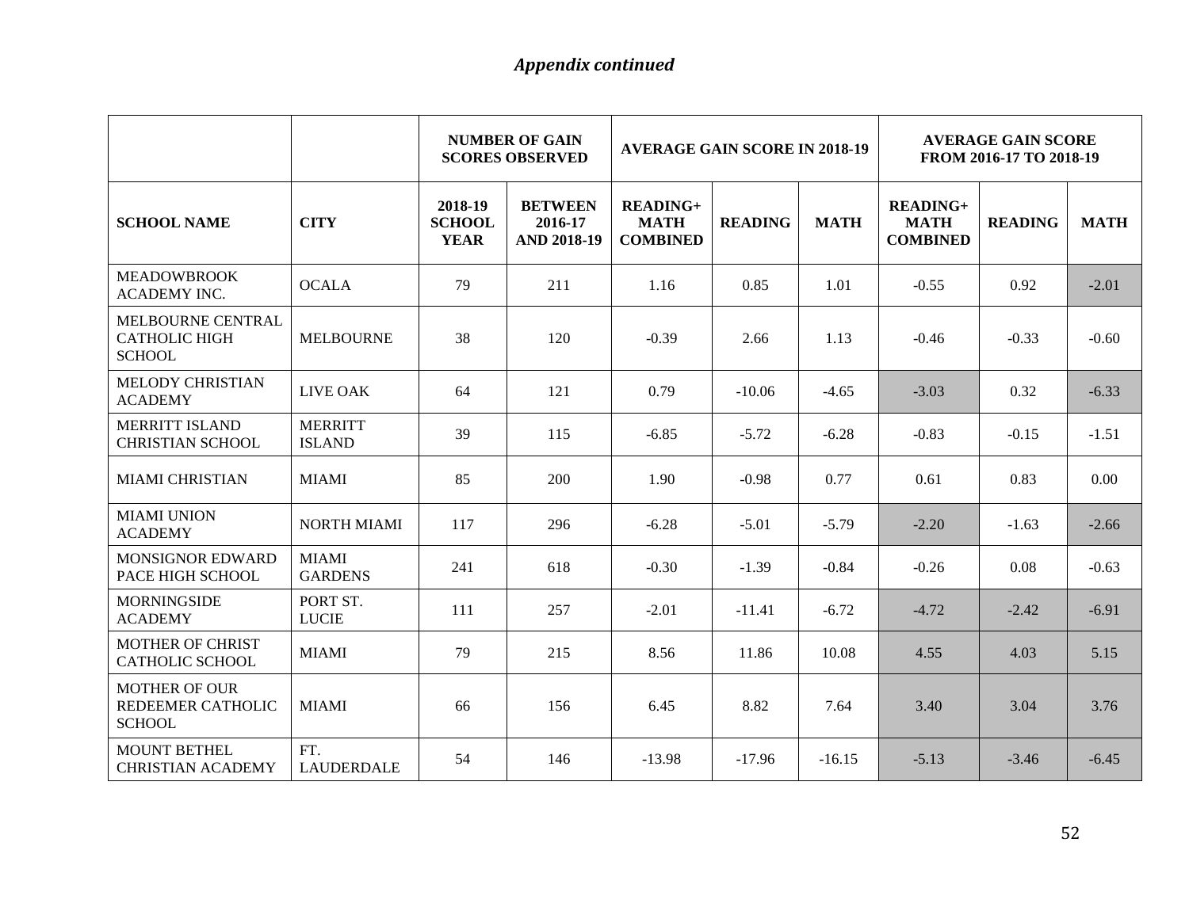*Appendix continued*

| | | NUMBER OF GAIN SCORES OBSERVED | | AVERAGE GAIN SCORE IN 2018-19 | | | AVERAGE GAIN SCORE FROM 2016-17 TO 2018-19 | | |
|---|---|---|---|---|---|---|---|---|---|
| **SCHOOL NAME** | **CITY** | **2018-19 SCHOOL YEAR** | **BETWEEN 2016-17 AND 2018-19** | **READING+ MATH COMBINED** | **READING** | **MATH** | **READING+ MATH COMBINED** | **READING** | **MATH** |
| MEADOWBROOK ACADEMY INC. | OCALA | 79 | 211 | 1.16 | 0.85 | 1.01 | -0.55 | 0.92 | -2.01 |
| MELBOURNE CENTRAL CATHOLIC HIGH SCHOOL | MELBOURNE | 38 | 120 | -0.39 | 2.66 | 1.13 | -0.46 | -0.33 | -0.60 |
| MELODY CHRISTIAN ACADEMY | LIVE OAK | 64 | 121 | 0.79 | -10.06 | -4.65 | -3.03 | 0.32 | -6.33 |
| MERRITT ISLAND CHRISTIAN SCHOOL | MERRITT ISLAND | 39 | 115 | -6.85 | -5.72 | -6.28 | -0.83 | -0.15 | -1.51 |
| MIAMI CHRISTIAN | MIAMI | 85 | 200 | 1.90 | -0.98 | 0.77 | 0.61 | 0.83 | 0.00 |
| MIAMI UNION ACADEMY | NORTH MIAMI | 117 | 296 | -6.28 | -5.01 | -5.79 | -2.20 | -1.63 | -2.66 |
| MONSIGNOR EDWARD PACE HIGH SCHOOL | MIAMI GARDENS | 241 | 618 | -0.30 | -1.39 | -0.84 | -0.26 | 0.08 | -0.63 |
| MORNINGSIDE ACADEMY | PORT ST. LUCIE | 111 | 257 | -2.01 | -11.41 | -6.72 | -4.72 | -2.42 | -6.91 |
| MOTHER OF CHRIST CATHOLIC SCHOOL | MIAMI | 79 | 215 | 8.56 | 11.86 | 10.08 | 4.55 | 4.03 | 5.15 |
| MOTHER OF OUR REDEEMER CATHOLIC SCHOOL | MIAMI | 66 | 156 | 6.45 | 8.82 | 7.64 | 3.40 | 3.04 | 3.76 |
| MOUNT BETHEL CHRISTIAN ACADEMY | FT. LAUDERDALE | 54 | 146 | -13.98 | -17.96 | -16.15 | -5.13 | -3.46 | -6.45 |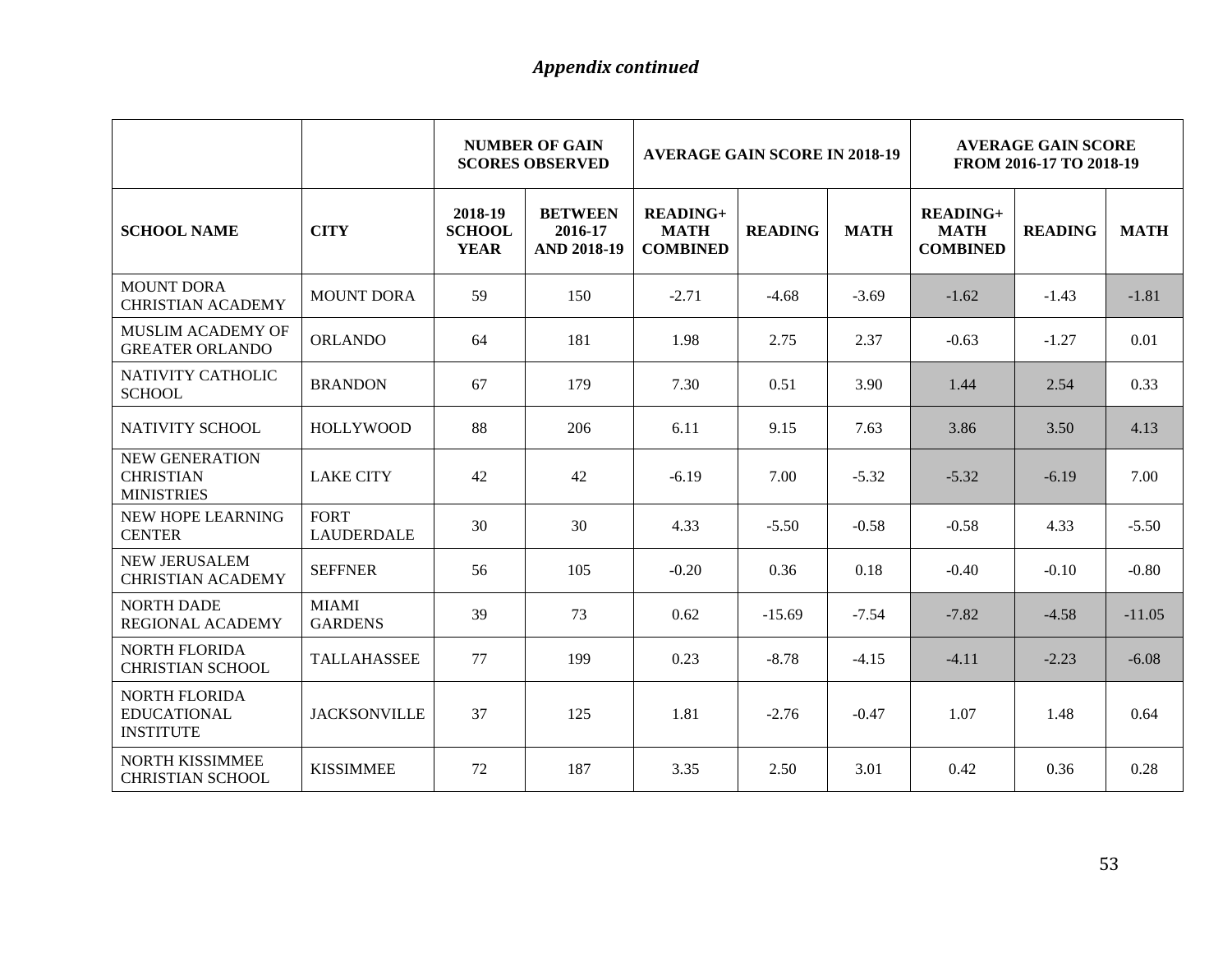*Appendix continued*

| | | NUMBER OF GAIN SCORES OBSERVED | | AVERAGE GAIN SCORE IN 2018-19 | | | AVERAGE GAIN SCORE FROM 2016-17 TO 2018-19 | | |
|---|---|---|---|---|---|---|---|---|---|
| SCHOOL NAME | CITY | 2018-19 SCHOOL YEAR | BETWEEN 2016-17 AND 2018-19 | READING+ MATH COMBINED | READING | MATH | READING+ MATH COMBINED | READING | MATH |
| MOUNT DORA CHRISTIAN ACADEMY | MOUNT DORA | 59 | 150 | -2.71 | -4.68 | -3.69 | -1.62 | -1.43 | -1.81 |
| MUSLIM ACADEMY OF GREATER ORLANDO | ORLANDO | 64 | 181 | 1.98 | 2.75 | 2.37 | -0.63 | -1.27 | 0.01 |
| NATIVITY CATHOLIC SCHOOL | BRANDON | 67 | 179 | 7.30 | 0.51 | 3.90 | 1.44 | 2.54 | 0.33 |
| NATIVITY SCHOOL | HOLLYWOOD | 88 | 206 | 6.11 | 9.15 | 7.63 | 3.86 | 3.50 | 4.13 |
| NEW GENERATION CHRISTIAN MINISTRIES | LAKE CITY | 42 | 42 | -6.19 | 7.00 | -5.32 | -5.32 | -6.19 | 7.00 |
| NEW HOPE LEARNING CENTER | FORT LAUDERDALE | 30 | 30 | 4.33 | -5.50 | -0.58 | -0.58 | 4.33 | -5.50 |
| NEW JERUSALEM CHRISTIAN ACADEMY | SEFFNER | 56 | 105 | -0.20 | 0.36 | 0.18 | -0.40 | -0.10 | -0.80 |
| NORTH DADE REGIONAL ACADEMY | MIAMI GARDENS | 39 | 73 | 0.62 | -15.69 | -7.54 | -7.82 | -4.58 | -11.05 |
| NORTH FLORIDA CHRISTIAN SCHOOL | TALLAHASSEE | 77 | 199 | 0.23 | -8.78 | -4.15 | -4.11 | -2.23 | -6.08 |
| NORTH FLORIDA EDUCATIONAL INSTITUTE | JACKSONVILLE | 37 | 125 | 1.81 | -2.76 | -0.47 | 1.07 | 1.48 | 0.64 |
| NORTH KISSIMMEE CHRISTIAN SCHOOL | KISSIMMEE | 72 | 187 | 3.35 | 2.50 | 3.01 | 0.42 | 0.36 | 0.28 |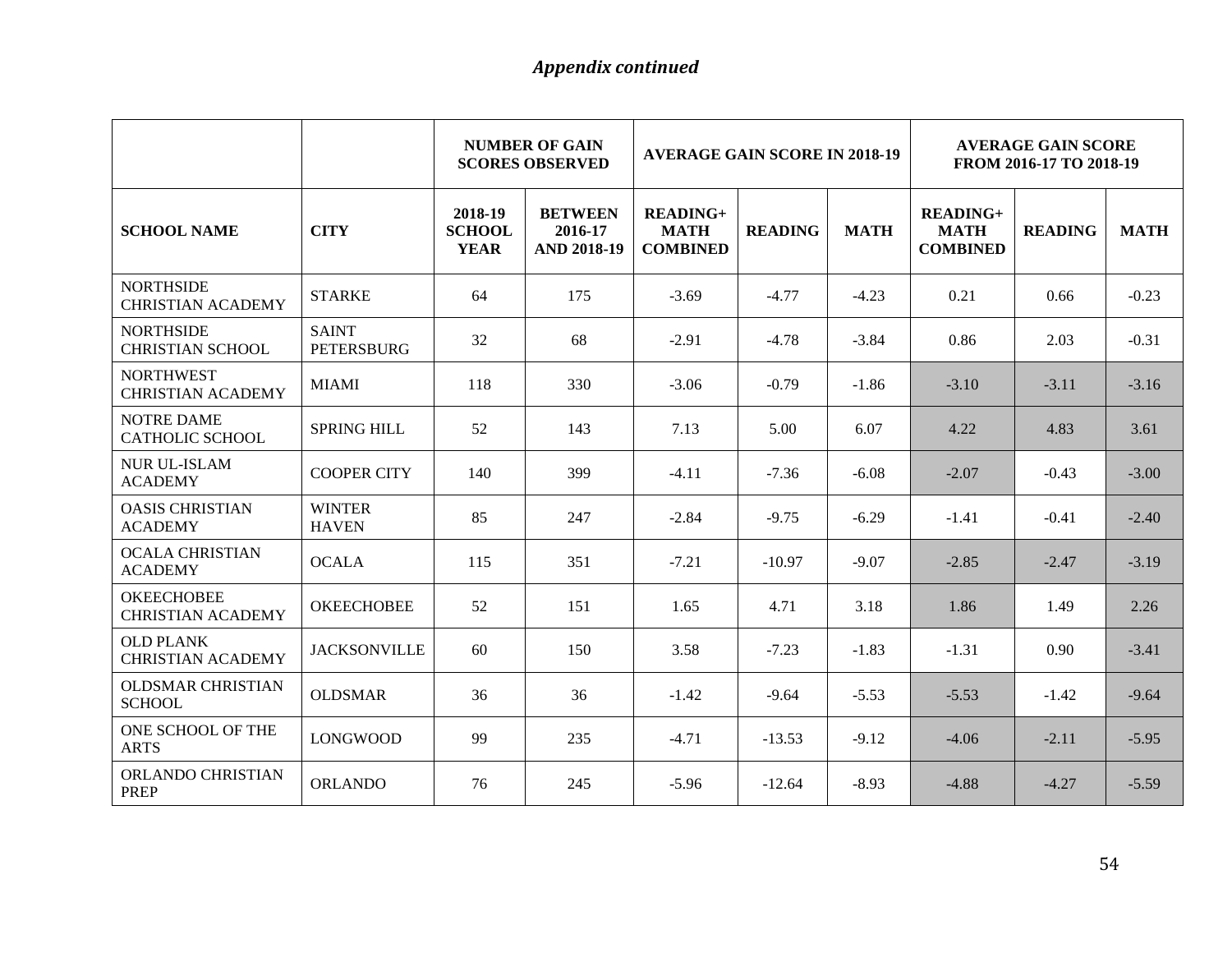*Appendix continued*

| | | NUMBER OF GAIN SCORES OBSERVED | | AVERAGE GAIN SCORE IN 2018-19 | | | AVERAGE GAIN SCORE FROM 2016-17 TO 2018-19 | | |
|---|---|---|---|---|---|---|---|---|---|
| **SCHOOL NAME** | **CITY** | **2018-19 SCHOOL YEAR** | **BETWEEN 2016-17 AND 2018-19** | **READING+ MATH COMBINED** | **READING** | **MATH** | **READING+ MATH COMBINED** | **READING** | **MATH** |
| NORTHSIDE CHRISTIAN ACADEMY | STARKE | 64 | 175 | -3.69 | -4.77 | -4.23 | 0.21 | 0.66 | -0.23 |
| NORTHSIDE CHRISTIAN SCHOOL | SAINT PETERSBURG | 32 | 68 | -2.91 | -4.78 | -3.84 | 0.86 | 2.03 | -0.31 |
| NORTHWEST CHRISTIAN ACADEMY | MIAMI | 118 | 330 | -3.06 | -0.79 | -1.86 | -3.10 | -3.11 | -3.16 |
| NOTRE DAME CATHOLIC SCHOOL | SPRING HILL | 52 | 143 | 7.13 | 5.00 | 6.07 | 4.22 | 4.83 | 3.61 |
| NUR UL-ISLAM ACADEMY | COOPER CITY | 140 | 399 | -4.11 | -7.36 | -6.08 | -2.07 | -0.43 | -3.00 |
| OASIS CHRISTIAN ACADEMY | WINTER HAVEN | 85 | 247 | -2.84 | -9.75 | -6.29 | -1.41 | -0.41 | -2.40 |
| OCALA CHRISTIAN ACADEMY | OCALA | 115 | 351 | -7.21 | -10.97 | -9.07 | -2.85 | -2.47 | -3.19 |
| OKEECHOBEE CHRISTIAN ACADEMY | OKEECHOBEE | 52 | 151 | 1.65 | 4.71 | 3.18 | 1.86 | 1.49 | 2.26 |
| OLD PLANK CHRISTIAN ACADEMY | JACKSONVILLE | 60 | 150 | 3.58 | -7.23 | -1.83 | -1.31 | 0.90 | -3.41 |
| OLDSMAR CHRISTIAN SCHOOL | OLDSMAR | 36 | 36 | -1.42 | -9.64 | -5.53 | -5.53 | -1.42 | -9.64 |
| ONE SCHOOL OF THE ARTS | LONGWOOD | 99 | 235 | -4.71 | -13.53 | -9.12 | -4.06 | -2.11 | -5.95 |
| ORLANDO CHRISTIAN PREP | ORLANDO | 76 | 245 | -5.96 | -12.64 | -8.93 | -4.88 | -4.27 | -5.59 |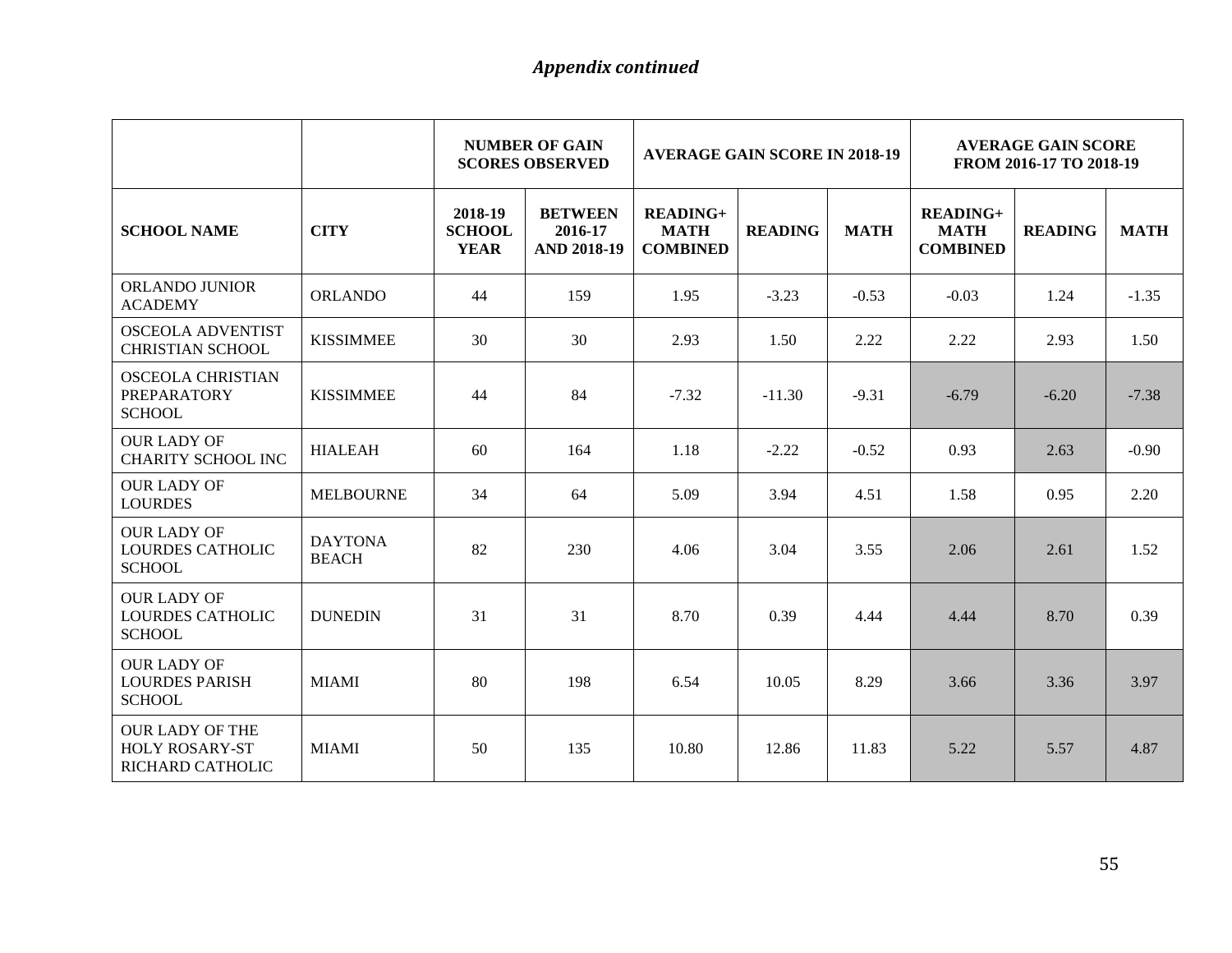*Appendix continued*

| | | NUMBER OF GAIN SCORES OBSERVED | | AVERAGE GAIN SCORE IN 2018-19 | | | AVERAGE GAIN SCORE FROM 2016-17 TO 2018-19 | | |
|---|---|---|---|---|---|---|---|---|---|
| **SCHOOL NAME** | **CITY** | **2018-19 SCHOOL YEAR** | **BETWEEN 2016-17 AND 2018-19** | **READING+ MATH COMBINED** | **READING** | **MATH** | **READING+ MATH COMBINED** | **READING** | **MATH** |
| ORLANDO JUNIOR ACADEMY | ORLANDO | 44 | 159 | 1.95 | -3.23 | -0.53 | -0.03 | 1.24 | -1.35 |
| OSCEOLA ADVENTIST CHRISTIAN SCHOOL | KISSIMMEE | 30 | 30 | 2.93 | 1.50 | 2.22 | 2.22 | 2.93 | 1.50 |
| OSCEOLA CHRISTIAN PREPARATORY SCHOOL | KISSIMMEE | 44 | 84 | -7.32 | -11.30 | -9.31 | -6.79 | -6.20 | -7.38 |
| OUR LADY OF CHARITY SCHOOL INC | HIALEAH | 60 | 164 | 1.18 | -2.22 | -0.52 | 0.93 | 2.63 | -0.90 |
| OUR LADY OF LOURDES | MELBOURNE | 34 | 64 | 5.09 | 3.94 | 4.51 | 1.58 | 0.95 | 2.20 |
| OUR LADY OF LOURDES CATHOLIC SCHOOL | DAYTONA BEACH | 82 | 230 | 4.06 | 3.04 | 3.55 | 2.06 | 2.61 | 1.52 |
| OUR LADY OF LOURDES CATHOLIC SCHOOL | DUNEDIN | 31 | 31 | 8.70 | 0.39 | 4.44 | 4.44 | 8.70 | 0.39 |
| OUR LADY OF LOURDES PARISH SCHOOL | MIAMI | 80 | 198 | 6.54 | 10.05 | 8.29 | 3.66 | 3.36 | 3.97 |
| OUR LADY OF THE HOLY ROSARY-ST RICHARD CATHOLIC | MIAMI | 50 | 135 | 10.80 | 12.86 | 11.83 | 5.22 | 5.57 | 4.87 |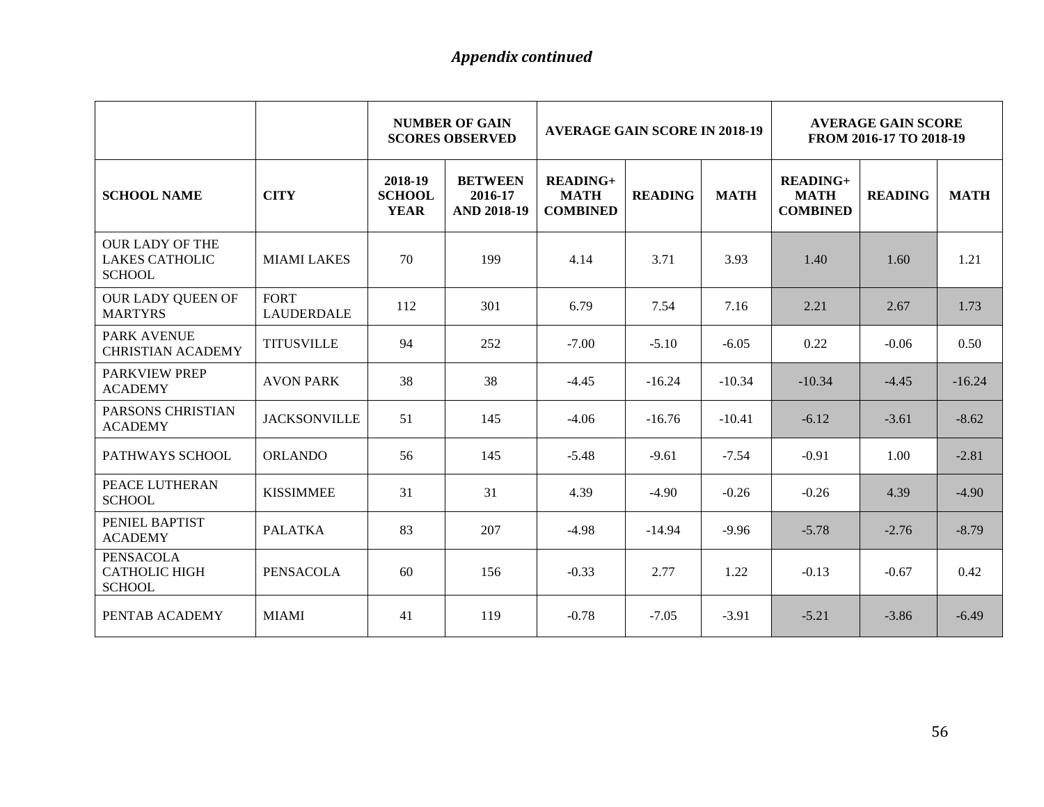*Appendix continued*

| | | NUMBER OF GAIN SCORES OBSERVED | | AVERAGE GAIN SCORE IN 2018-19 | | | AVERAGE GAIN SCORE FROM 2016-17 TO 2018-19 | | |
|---|---|---|---|---|---|---|---|---|---|
| **SCHOOL NAME** | **CITY** | **2018-19 SCHOOL YEAR** | **BETWEEN 2016-17 AND 2018-19** | **READING+ MATH COMBINED** | **READING** | **MATH** | **READING+ MATH COMBINED** | **READING** | **MATH** |
| OUR LADY OF THE LAKES CATHOLIC SCHOOL | MIAMI LAKES | 70 | 199 | 4.14 | 3.71 | 3.93 | 1.40 | 1.60 | 1.21 |
| OUR LADY QUEEN OF MARTYRS | FORT LAUDERDALE | 112 | 301 | 6.79 | 7.54 | 7.16 | 2.21 | 2.67 | 1.73 |
| PARK AVENUE CHRISTIAN ACADEMY | TITUSVILLE | 94 | 252 | -7.00 | -5.10 | -6.05 | 0.22 | -0.06 | 0.50 |
| PARKVIEW PREP ACADEMY | AVON PARK | 38 | 38 | -4.45 | -16.24 | -10.34 | -10.34 | -4.45 | -16.24 |
| PARSONS CHRISTIAN ACADEMY | JACKSONVILLE | 51 | 145 | -4.06 | -16.76 | -10.41 | -6.12 | -3.61 | -8.62 |
| PATHWAYS SCHOOL | ORLANDO | 56 | 145 | -5.48 | -9.61 | -7.54 | -0.91 | 1.00 | -2.81 |
| PEACE LUTHERAN SCHOOL | KISSIMMEE | 31 | 31 | 4.39 | -4.90 | -0.26 | -0.26 | 4.39 | -4.90 |
| PENIEL BAPTIST ACADEMY | PALATKA | 83 | 207 | -4.98 | -14.94 | -9.96 | -5.78 | -2.76 | -8.79 |
| PENSACOLA CATHOLIC HIGH SCHOOL | PENSACOLA | 60 | 156 | -0.33 | 2.77 | 1.22 | -0.13 | -0.67 | 0.42 |
| PENTAB ACADEMY | MIAMI | 41 | 119 | -0.78 | -7.05 | -3.91 | -5.21 | -3.86 | -6.49 |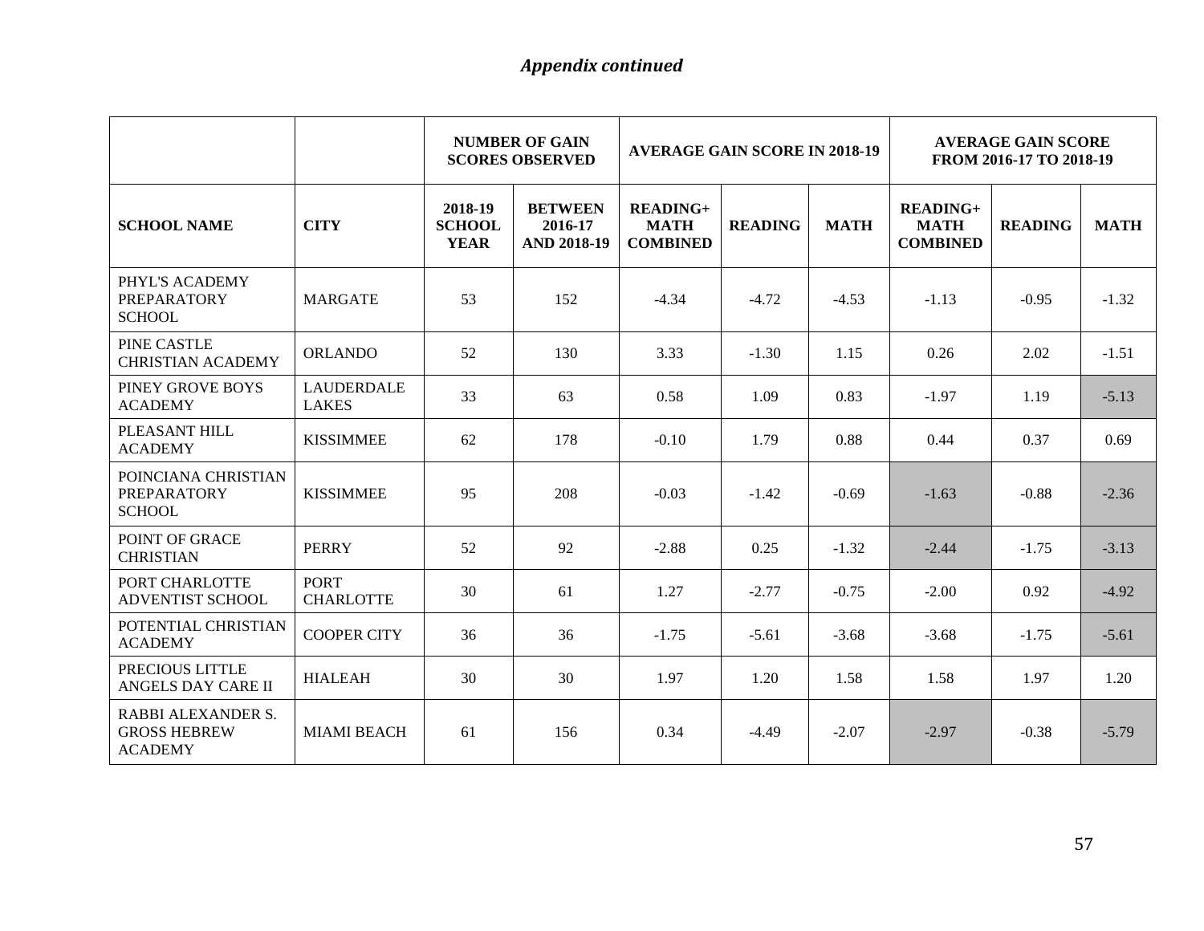*Appendix continued*

| | | NUMBER OF GAIN SCORES OBSERVED | | AVERAGE GAIN SCORE IN 2018-19 | | | AVERAGE GAIN SCORE FROM 2016-17 TO 2018-19 | | |
|---|---|---|---|---|---|---|---|---|---|
| SCHOOL NAME | CITY | 2018-19 SCHOOL YEAR | BETWEEN 2016-17 AND 2018-19 | READING+ MATH COMBINED | READING | MATH | READING+ MATH COMBINED | READING | MATH |
| PHYL'S ACADEMY PREPARATORY SCHOOL | MARGATE | 53 | 152 | -4.34 | -4.72 | -4.53 | -1.13 | -0.95 | -1.32 |
| PINE CASTLE CHRISTIAN ACADEMY | ORLANDO | 52 | 130 | 3.33 | -1.30 | 1.15 | 0.26 | 2.02 | -1.51 |
| PINEY GROVE BOYS ACADEMY | LAUDERDALE LAKES | 33 | 63 | 0.58 | 1.09 | 0.83 | -1.97 | 1.19 | -5.13 |
| PLEASANT HILL ACADEMY | KISSIMMEE | 62 | 178 | -0.10 | 1.79 | 0.88 | 0.44 | 0.37 | 0.69 |
| POINCIANA CHRISTIAN PREPARATORY SCHOOL | KISSIMMEE | 95 | 208 | -0.03 | -1.42 | -0.69 | -1.63 | -0.88 | -2.36 |
| POINT OF GRACE CHRISTIAN | PERRY | 52 | 92 | -2.88 | 0.25 | -1.32 | -2.44 | -1.75 | -3.13 |
| PORT CHARLOTTE ADVENTIST SCHOOL | PORT CHARLOTTE | 30 | 61 | 1.27 | -2.77 | -0.75 | -2.00 | 0.92 | -4.92 |
| POTENTIAL CHRISTIAN ACADEMY | COOPER CITY | 36 | 36 | -1.75 | -5.61 | -3.68 | -3.68 | -1.75 | -5.61 |
| PRECIOUS LITTLE ANGELS DAY CARE II | HIALEAH | 30 | 30 | 1.97 | 1.20 | 1.58 | 1.58 | 1.97 | 1.20 |
| RABBI ALEXANDER S. GROSS HEBREW ACADEMY | MIAMI BEACH | 61 | 156 | 0.34 | -4.49 | -2.07 | -2.97 | -0.38 | -5.79 |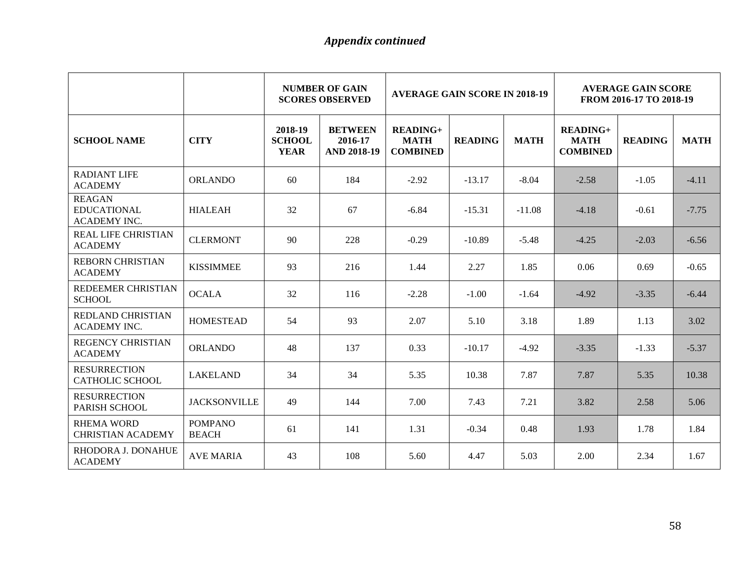*Appendix continued*

| | | NUMBER OF GAIN SCORES OBSERVED | | AVERAGE GAIN SCORE IN 2018-19 | | | AVERAGE GAIN SCORE FROM 2016-17 TO 2018-19 | | |
|---|---|---|---|---|---|---|---|---|---|
| **SCHOOL NAME** | **CITY** | **2018-19 SCHOOL YEAR** | **BETWEEN 2016-17 AND 2018-19** | **READING+ MATH COMBINED** | **READING** | **MATH** | **READING+ MATH COMBINED** | **READING** | **MATH** |
| RADIANT LIFE ACADEMY | ORLANDO | 60 | 184 | -2.92 | -13.17 | -8.04 | -2.58 | -1.05 | -4.11 |
| REAGAN EDUCATIONAL ACADEMY INC. | HIALEAH | 32 | 67 | -6.84 | -15.31 | -11.08 | -4.18 | -0.61 | -7.75 |
| REAL LIFE CHRISTIAN ACADEMY | CLERMONT | 90 | 228 | -0.29 | -10.89 | -5.48 | -4.25 | -2.03 | -6.56 |
| REBORN CHRISTIAN ACADEMY | KISSIMMEE | 93 | 216 | 1.44 | 2.27 | 1.85 | 0.06 | 0.69 | -0.65 |
| REDEEMER CHRISTIAN SCHOOL | OCALA | 32 | 116 | -2.28 | -1.00 | -1.64 | -4.92 | -3.35 | -6.44 |
| REDLAND CHRISTIAN ACADEMY INC. | HOMESTEAD | 54 | 93 | 2.07 | 5.10 | 3.18 | 1.89 | 1.13 | 3.02 |
| REGENCY CHRISTIAN ACADEMY | ORLANDO | 48 | 137 | 0.33 | -10.17 | -4.92 | -3.35 | -1.33 | -5.37 |
| RESURRECTION CATHOLIC SCHOOL | LAKELAND | 34 | 34 | 5.35 | 10.38 | 7.87 | 7.87 | 5.35 | 10.38 |
| RESURRECTION PARISH SCHOOL | JACKSONVILLE | 49 | 144 | 7.00 | 7.43 | 7.21 | 3.82 | 2.58 | 5.06 |
| RHEMA WORD CHRISTIAN ACADEMY | POMPANO BEACH | 61 | 141 | 1.31 | -0.34 | 0.48 | 1.93 | 1.78 | 1.84 |
| RHODORA J. DONAHUE ACADEMY | AVE MARIA | 43 | 108 | 5.60 | 4.47 | 5.03 | 2.00 | 2.34 | 1.67 |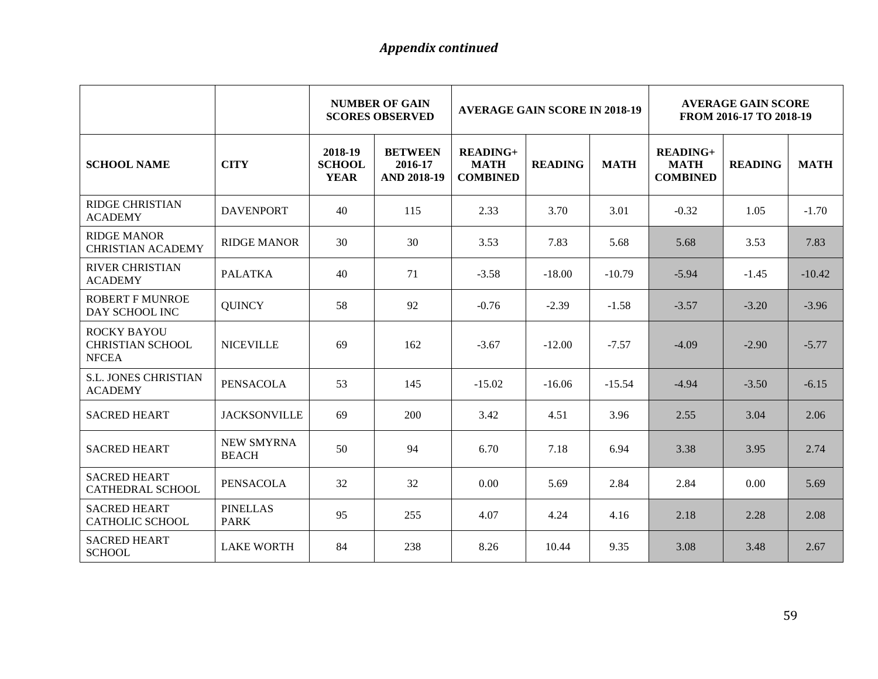*Appendix continued*

| | | NUMBER OF GAIN SCORES OBSERVED | | AVERAGE GAIN SCORE IN 2018-19 | | | AVERAGE GAIN SCORE FROM 2016-17 TO 2018-19 | | |
|---|---|---|---|---|---|---|---|---|---|
| **SCHOOL NAME** | **CITY** | **2018-19 SCHOOL YEAR** | **BETWEEN 2016-17 AND 2018-19** | **READING+ MATH COMBINED** | **READING** | **MATH** | **READING+ MATH COMBINED** | **READING** | **MATH** |
| RIDGE CHRISTIAN ACADEMY | DAVENPORT | 40 | 115 | 2.33 | 3.70 | 3.01 | -0.32 | 1.05 | -1.70 |
| RIDGE MANOR CHRISTIAN ACADEMY | RIDGE MANOR | 30 | 30 | 3.53 | 7.83 | 5.68 | 5.68 | 3.53 | 7.83 |
| RIVER CHRISTIAN ACADEMY | PALATKA | 40 | 71 | -3.58 | -18.00 | -10.79 | -5.94 | -1.45 | -10.42 |
| ROBERT F MUNROE DAY SCHOOL INC | QUINCY | 58 | 92 | -0.76 | -2.39 | -1.58 | -3.57 | -3.20 | -3.96 |
| ROCKY BAYOU CHRISTIAN SCHOOL NFCEA | NICEVILLE | 69 | 162 | -3.67 | -12.00 | -7.57 | -4.09 | -2.90 | -5.77 |
| S.L. JONES CHRISTIAN ACADEMY | PENSACOLA | 53 | 145 | -15.02 | -16.06 | -15.54 | -4.94 | -3.50 | -6.15 |
| SACRED HEART | JACKSONVILLE | 69 | 200 | 3.42 | 4.51 | 3.96 | 2.55 | 3.04 | 2.06 |
| SACRED HEART | NEW SMYRNA BEACH | 50 | 94 | 6.70 | 7.18 | 6.94 | 3.38 | 3.95 | 2.74 |
| SACRED HEART CATHEDRAL SCHOOL | PENSACOLA | 32 | 32 | 0.00 | 5.69 | 2.84 | 2.84 | 0.00 | 5.69 |
| SACRED HEART CATHOLIC SCHOOL | PINELLAS PARK | 95 | 255 | 4.07 | 4.24 | 4.16 | 2.18 | 2.28 | 2.08 |
| SACRED HEART SCHOOL | LAKE WORTH | 84 | 238 | 8.26 | 10.44 | 9.35 | 3.08 | 3.48 | 2.67 |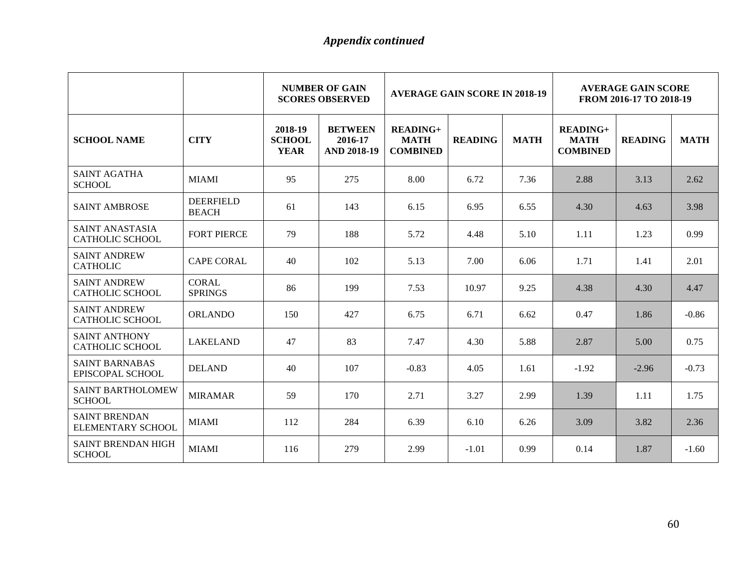*Appendix continued*

| | | NUMBER OF GAIN SCORES OBSERVED | | AVERAGE GAIN SCORE IN 2018-19 | | | AVERAGE GAIN SCORE FROM 2016-17 TO 2018-19 | | |
|---|---|---|---|---|---|---|---|---|---|
| **SCHOOL NAME** | **CITY** | **2018-19 SCHOOL YEAR** | **BETWEEN 2016-17 AND 2018-19** | **READING+ MATH COMBINED** | **READING** | **MATH** | **READING+ MATH COMBINED** | **READING** | **MATH** |
| SAINT AGATHA SCHOOL | MIAMI | 95 | 275 | 8.00 | 6.72 | 7.36 | 2.88 | 3.13 | 2.62 |
| SAINT AMBROSE | DEERFIELD BEACH | 61 | 143 | 6.15 | 6.95 | 6.55 | 4.30 | 4.63 | 3.98 |
| SAINT ANASTASIA CATHOLIC SCHOOL | FORT PIERCE | 79 | 188 | 5.72 | 4.48 | 5.10 | 1.11 | 1.23 | 0.99 |
| SAINT ANDREW CATHOLIC | CAPE CORAL | 40 | 102 | 5.13 | 7.00 | 6.06 | 1.71 | 1.41 | 2.01 |
| SAINT ANDREW CATHOLIC SCHOOL | CORAL SPRINGS | 86 | 199 | 7.53 | 10.97 | 9.25 | 4.38 | 4.30 | 4.47 |
| SAINT ANDREW CATHOLIC SCHOOL | ORLANDO | 150 | 427 | 6.75 | 6.71 | 6.62 | 0.47 | 1.86 | -0.86 |
| SAINT ANTHONY CATHOLIC SCHOOL | LAKELAND | 47 | 83 | 7.47 | 4.30 | 5.88 | 2.87 | 5.00 | 0.75 |
| SAINT BARNABAS EPISCOPAL SCHOOL | DELAND | 40 | 107 | -0.83 | 4.05 | 1.61 | -1.92 | -2.96 | -0.73 |
| SAINT BARTHOLOMEW SCHOOL | MIRAMAR | 59 | 170 | 2.71 | 3.27 | 2.99 | 1.39 | 1.11 | 1.75 |
| SAINT BRENDAN ELEMENTARY SCHOOL | MIAMI | 112 | 284 | 6.39 | 6.10 | 6.26 | 3.09 | 3.82 | 2.36 |
| SAINT BRENDAN HIGH SCHOOL | MIAMI | 116 | 279 | 2.99 | -1.01 | 0.99 | 0.14 | 1.87 | -1.60 |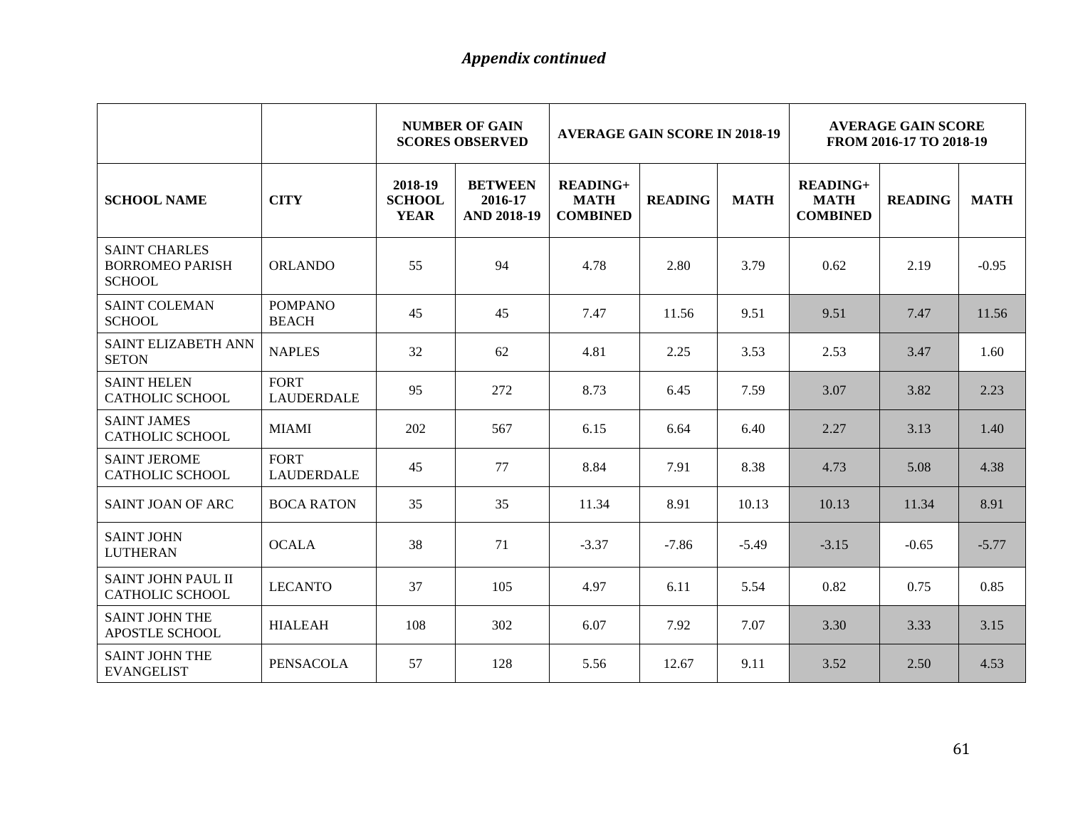*Appendix continued*

| | | NUMBER OF GAIN SCORES OBSERVED | | AVERAGE GAIN SCORE IN 2018-19 | | | AVERAGE GAIN SCORE FROM 2016-17 TO 2018-19 | | |
|---|---|---|---|---|---|---|---|---|---|
| **SCHOOL NAME** | **CITY** | **2018-19 SCHOOL YEAR** | **BETWEEN 2016-17 AND 2018-19** | **READING+ MATH COMBINED** | **READING** | **MATH** | **READING+ MATH COMBINED** | **READING** | **MATH** |
| SAINT CHARLES BORROMEO PARISH SCHOOL | ORLANDO | 55 | 94 | 4.78 | 2.80 | 3.79 | 0.62 | 2.19 | -0.95 |
| SAINT COLEMAN SCHOOL | POMPANO BEACH | 45 | 45 | 7.47 | 11.56 | 9.51 | 9.51 | 7.47 | 11.56 |
| SAINT ELIZABETH ANN SETON | NAPLES | 32 | 62 | 4.81 | 2.25 | 3.53 | 2.53 | 3.47 | 1.60 |
| SAINT HELEN CATHOLIC SCHOOL | FORT LAUDERDALE | 95 | 272 | 8.73 | 6.45 | 7.59 | 3.07 | 3.82 | 2.23 |
| SAINT JAMES CATHOLIC SCHOOL | MIAMI | 202 | 567 | 6.15 | 6.64 | 6.40 | 2.27 | 3.13 | 1.40 |
| SAINT JEROME CATHOLIC SCHOOL | FORT LAUDERDALE | 45 | 77 | 8.84 | 7.91 | 8.38 | 4.73 | 5.08 | 4.38 |
| SAINT JOAN OF ARC | BOCA RATON | 35 | 35 | 11.34 | 8.91 | 10.13 | 10.13 | 11.34 | 8.91 |
| SAINT JOHN LUTHERAN | OCALA | 38 | 71 | -3.37 | -7.86 | -5.49 | -3.15 | -0.65 | -5.77 |
| SAINT JOHN PAUL II CATHOLIC SCHOOL | LECANTO | 37 | 105 | 4.97 | 6.11 | 5.54 | 0.82 | 0.75 | 0.85 |
| SAINT JOHN THE APOSTLE SCHOOL | HIALEAH | 108 | 302 | 6.07 | 7.92 | 7.07 | 3.30 | 3.33 | 3.15 |
| SAINT JOHN THE EVANGELIST | PENSACOLA | 57 | 128 | 5.56 | 12.67 | 9.11 | 3.52 | 2.50 | 4.53 |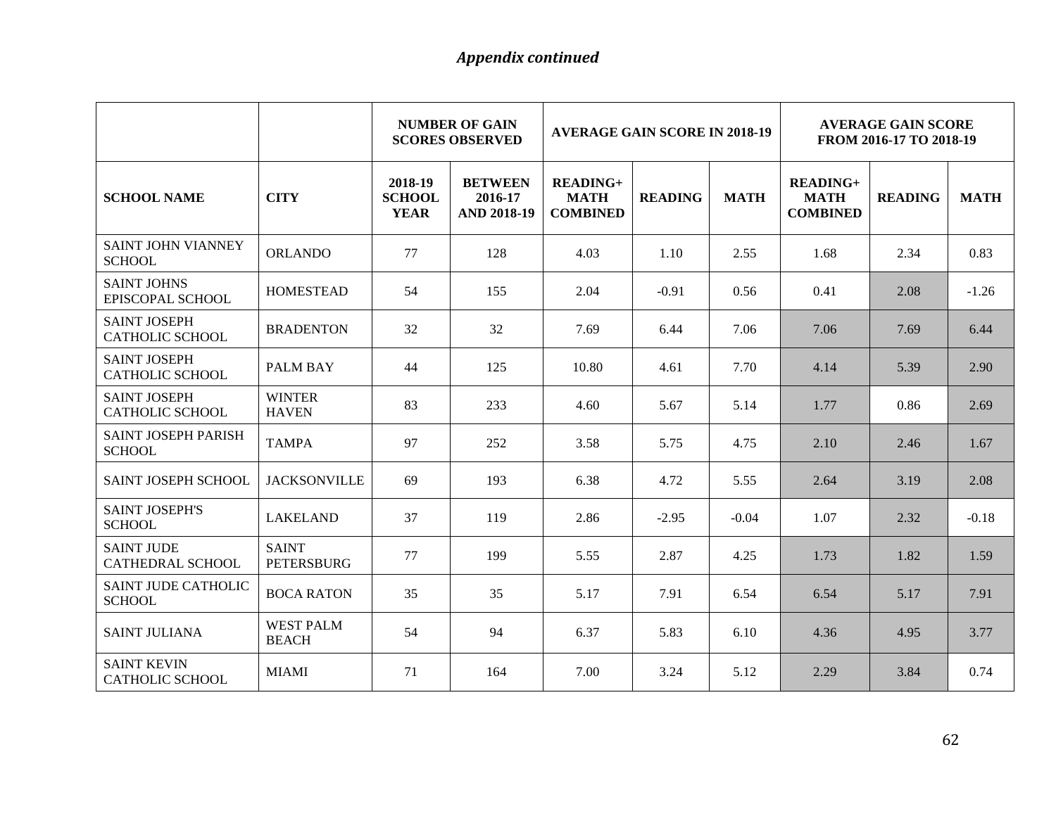*Appendix continued*

| | | NUMBER OF GAIN SCORES OBSERVED | | AVERAGE GAIN SCORE IN 2018-19 | | | AVERAGE GAIN SCORE FROM 2016-17 TO 2018-19 | | |
|---|---|---|---|---|---|---|---|---|---|
| **SCHOOL NAME** | **CITY** | **2018-19 SCHOOL YEAR** | **BETWEEN 2016-17 AND 2018-19** | **READING+ MATH COMBINED** | **READING** | **MATH** | **READING+ MATH COMBINED** | **READING** | **MATH** |
| SAINT JOHN VIANNEY SCHOOL | ORLANDO | 77 | 128 | 4.03 | 1.10 | 2.55 | 1.68 | 2.34 | 0.83 |
| SAINT JOHNS EPISCOPAL SCHOOL | HOMESTEAD | 54 | 155 | 2.04 | -0.91 | 0.56 | 0.41 | 2.08 | -1.26 |
| SAINT JOSEPH CATHOLIC SCHOOL | BRADENTON | 32 | 32 | 7.69 | 6.44 | 7.06 | 7.06 | 7.69 | 6.44 |
| SAINT JOSEPH CATHOLIC SCHOOL | PALM BAY | 44 | 125 | 10.80 | 4.61 | 7.70 | 4.14 | 5.39 | 2.90 |
| SAINT JOSEPH CATHOLIC SCHOOL | WINTER HAVEN | 83 | 233 | 4.60 | 5.67 | 5.14 | 1.77 | 0.86 | 2.69 |
| SAINT JOSEPH PARISH SCHOOL | TAMPA | 97 | 252 | 3.58 | 5.75 | 4.75 | 2.10 | 2.46 | 1.67 |
| SAINT JOSEPH SCHOOL | JACKSONVILLE | 69 | 193 | 6.38 | 4.72 | 5.55 | 2.64 | 3.19 | 2.08 |
| SAINT JOSEPH'S SCHOOL | LAKELAND | 37 | 119 | 2.86 | -2.95 | -0.04 | 1.07 | 2.32 | -0.18 |
| SAINT JUDE CATHEDRAL SCHOOL | SAINT PETERSBURG | 77 | 199 | 5.55 | 2.87 | 4.25 | 1.73 | 1.82 | 1.59 |
| SAINT JUDE CATHOLIC SCHOOL | BOCA RATON | 35 | 35 | 5.17 | 7.91 | 6.54 | 6.54 | 5.17 | 7.91 |
| SAINT JULIANA | WEST PALM BEACH | 54 | 94 | 6.37 | 5.83 | 6.10 | 4.36 | 4.95 | 3.77 |
| SAINT KEVIN CATHOLIC SCHOOL | MIAMI | 71 | 164 | 7.00 | 3.24 | 5.12 | 2.29 | 3.84 | 0.74 |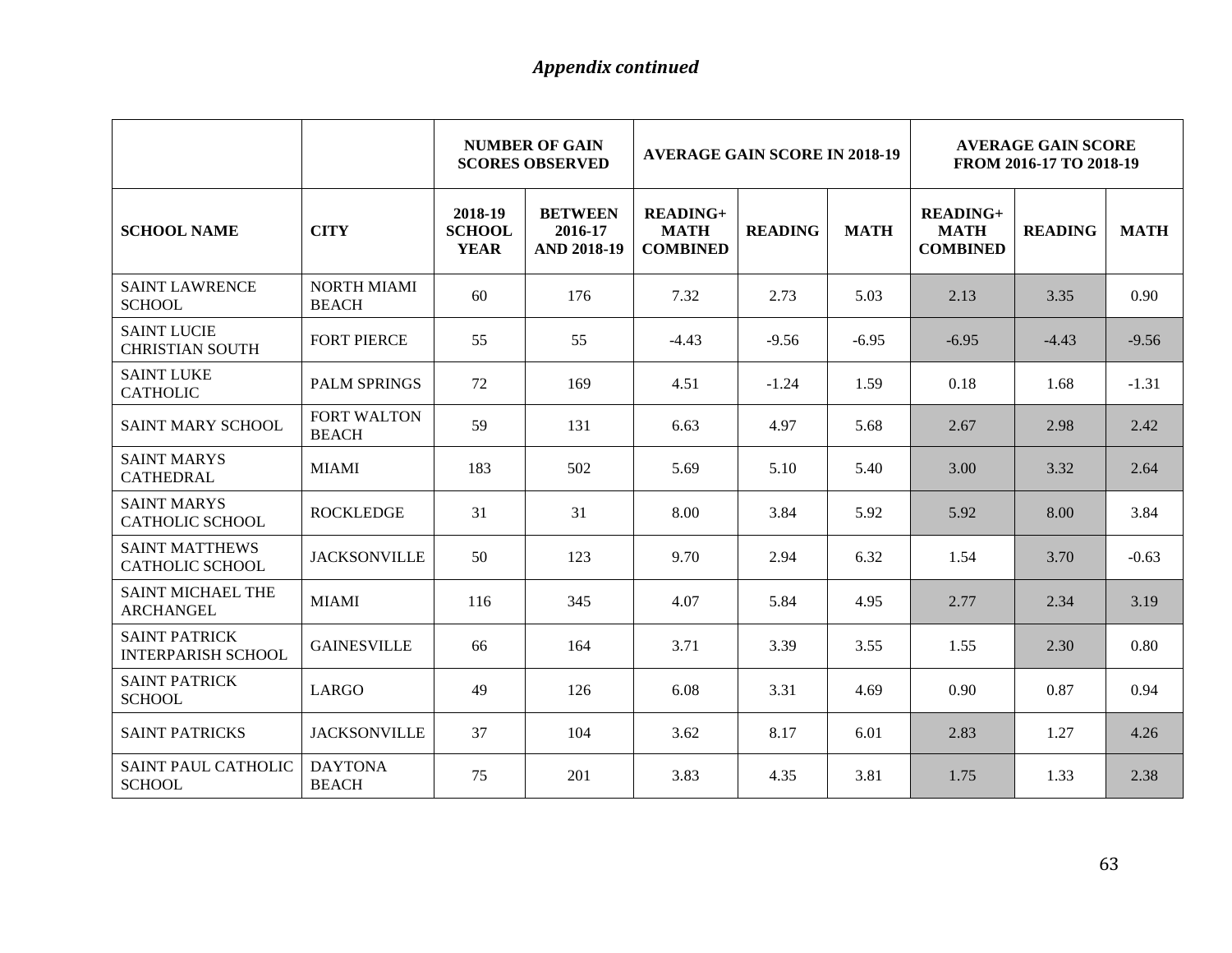*Appendix continued*

| | | NUMBER OF GAIN SCORES OBSERVED | | AVERAGE GAIN SCORE IN 2018-19 | | | AVERAGE GAIN SCORE FROM 2016-17 TO 2018-19 | | |
|---|---|---|---|---|---|---|---|---|---|
| **SCHOOL NAME** | **CITY** | **2018-19 SCHOOL YEAR** | **BETWEEN 2016-17 AND 2018-19** | **READING+ MATH COMBINED** | **READING** | **MATH** | **READING+ MATH COMBINED** | **READING** | **MATH** |
| SAINT LAWRENCE SCHOOL | NORTH MIAMI BEACH | 60 | 176 | 7.32 | 2.73 | 5.03 | 2.13 | 3.35 | 0.90 |
| SAINT LUCIE CHRISTIAN SOUTH | FORT PIERCE | 55 | 55 | -4.43 | -9.56 | -6.95 | -6.95 | -4.43 | -9.56 |
| SAINT LUKE CATHOLIC | PALM SPRINGS | 72 | 169 | 4.51 | -1.24 | 1.59 | 0.18 | 1.68 | -1.31 |
| SAINT MARY SCHOOL | FORT WALTON BEACH | 59 | 131 | 6.63 | 4.97 | 5.68 | 2.67 | 2.98 | 2.42 |
| SAINT MARYS CATHEDRAL | MIAMI | 183 | 502 | 5.69 | 5.10 | 5.40 | 3.00 | 3.32 | 2.64 |
| SAINT MARYS CATHOLIC SCHOOL | ROCKLEDGE | 31 | 31 | 8.00 | 3.84 | 5.92 | 5.92 | 8.00 | 3.84 |
| SAINT MATTHEWS CATHOLIC SCHOOL | JACKSONVILLE | 50 | 123 | 9.70 | 2.94 | 6.32 | 1.54 | 3.70 | -0.63 |
| SAINT MICHAEL THE ARCHANGEL | MIAMI | 116 | 345 | 4.07 | 5.84 | 4.95 | 2.77 | 2.34 | 3.19 |
| SAINT PATRICK INTERPARISH SCHOOL | GAINESVILLE | 66 | 164 | 3.71 | 3.39 | 3.55 | 1.55 | 2.30 | 0.80 |
| SAINT PATRICK SCHOOL | LARGO | 49 | 126 | 6.08 | 3.31 | 4.69 | 0.90 | 0.87 | 0.94 |
| SAINT PATRICKS | JACKSONVILLE | 37 | 104 | 3.62 | 8.17 | 6.01 | 2.83 | 1.27 | 4.26 |
| SAINT PAUL CATHOLIC SCHOOL | DAYTONA BEACH | 75 | 201 | 3.83 | 4.35 | 3.81 | 1.75 | 1.33 | 2.38 |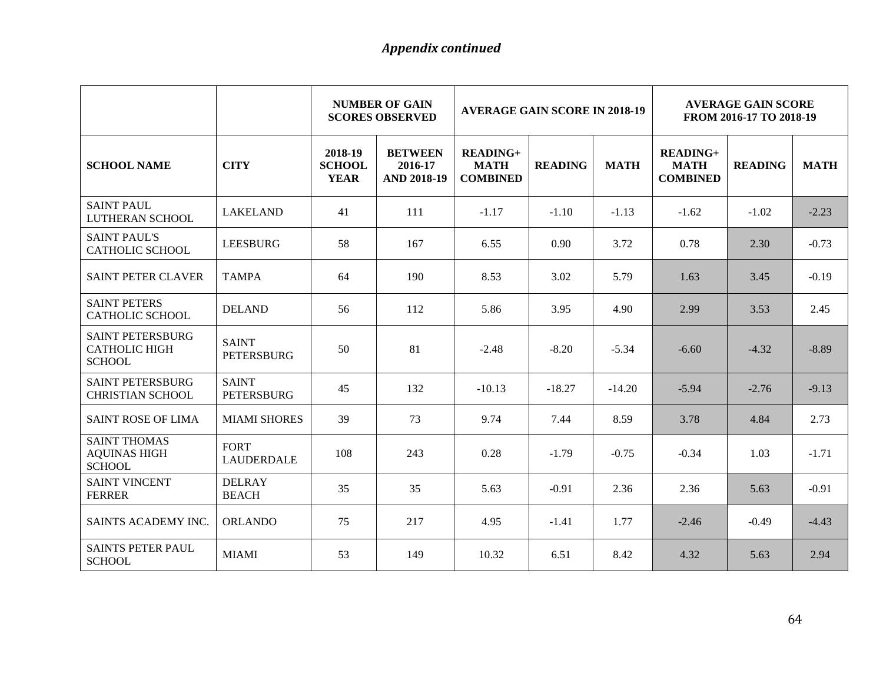*Appendix continued*

| | | NUMBER OF GAIN SCORES OBSERVED | | AVERAGE GAIN SCORE IN 2018-19 | | | AVERAGE GAIN SCORE FROM 2016-17 TO 2018-19 | | |
|---|---|---|---|---|---|---|---|---|---|
| **SCHOOL NAME** | **CITY** | **2018-19 SCHOOL YEAR** | **BETWEEN 2016-17 AND 2018-19** | **READING+ MATH COMBINED** | **READING** | **MATH** | **READING+ MATH COMBINED** | **READING** | **MATH** |
| SAINT PAUL LUTHERAN SCHOOL | LAKELAND | 41 | 111 | -1.17 | -1.10 | -1.13 | -1.62 | -1.02 | -2.23 |
| SAINT PAUL'S CATHOLIC SCHOOL | LEESBURG | 58 | 167 | 6.55 | 0.90 | 3.72 | 0.78 | 2.30 | -0.73 |
| SAINT PETER CLAVER | TAMPA | 64 | 190 | 8.53 | 3.02 | 5.79 | 1.63 | 3.45 | -0.19 |
| SAINT PETERS CATHOLIC SCHOOL | DELAND | 56 | 112 | 5.86 | 3.95 | 4.90 | 2.99 | 3.53 | 2.45 |
| SAINT PETERSBURG CATHOLIC HIGH SCHOOL | SAINT PETERSBURG | 50 | 81 | -2.48 | -8.20 | -5.34 | -6.60 | -4.32 | -8.89 |
| SAINT PETERSBURG CHRISTIAN SCHOOL | SAINT PETERSBURG | 45 | 132 | -10.13 | -18.27 | -14.20 | -5.94 | -2.76 | -9.13 |
| SAINT ROSE OF LIMA | MIAMI SHORES | 39 | 73 | 9.74 | 7.44 | 8.59 | 3.78 | 4.84 | 2.73 |
| SAINT THOMAS AQUINAS HIGH SCHOOL | FORT LAUDERDALE | 108 | 243 | 0.28 | -1.79 | -0.75 | -0.34 | 1.03 | -1.71 |
| SAINT VINCENT FERRER | DELRAY BEACH | 35 | 35 | 5.63 | -0.91 | 2.36 | 2.36 | 5.63 | -0.91 |
| SAINTS ACADEMY INC. | ORLANDO | 75 | 217 | 4.95 | -1.41 | 1.77 | -2.46 | -0.49 | -4.43 |
| SAINTS PETER PAUL SCHOOL | MIAMI | 53 | 149 | 10.32 | 6.51 | 8.42 | 4.32 | 5.63 | 2.94 |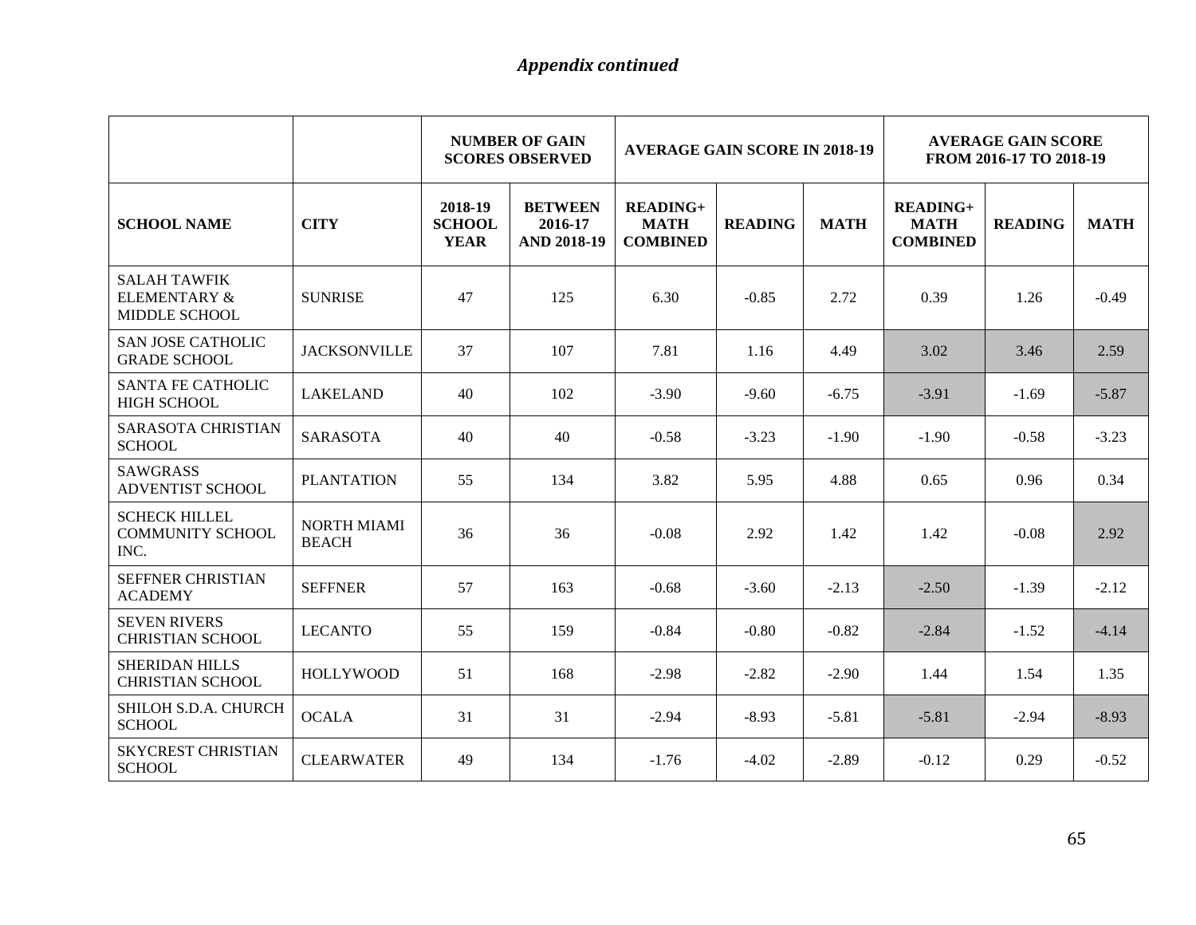*Appendix continued*

| | | NUMBER OF GAIN SCORES OBSERVED | | AVERAGE GAIN SCORE IN 2018-19 | | | AVERAGE GAIN SCORE FROM 2016-17 TO 2018-19 | | |
|---|---|---|---|---|---|---|---|---|---|
| **SCHOOL NAME** | **CITY** | **2018-19 SCHOOL YEAR** | **BETWEEN 2016-17 AND 2018-19** | **READING+ MATH COMBINED** | **READING** | **MATH** | **READING+ MATH COMBINED** | **READING** | **MATH** |
| SALAH TAWFIK ELEMENTARY & MIDDLE SCHOOL | SUNRISE | 47 | 125 | 6.30 | -0.85 | 2.72 | 0.39 | 1.26 | -0.49 |
| SAN JOSE CATHOLIC GRADE SCHOOL | JACKSONVILLE | 37 | 107 | 7.81 | 1.16 | 4.49 | 3.02 | 3.46 | 2.59 |
| SANTA FE CATHOLIC HIGH SCHOOL | LAKELAND | 40 | 102 | -3.90 | -9.60 | -6.75 | -3.91 | -1.69 | -5.87 |
| SARASOTA CHRISTIAN SCHOOL | SARASOTA | 40 | 40 | -0.58 | -3.23 | -1.90 | -1.90 | -0.58 | -3.23 |
| SAWGRASS ADVENTIST SCHOOL | PLANTATION | 55 | 134 | 3.82 | 5.95 | 4.88 | 0.65 | 0.96 | 0.34 |
| SCHECK HILLEL COMMUNITY SCHOOL INC. | NORTH MIAMI BEACH | 36 | 36 | -0.08 | 2.92 | 1.42 | 1.42 | -0.08 | 2.92 |
| SEFFNER CHRISTIAN ACADEMY | SEFFNER | 57 | 163 | -0.68 | -3.60 | -2.13 | -2.50 | -1.39 | -2.12 |
| SEVEN RIVERS CHRISTIAN SCHOOL | LECANTO | 55 | 159 | -0.84 | -0.80 | -0.82 | -2.84 | -1.52 | -4.14 |
| SHERIDAN HILLS CHRISTIAN SCHOOL | HOLLYWOOD | 51 | 168 | -2.98 | -2.82 | -2.90 | 1.44 | 1.54 | 1.35 |
| SHILOH S.D.A. CHURCH SCHOOL | OCALA | 31 | 31 | -2.94 | -8.93 | -5.81 | -5.81 | -2.94 | -8.93 |
| SKYCREST CHRISTIAN SCHOOL | CLEARWATER | 49 | 134 | -1.76 | -4.02 | -2.89 | -0.12 | 0.29 | -0.52 |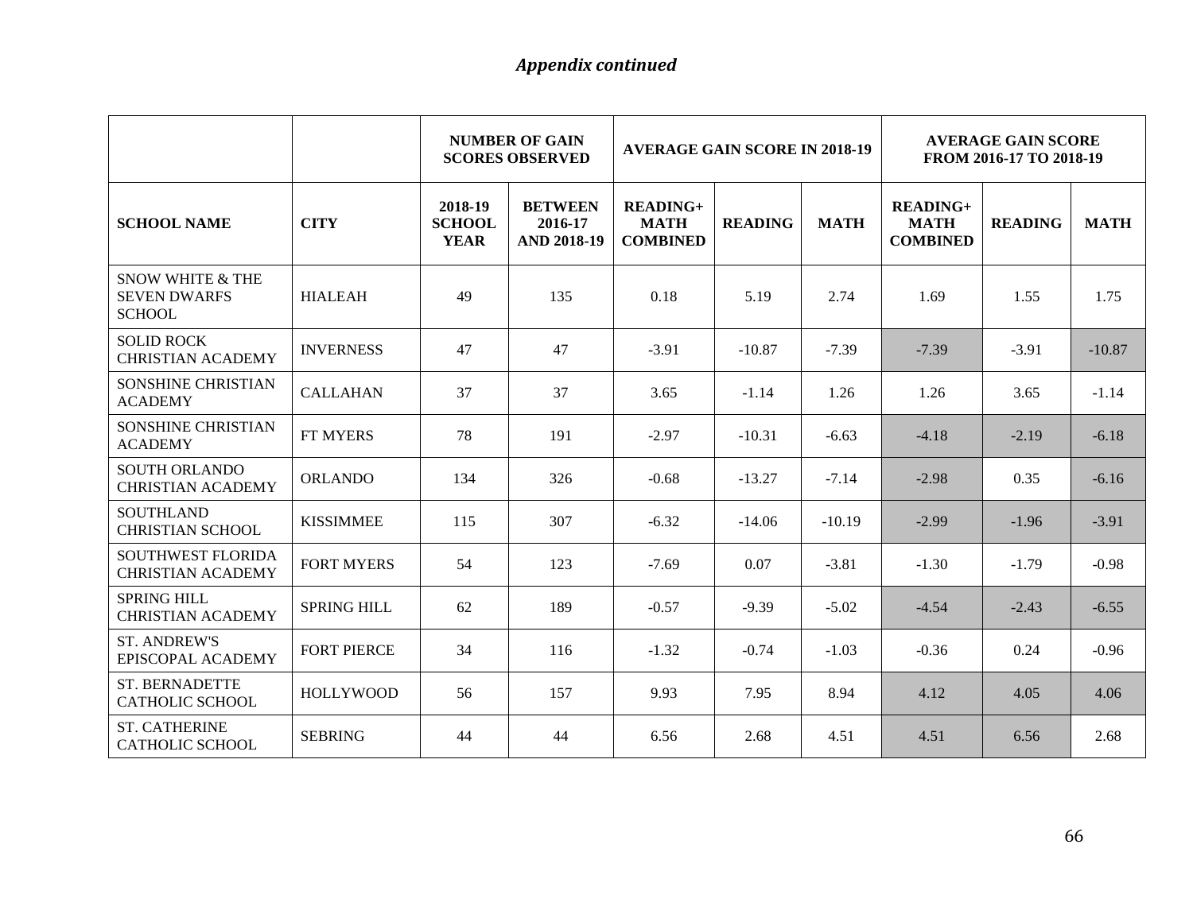*Appendix continued*

| | | NUMBER OF GAIN SCORES OBSERVED | | AVERAGE GAIN SCORE IN 2018-19 | | | AVERAGE GAIN SCORE FROM 2016-17 TO 2018-19 | | |
|---|---|---|---|---|---|---|---|---|---|
| **SCHOOL NAME** | **CITY** | **2018-19 SCHOOL YEAR** | **BETWEEN 2016-17 AND 2018-19** | **READING+ MATH COMBINED** | **READING** | **MATH** | **READING+ MATH COMBINED** | **READING** | **MATH** |
| SNOW WHITE & THE SEVEN DWARFS SCHOOL | HIALEAH | 49 | 135 | 0.18 | 5.19 | 2.74 | 1.69 | 1.55 | 1.75 |
| SOLID ROCK CHRISTIAN ACADEMY | INVERNESS | 47 | 47 | -3.91 | -10.87 | -7.39 | -7.39 | -3.91 | -10.87 |
| SONSHINE CHRISTIAN ACADEMY | CALLAHAN | 37 | 37 | 3.65 | -1.14 | 1.26 | 1.26 | 3.65 | -1.14 |
| SONSHINE CHRISTIAN ACADEMY | FT MYERS | 78 | 191 | -2.97 | -10.31 | -6.63 | -4.18 | -2.19 | -6.18 |
| SOUTH ORLANDO CHRISTIAN ACADEMY | ORLANDO | 134 | 326 | -0.68 | -13.27 | -7.14 | -2.98 | 0.35 | -6.16 |
| SOUTHLAND CHRISTIAN SCHOOL | KISSIMMEE | 115 | 307 | -6.32 | -14.06 | -10.19 | -2.99 | -1.96 | -3.91 |
| SOUTHWEST FLORIDA CHRISTIAN ACADEMY | FORT MYERS | 54 | 123 | -7.69 | 0.07 | -3.81 | -1.30 | -1.79 | -0.98 |
| SPRING HILL CHRISTIAN ACADEMY | SPRING HILL | 62 | 189 | -0.57 | -9.39 | -5.02 | -4.54 | -2.43 | -6.55 |
| ST. ANDREW'S EPISCOPAL ACADEMY | FORT PIERCE | 34 | 116 | -1.32 | -0.74 | -1.03 | -0.36 | 0.24 | -0.96 |
| ST. BERNADETTE CATHOLIC SCHOOL | HOLLYWOOD | 56 | 157 | 9.93 | 7.95 | 8.94 | 4.12 | 4.05 | 4.06 |
| ST. CATHERINE CATHOLIC SCHOOL | SEBRING | 44 | 44 | 6.56 | 2.68 | 4.51 | 4.51 | 6.56 | 2.68 |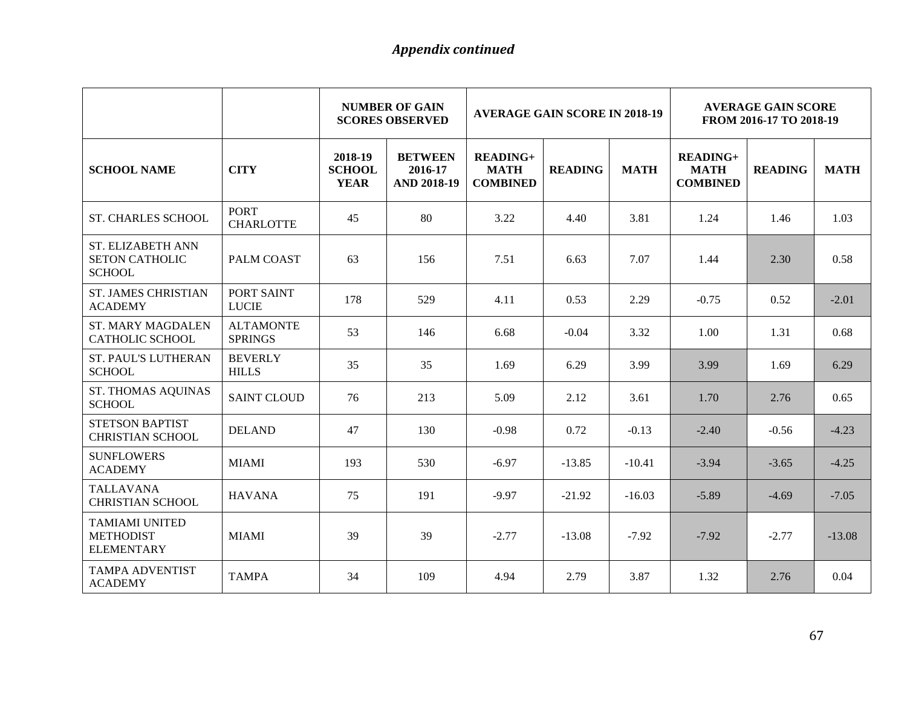*Appendix continued*

| | | NUMBER OF GAIN SCORES OBSERVED | | AVERAGE GAIN SCORE IN 2018-19 | | | AVERAGE GAIN SCORE FROM 2016-17 TO 2018-19 | | |
|---|---|---|---|---|---|---|---|---|---|
| **SCHOOL NAME** | **CITY** | **2018-19 SCHOOL YEAR** | **BETWEEN 2016-17 AND 2018-19** | **READING+ MATH COMBINED** | **READING** | **MATH** | **READING+ MATH COMBINED** | **READING** | **MATH** |
| ST. CHARLES SCHOOL | PORT CHARLOTTE | 45 | 80 | 3.22 | 4.40 | 3.81 | 1.24 | 1.46 | 1.03 |
| ST. ELIZABETH ANN SETON CATHOLIC SCHOOL | PALM COAST | 63 | 156 | 7.51 | 6.63 | 7.07 | 1.44 | 2.30 | 0.58 |
| ST. JAMES CHRISTIAN ACADEMY | PORT SAINT LUCIE | 178 | 529 | 4.11 | 0.53 | 2.29 | -0.75 | 0.52 | -2.01 |
| ST. MARY MAGDALEN CATHOLIC SCHOOL | ALTAMONTE SPRINGS | 53 | 146 | 6.68 | -0.04 | 3.32 | 1.00 | 1.31 | 0.68 |
| ST. PAUL'S LUTHERAN SCHOOL | BEVERLY HILLS | 35 | 35 | 1.69 | 6.29 | 3.99 | 3.99 | 1.69 | 6.29 |
| ST. THOMAS AQUINAS SCHOOL | SAINT CLOUD | 76 | 213 | 5.09 | 2.12 | 3.61 | 1.70 | 2.76 | 0.65 |
| STETSON BAPTIST CHRISTIAN SCHOOL | DELAND | 47 | 130 | -0.98 | 0.72 | -0.13 | -2.40 | -0.56 | -4.23 |
| SUNFLOWERS ACADEMY | MIAMI | 193 | 530 | -6.97 | -13.85 | -10.41 | -3.94 | -3.65 | -4.25 |
| TALLAVANA CHRISTIAN SCHOOL | HAVANA | 75 | 191 | -9.97 | -21.92 | -16.03 | -5.89 | -4.69 | -7.05 |
| TAMIAMI UNITED METHODIST ELEMENTARY | MIAMI | 39 | 39 | -2.77 | -13.08 | -7.92 | -7.92 | -2.77 | -13.08 |
| TAMPA ADVENTIST ACADEMY | TAMPA | 34 | 109 | 4.94 | 2.79 | 3.87 | 1.32 | 2.76 | 0.04 |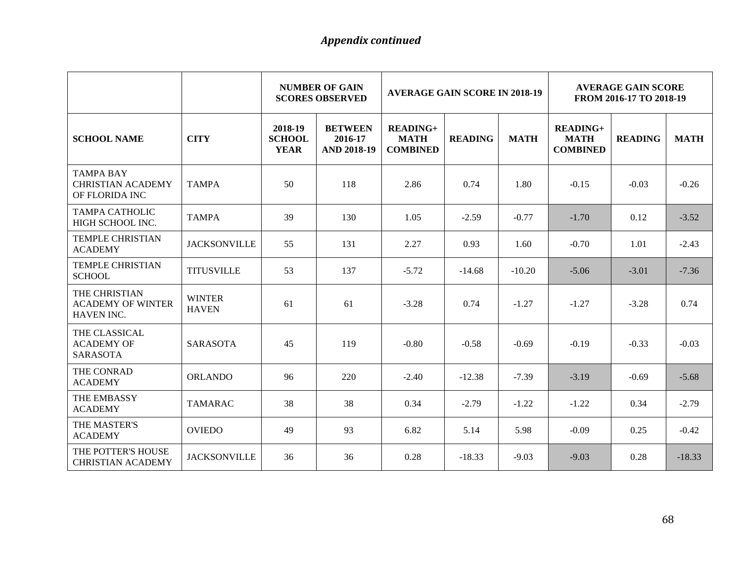*Appendix continued*

| | | NUMBER OF GAIN SCORES OBSERVED | | AVERAGE GAIN SCORE IN 2018-19 | | | AVERAGE GAIN SCORE FROM 2016-17 TO 2018-19 | | |
|---|---|---|---|---|---|---|---|---|---|
| **SCHOOL NAME** | **CITY** | **2018-19 SCHOOL YEAR** | **BETWEEN 2016-17 AND 2018-19** | **READING+ MATH COMBINED** | **READING** | **MATH** | **READING+ MATH COMBINED** | **READING** | **MATH** |
| TAMPA BAY CHRISTIAN ACADEMY OF FLORIDA INC | TAMPA | 50 | 118 | 2.86 | 0.74 | 1.80 | -0.15 | -0.03 | -0.26 |
| TAMPA CATHOLIC HIGH SCHOOL INC. | TAMPA | 39 | 130 | 1.05 | -2.59 | -0.77 | -1.70 | 0.12 | -3.52 |
| TEMPLE CHRISTIAN ACADEMY | JACKSONVILLE | 55 | 131 | 2.27 | 0.93 | 1.60 | -0.70 | 1.01 | -2.43 |
| TEMPLE CHRISTIAN SCHOOL | TITUSVILLE | 53 | 137 | -5.72 | -14.68 | -10.20 | -5.06 | -3.01 | -7.36 |
| THE CHRISTIAN ACADEMY OF WINTER HAVEN INC. | WINTER HAVEN | 61 | 61 | -3.28 | 0.74 | -1.27 | -1.27 | -3.28 | 0.74 |
| THE CLASSICAL ACADEMY OF SARASOTA | SARASOTA | 45 | 119 | -0.80 | -0.58 | -0.69 | -0.19 | -0.33 | -0.03 |
| THE CONRAD ACADEMY | ORLANDO | 96 | 220 | -2.40 | -12.38 | -7.39 | -3.19 | -0.69 | -5.68 |
| THE EMBASSY ACADEMY | TAMARAC | 38 | 38 | 0.34 | -2.79 | -1.22 | -1.22 | 0.34 | -2.79 |
| THE MASTER'S ACADEMY | OVIEDO | 49 | 93 | 6.82 | 5.14 | 5.98 | -0.09 | 0.25 | -0.42 |
| THE POTTER'S HOUSE CHRISTIAN ACADEMY | JACKSONVILLE | 36 | 36 | 0.28 | -18.33 | -9.03 | -9.03 | 0.28 | -18.33 |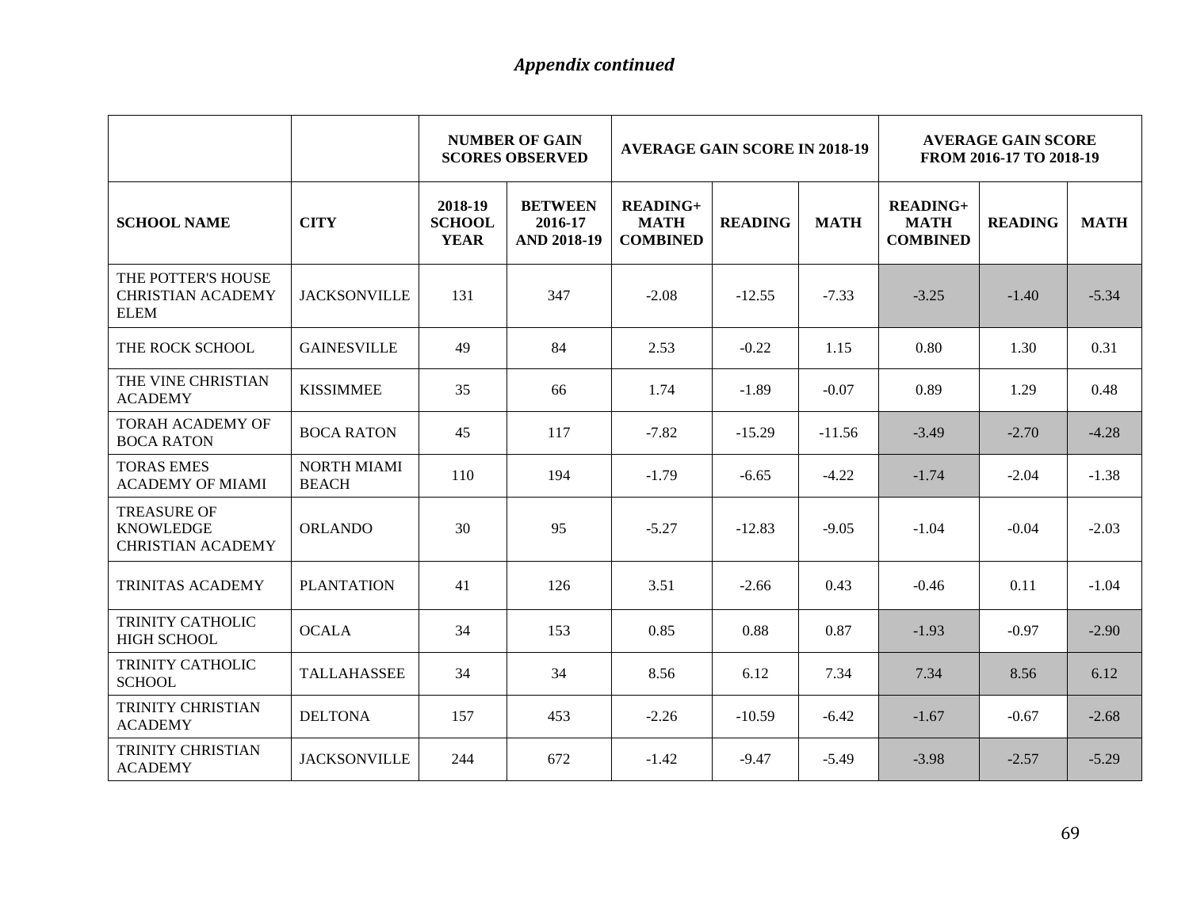*Appendix continued*

| | | NUMBER OF GAIN SCORES OBSERVED | | AVERAGE GAIN SCORE IN 2018-19 | | | AVERAGE GAIN SCORE FROM 2016-17 TO 2018-19 | | |
|---|---|---|---|---|---|---|---|---|---|
| **SCHOOL NAME** | **CITY** | **2018-19 SCHOOL YEAR** | **BETWEEN 2016-17 AND 2018-19** | **READING+ MATH COMBINED** | **READING** | **MATH** | **READING+ MATH COMBINED** | **READING** | **MATH** |
| THE POTTER'S HOUSE CHRISTIAN ACADEMY ELEM | JACKSONVILLE | 131 | 347 | -2.08 | -12.55 | -7.33 | -3.25 | -1.40 | -5.34 |
| THE ROCK SCHOOL | GAINESVILLE | 49 | 84 | 2.53 | -0.22 | 1.15 | 0.80 | 1.30 | 0.31 |
| THE VINE CHRISTIAN ACADEMY | KISSIMMEE | 35 | 66 | 1.74 | -1.89 | -0.07 | 0.89 | 1.29 | 0.48 |
| TORAH ACADEMY OF BOCA RATON | BOCA RATON | 45 | 117 | -7.82 | -15.29 | -11.56 | -3.49 | -2.70 | -4.28 |
| TORAS EMES ACADEMY OF MIAMI | NORTH MIAMI BEACH | 110 | 194 | -1.79 | -6.65 | -4.22 | -1.74 | -2.04 | -1.38 |
| TREASURE OF KNOWLEDGE CHRISTIAN ACADEMY | ORLANDO | 30 | 95 | -5.27 | -12.83 | -9.05 | -1.04 | -0.04 | -2.03 |
| TRINITAS ACADEMY | PLANTATION | 41 | 126 | 3.51 | -2.66 | 0.43 | -0.46 | 0.11 | -1.04 |
| TRINITY CATHOLIC HIGH SCHOOL | OCALA | 34 | 153 | 0.85 | 0.88 | 0.87 | -1.93 | -0.97 | -2.90 |
| TRINITY CATHOLIC SCHOOL | TALLAHASSEE | 34 | 34 | 8.56 | 6.12 | 7.34 | 7.34 | 8.56 | 6.12 |
| TRINITY CHRISTIAN ACADEMY | DELTONA | 157 | 453 | -2.26 | -10.59 | -6.42 | -1.67 | -0.67 | -2.68 |
| TRINITY CHRISTIAN ACADEMY | JACKSONVILLE | 244 | 672 | -1.42 | -9.47 | -5.49 | -3.98 | -2.57 | -5.29 |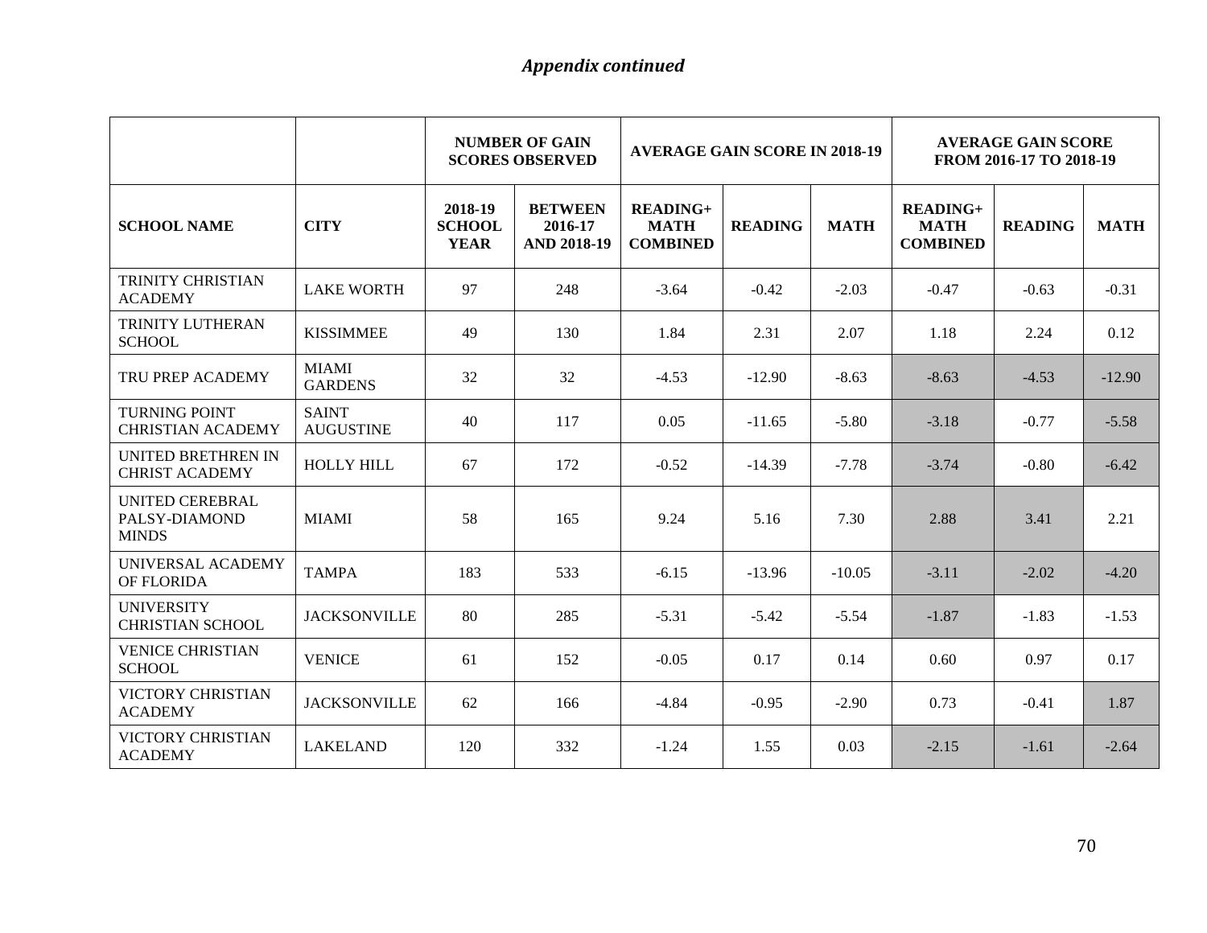*Appendix continued*

| | | NUMBER OF GAIN SCORES OBSERVED | | AVERAGE GAIN SCORE IN 2018-19 | | | AVERAGE GAIN SCORE FROM 2016-17 TO 2018-19 | | |
|---|---|---|---|---|---|---|---|---|---|
| **SCHOOL NAME** | **CITY** | **2018-19 SCHOOL YEAR** | **BETWEEN 2016-17 AND 2018-19** | **READING+ MATH COMBINED** | **READING** | **MATH** | **READING+ MATH COMBINED** | **READING** | **MATH** |
| TRINITY CHRISTIAN ACADEMY | LAKE WORTH | 97 | 248 | -3.64 | -0.42 | -2.03 | -0.47 | -0.63 | -0.31 |
| TRINITY LUTHERAN SCHOOL | KISSIMMEE | 49 | 130 | 1.84 | 2.31 | 2.07 | 1.18 | 2.24 | 0.12 |
| TRU PREP ACADEMY | MIAMI GARDENS | 32 | 32 | -4.53 | -12.90 | -8.63 | -8.63 | -4.53 | -12.90 |
| TURNING POINT CHRISTIAN ACADEMY | SAINT AUGUSTINE | 40 | 117 | 0.05 | -11.65 | -5.80 | -3.18 | -0.77 | -5.58 |
| UNITED BRETHREN IN CHRIST ACADEMY | HOLLY HILL | 67 | 172 | -0.52 | -14.39 | -7.78 | -3.74 | -0.80 | -6.42 |
| UNITED CEREBRAL PALSY-DIAMOND MINDS | MIAMI | 58 | 165 | 9.24 | 5.16 | 7.30 | 2.88 | 3.41 | 2.21 |
| UNIVERSAL ACADEMY OF FLORIDA | TAMPA | 183 | 533 | -6.15 | -13.96 | -10.05 | -3.11 | -2.02 | -4.20 |
| UNIVERSITY CHRISTIAN SCHOOL | JACKSONVILLE | 80 | 285 | -5.31 | -5.42 | -5.54 | -1.87 | -1.83 | -1.53 |
| VENICE CHRISTIAN SCHOOL | VENICE | 61 | 152 | -0.05 | 0.17 | 0.14 | 0.60 | 0.97 | 0.17 |
| VICTORY CHRISTIAN ACADEMY | JACKSONVILLE | 62 | 166 | -4.84 | -0.95 | -2.90 | 0.73 | -0.41 | 1.87 |
| VICTORY CHRISTIAN ACADEMY | LAKELAND | 120 | 332 | -1.24 | 1.55 | 0.03 | -2.15 | -1.61 | -2.64 |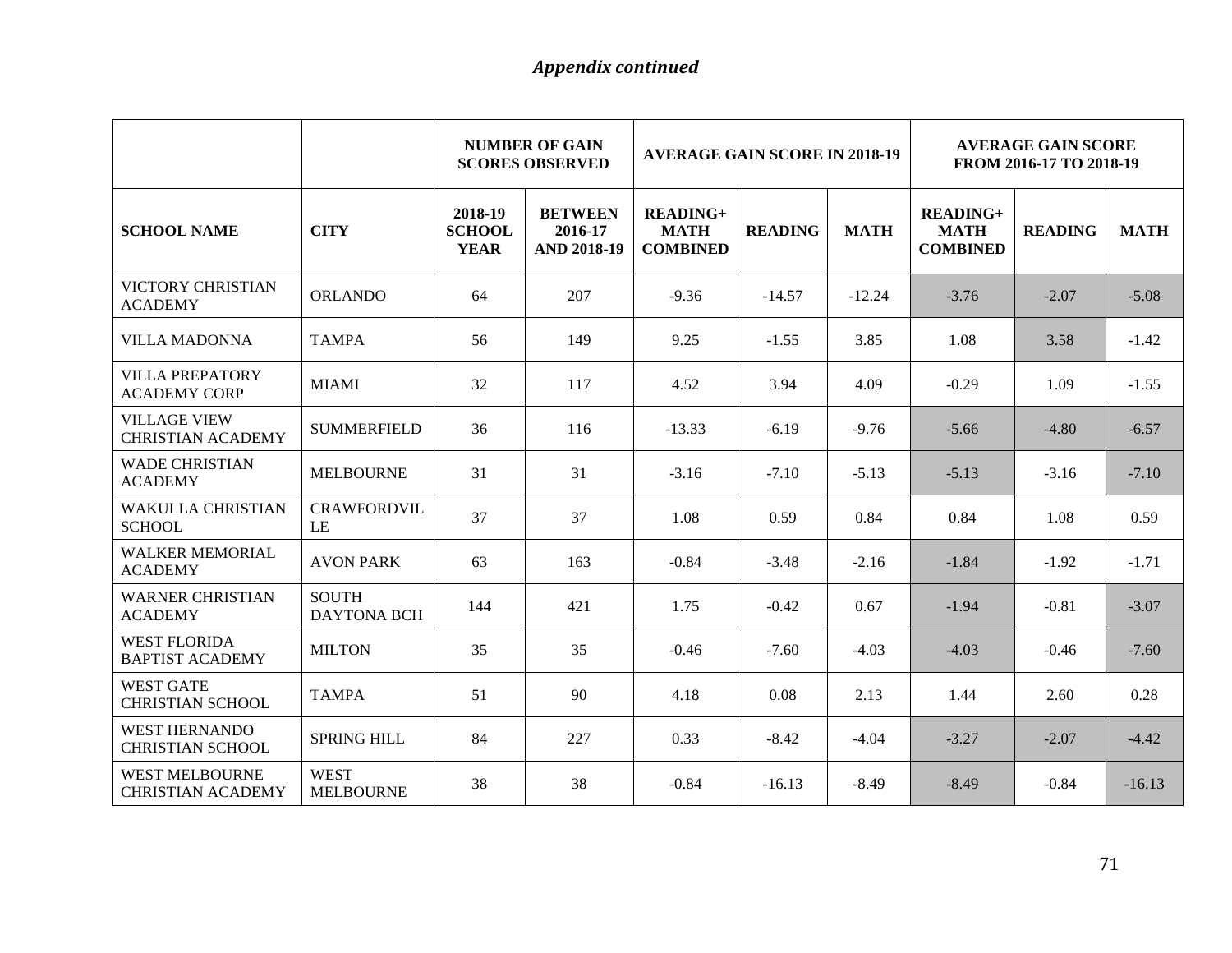*Appendix continued*

| | | NUMBER OF GAIN SCORES OBSERVED | | AVERAGE GAIN SCORE IN 2018-19 | | | AVERAGE GAIN SCORE FROM 2016-17 TO 2018-19 | | |
|---|---|---|---|---|---|---|---|---|---|
| **SCHOOL NAME** | **CITY** | **2018-19 SCHOOL YEAR** | **BETWEEN 2016-17 AND 2018-19** | **READING+ MATH COMBINED** | **READING** | **MATH** | **READING+ MATH COMBINED** | **READING** | **MATH** |
| VICTORY CHRISTIAN ACADEMY | ORLANDO | 64 | 207 | -9.36 | -14.57 | -12.24 | -3.76 | -2.07 | -5.08 |
| VILLA MADONNA | TAMPA | 56 | 149 | 9.25 | -1.55 | 3.85 | 1.08 | 3.58 | -1.42 |
| VILLA PREPATORY ACADEMY CORP | MIAMI | 32 | 117 | 4.52 | 3.94 | 4.09 | -0.29 | 1.09 | -1.55 |
| VILLAGE VIEW CHRISTIAN ACADEMY | SUMMERFIELD | 36 | 116 | -13.33 | -6.19 | -9.76 | -5.66 | -4.80 | -6.57 |
| WADE CHRISTIAN ACADEMY | MELBOURNE | 31 | 31 | -3.16 | -7.10 | -5.13 | -5.13 | -3.16 | -7.10 |
| WAKULLA CHRISTIAN SCHOOL | CRAWFORDVILLE | 37 | 37 | 1.08 | 0.59 | 0.84 | 0.84 | 1.08 | 0.59 |
| WALKER MEMORIAL ACADEMY | AVON PARK | 63 | 163 | -0.84 | -3.48 | -2.16 | -1.84 | -1.92 | -1.71 |
| WARNER CHRISTIAN ACADEMY | SOUTH DAYTONA BCH | 144 | 421 | 1.75 | -0.42 | 0.67 | -1.94 | -0.81 | -3.07 |
| WEST FLORIDA BAPTIST ACADEMY | MILTON | 35 | 35 | -0.46 | -7.60 | -4.03 | -4.03 | -0.46 | -7.60 |
| WEST GATE CHRISTIAN SCHOOL | TAMPA | 51 | 90 | 4.18 | 0.08 | 2.13 | 1.44 | 2.60 | 0.28 |
| WEST HERNANDO CHRISTIAN SCHOOL | SPRING HILL | 84 | 227 | 0.33 | -8.42 | -4.04 | -3.27 | -2.07 | -4.42 |
| WEST MELBOURNE CHRISTIAN ACADEMY | WEST MELBOURNE | 38 | 38 | -0.84 | -16.13 | -8.49 | -8.49 | -0.84 | -16.13 |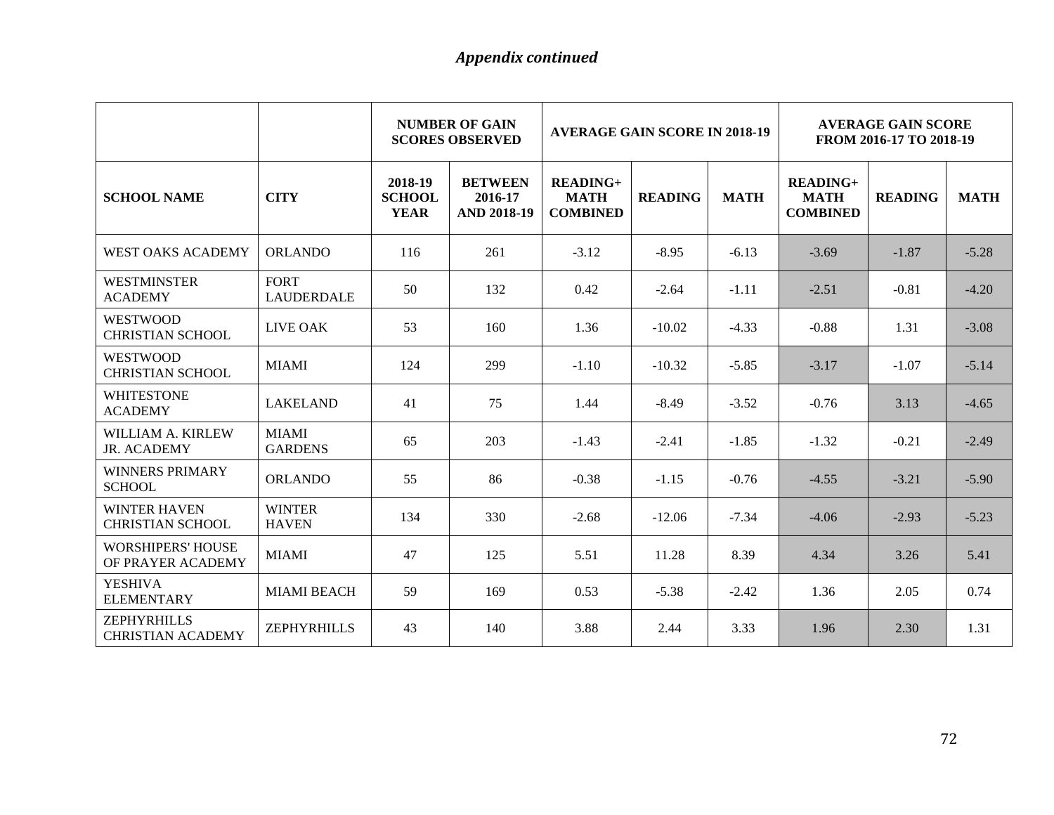*Appendix continued*

| | | NUMBER OF GAIN SCORES OBSERVED | | AVERAGE GAIN SCORE IN 2018-19 | | | AVERAGE GAIN SCORE FROM 2016-17 TO 2018-19 | | |
|---|---|---|---|---|---|---|---|---|---|
| **SCHOOL NAME** | **CITY** | **2018-19 SCHOOL YEAR** | **BETWEEN 2016-17 AND 2018-19** | **READING+ MATH COMBINED** | **READING** | **MATH** | **READING+ MATH COMBINED** | **READING** | **MATH** |
| WEST OAKS ACADEMY | ORLANDO | 116 | 261 | -3.12 | -8.95 | -6.13 | -3.69 | -1.87 | -5.28 |
| WESTMINSTER ACADEMY | FORT LAUDERDALE | 50 | 132 | 0.42 | -2.64 | -1.11 | -2.51 | -0.81 | -4.20 |
| WESTWOOD CHRISTIAN SCHOOL | LIVE OAK | 53 | 160 | 1.36 | -10.02 | -4.33 | -0.88 | 1.31 | -3.08 |
| WESTWOOD CHRISTIAN SCHOOL | MIAMI | 124 | 299 | -1.10 | -10.32 | -5.85 | -3.17 | -1.07 | -5.14 |
| WHITESTONE ACADEMY | LAKELAND | 41 | 75 | 1.44 | -8.49 | -3.52 | -0.76 | 3.13 | -4.65 |
| WILLIAM A. KIRLEW JR. ACADEMY | MIAMI GARDENS | 65 | 203 | -1.43 | -2.41 | -1.85 | -1.32 | -0.21 | -2.49 |
| WINNERS PRIMARY SCHOOL | ORLANDO | 55 | 86 | -0.38 | -1.15 | -0.76 | -4.55 | -3.21 | -5.90 |
| WINTER HAVEN CHRISTIAN SCHOOL | WINTER HAVEN | 134 | 330 | -2.68 | -12.06 | -7.34 | -4.06 | -2.93 | -5.23 |
| WORSHIPERS' HOUSE OF PRAYER ACADEMY | MIAMI | 47 | 125 | 5.51 | 11.28 | 8.39 | 4.34 | 3.26 | 5.41 |
| YESHIVA ELEMENTARY | MIAMI BEACH | 59 | 169 | 0.53 | -5.38 | -2.42 | 1.36 | 2.05 | 0.74 |
| ZEPHYRHILLS CHRISTIAN ACADEMY | ZEPHYRHILLS | 43 | 140 | 3.88 | 2.44 | 3.33 | 1.96 | 2.30 | 1.31 |